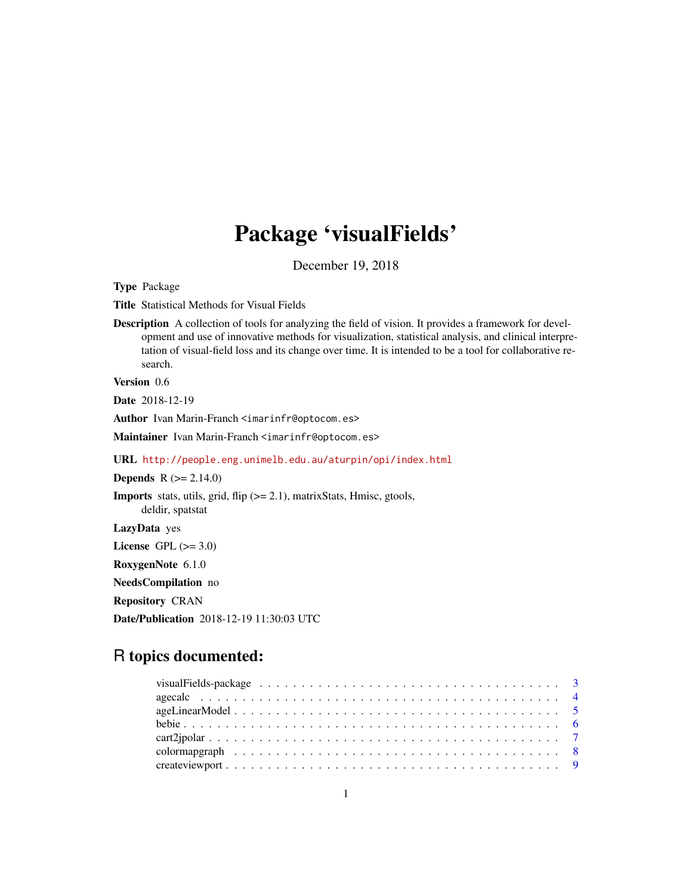# Package 'visualFields'

December 19, 2018

**Type** Package

**Title** Statistical Methods for Visual Fields

**Description** A collection of tools for analyzing the field of vision. It provides a framework for development and use of innovative methods for visualization, statistical analysis, and clinical interpretation of visual-field loss and its change over time. It is intended to be a tool for collaborative research.

**Version** 0.6

**Date** 2018-12-19

**Author** Ivan Marin-Franch <imarinfr@optocom.es>

**Maintainer** Ivan Marin-Franch <imarinfr@optocom.es>

**URL** http://people.eng.unimelb.edu.au/aturpin/opi/index.html

**Depends** R (>= 2.14.0)

**Imports** stats, utils, grid, flip (>= 2.1), matrixStats, Hmisc, gtools, deldir, spatstat

**LazyData** yes

**License** GPL (>= 3.0)

**RoxygenNote** 6.1.0

**NeedsCompilation** no

**Repository** CRAN

**Date/Publication** 2018-12-19 11:30:03 UTC

## R topics documented:

- visualFields-package . . . . . . . . . . . . . . . . . . . . . . . . . . . . . . . . . . . . 3
- agecalc . . . . . . . . . . . . . . . . . . . . . . . . . . . . . . . . . . . . . . . . . . . . 4
- ageLinearModel . . . . . . . . . . . . . . . . . . . . . . . . . . . . . . . . . . . . . . . . 5
- bebie . . . . . . . . . . . . . . . . . . . . . . . . . . . . . . . . . . . . . . . . . . . . . . 6
- cart2jpolar . . . . . . . . . . . . . . . . . . . . . . . . . . . . . . . . . . . . . . . . . . 7
- colormapgraph . . . . . . . . . . . . . . . . . . . . . . . . . . . . . . . . . . . . . . . . 8
- createviewport . . . . . . . . . . . . . . . . . . . . . . . . . . . . . . . . . . . . . . . . 9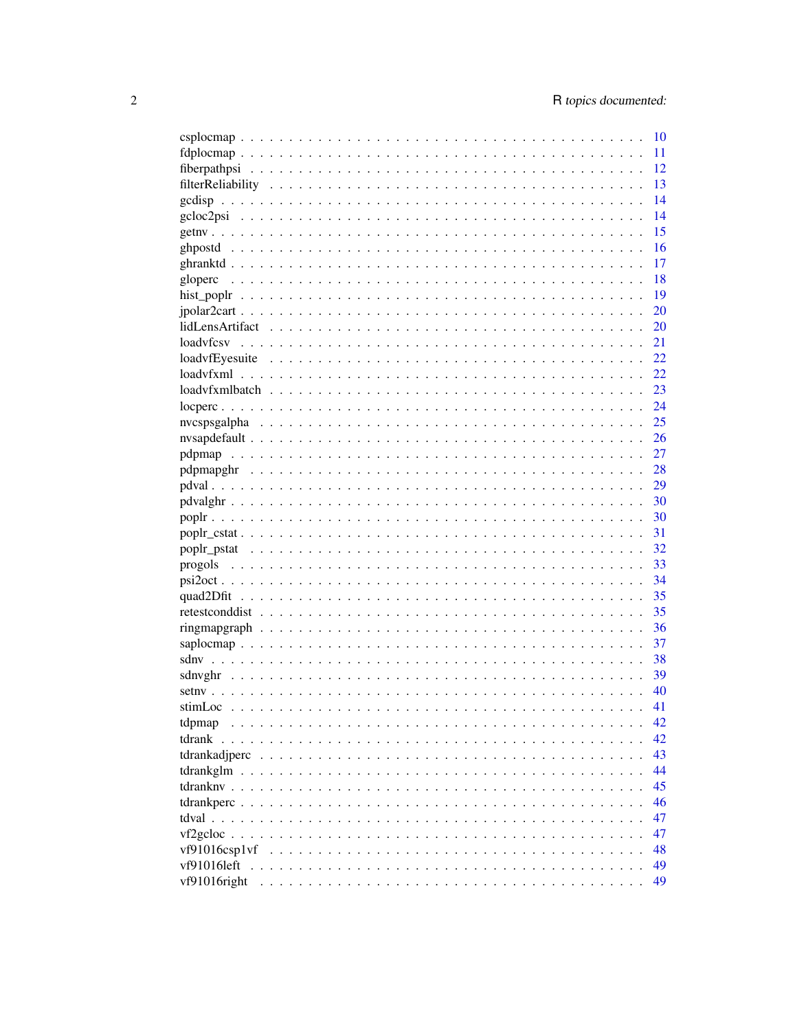csplocmap . . . . . . . . . . . . . . . . . . . . . . . . . . . . . . . . . . . . . . . . . . 10
fdplocmap . . . . . . . . . . . . . . . . . . . . . . . . . . . . . . . . . . . . . . . . . . 11
fiberpathpsi . . . . . . . . . . . . . . . . . . . . . . . . . . . . . . . . . . . . . . . . . 12
filterReliability . . . . . . . . . . . . . . . . . . . . . . . . . . . . . . . . . . . . . . . 13
gcdisp . . . . . . . . . . . . . . . . . . . . . . . . . . . . . . . . . . . . . . . . . . . . 14
gcloc2psi . . . . . . . . . . . . . . . . . . . . . . . . . . . . . . . . . . . . . . . . . . 14
getnv . . . . . . . . . . . . . . . . . . . . . . . . . . . . . . . . . . . . . . . . . . . . 15
ghpostd . . . . . . . . . . . . . . . . . . . . . . . . . . . . . . . . . . . . . . . . . . . 16
ghranktd . . . . . . . . . . . . . . . . . . . . . . . . . . . . . . . . . . . . . . . . . . . 17
gloperc . . . . . . . . . . . . . . . . . . . . . . . . . . . . . . . . . . . . . . . . . . . 18
hist_poplr . . . . . . . . . . . . . . . . . . . . . . . . . . . . . . . . . . . . . . . . . . 19
jpolar2cart . . . . . . . . . . . . . . . . . . . . . . . . . . . . . . . . . . . . . . . . . 20
lidLensArtifact . . . . . . . . . . . . . . . . . . . . . . . . . . . . . . . . . . . . . . . 20
loadvfcsv . . . . . . . . . . . . . . . . . . . . . . . . . . . . . . . . . . . . . . . . . . 21
loadvfEyesuite . . . . . . . . . . . . . . . . . . . . . . . . . . . . . . . . . . . . . . . 22
loadvfxml . . . . . . . . . . . . . . . . . . . . . . . . . . . . . . . . . . . . . . . . . . 22
loadvfxmlbatch . . . . . . . . . . . . . . . . . . . . . . . . . . . . . . . . . . . . . . . 23
locperc . . . . . . . . . . . . . . . . . . . . . . . . . . . . . . . . . . . . . . . . . . . 24
nvcspsgalpha . . . . . . . . . . . . . . . . . . . . . . . . . . . . . . . . . . . . . . . . 25
nvsapdefault . . . . . . . . . . . . . . . . . . . . . . . . . . . . . . . . . . . . . . . . 26
pdpmap . . . . . . . . . . . . . . . . . . . . . . . . . . . . . . . . . . . . . . . . . . . 27
pdpmapghr . . . . . . . . . . . . . . . . . . . . . . . . . . . . . . . . . . . . . . . . . . 28
pdval . . . . . . . . . . . . . . . . . . . . . . . . . . . . . . . . . . . . . . . . . . . . 29
pdvalghr . . . . . . . . . . . . . . . . . . . . . . . . . . . . . . . . . . . . . . . . . . . 30
poplr . . . . . . . . . . . . . . . . . . . . . . . . . . . . . . . . . . . . . . . . . . . . 30
poplr_cstat . . . . . . . . . . . . . . . . . . . . . . . . . . . . . . . . . . . . . . . . . 31
poplr_pstat . . . . . . . . . . . . . . . . . . . . . . . . . . . . . . . . . . . . . . . . . 32
progols . . . . . . . . . . . . . . . . . . . . . . . . . . . . . . . . . . . . . . . . . . . 33
psi2oct . . . . . . . . . . . . . . . . . . . . . . . . . . . . . . . . . . . . . . . . . . . 34
quad2Dfit . . . . . . . . . . . . . . . . . . . . . . . . . . . . . . . . . . . . . . . . . . 35
retestconddist . . . . . . . . . . . . . . . . . . . . . . . . . . . . . . . . . . . . . . . 35
ringmapgraph . . . . . . . . . . . . . . . . . . . . . . . . . . . . . . . . . . . . . . . . 36
saplocmap . . . . . . . . . . . . . . . . . . . . . . . . . . . . . . . . . . . . . . . . . . 37
sdnv . . . . . . . . . . . . . . . . . . . . . . . . . . . . . . . . . . . . . . . . . . . . . 38
sdnvghr . . . . . . . . . . . . . . . . . . . . . . . . . . . . . . . . . . . . . . . . . . . 39
setnv . . . . . . . . . . . . . . . . . . . . . . . . . . . . . . . . . . . . . . . . . . . . 40
stimLoc . . . . . . . . . . . . . . . . . . . . . . . . . . . . . . . . . . . . . . . . . . . 41
tdpmap . . . . . . . . . . . . . . . . . . . . . . . . . . . . . . . . . . . . . . . . . . . 42
tdrank . . . . . . . . . . . . . . . . . . . . . . . . . . . . . . . . . . . . . . . . . . . . 42
tdrankadjperc . . . . . . . . . . . . . . . . . . . . . . . . . . . . . . . . . . . . . . . . 43
tdrankglm . . . . . . . . . . . . . . . . . . . . . . . . . . . . . . . . . . . . . . . . . . 44
tdranknv . . . . . . . . . . . . . . . . . . . . . . . . . . . . . . . . . . . . . . . . . . . 45
tdrankperc . . . . . . . . . . . . . . . . . . . . . . . . . . . . . . . . . . . . . . . . . . 46
tdval . . . . . . . . . . . . . . . . . . . . . . . . . . . . . . . . . . . . . . . . . . . . 47
vf2gcloc . . . . . . . . . . . . . . . . . . . . . . . . . . . . . . . . . . . . . . . . . . . 47
vf91016csp1vf . . . . . . . . . . . . . . . . . . . . . . . . . . . . . . . . . . . . . . . 48
vf91016left . . . . . . . . . . . . . . . . . . . . . . . . . . . . . . . . . . . . . . . . . 49
vf91016right . . . . . . . . . . . . . . . . . . . . . . . . . . . . . . . . . . . . . . . . 49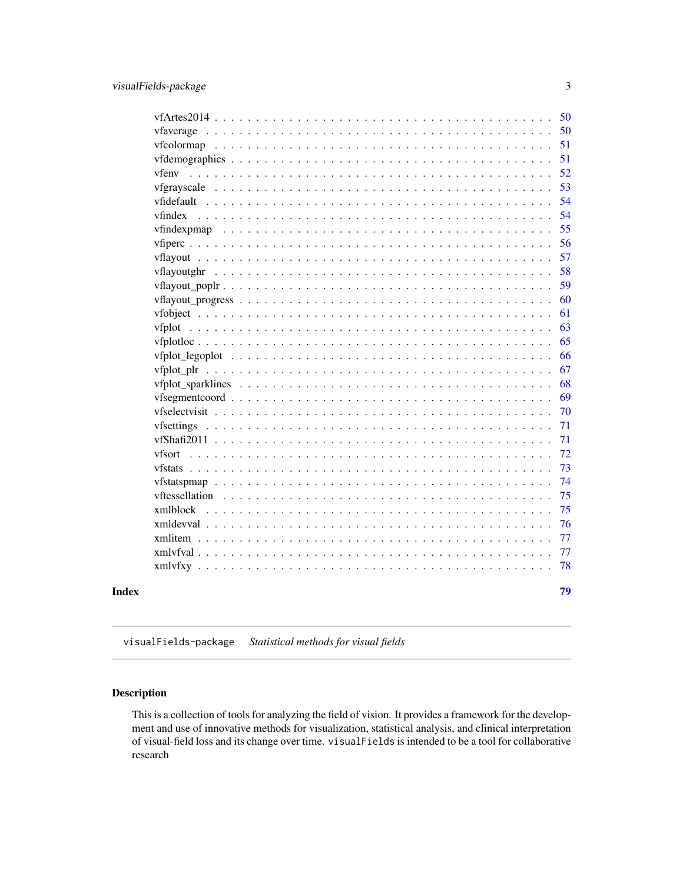vfArtes2014 . . . . . . . . . . . . . . . . . . . . . . . . . . . . . . . . . . . . . 50
vfaverage . . . . . . . . . . . . . . . . . . . . . . . . . . . . . . . . . . . . . . 50
vfcolormap . . . . . . . . . . . . . . . . . . . . . . . . . . . . . . . . . . . . . 51
vfdemographics . . . . . . . . . . . . . . . . . . . . . . . . . . . . . . . . . . . 51
vfenv . . . . . . . . . . . . . . . . . . . . . . . . . . . . . . . . . . . . . . . . 52
vfgrayscale . . . . . . . . . . . . . . . . . . . . . . . . . . . . . . . . . . . . . 53
vfidefault . . . . . . . . . . . . . . . . . . . . . . . . . . . . . . . . . . . . . . 54
vfindex . . . . . . . . . . . . . . . . . . . . . . . . . . . . . . . . . . . . . . . 54
vfindexpmap . . . . . . . . . . . . . . . . . . . . . . . . . . . . . . . . . . . . . 55
vfiperc . . . . . . . . . . . . . . . . . . . . . . . . . . . . . . . . . . . . . . . 56
vflayout . . . . . . . . . . . . . . . . . . . . . . . . . . . . . . . . . . . . . . . 57
vflayoutghr . . . . . . . . . . . . . . . . . . . . . . . . . . . . . . . . . . . . . 58
vflayout_poplr . . . . . . . . . . . . . . . . . . . . . . . . . . . . . . . . . . . 59
vflayout_progress . . . . . . . . . . . . . . . . . . . . . . . . . . . . . . . . . 60
vfobject . . . . . . . . . . . . . . . . . . . . . . . . . . . . . . . . . . . . . . . 61
vfplot . . . . . . . . . . . . . . . . . . . . . . . . . . . . . . . . . . . . . . . . 63
vfplotloc . . . . . . . . . . . . . . . . . . . . . . . . . . . . . . . . . . . . . . 65
vfplot_legoplot . . . . . . . . . . . . . . . . . . . . . . . . . . . . . . . . . . 66
vfplot_plr . . . . . . . . . . . . . . . . . . . . . . . . . . . . . . . . . . . . . 67
vfplot_sparklines . . . . . . . . . . . . . . . . . . . . . . . . . . . . . . . . . 68
vfsegmentcoord . . . . . . . . . . . . . . . . . . . . . . . . . . . . . . . . . . . 69
vfselectvisit . . . . . . . . . . . . . . . . . . . . . . . . . . . . . . . . . . . . 70
vfsettings . . . . . . . . . . . . . . . . . . . . . . . . . . . . . . . . . . . . . . 71
vfShafi2011 . . . . . . . . . . . . . . . . . . . . . . . . . . . . . . . . . . . . . 71
vfsort . . . . . . . . . . . . . . . . . . . . . . . . . . . . . . . . . . . . . . . . 72
vfstats . . . . . . . . . . . . . . . . . . . . . . . . . . . . . . . . . . . . . . . 73
vfstatspmap . . . . . . . . . . . . . . . . . . . . . . . . . . . . . . . . . . . . . 74
vftessellation . . . . . . . . . . . . . . . . . . . . . . . . . . . . . . . . . . . . 75
xmlblock . . . . . . . . . . . . . . . . . . . . . . . . . . . . . . . . . . . . . . . 75
xmldevval . . . . . . . . . . . . . . . . . . . . . . . . . . . . . . . . . . . . . . 76
xmlitem . . . . . . . . . . . . . . . . . . . . . . . . . . . . . . . . . . . . . . . 77
xmlvfval . . . . . . . . . . . . . . . . . . . . . . . . . . . . . . . . . . . . . . . 77
xmlvfxy . . . . . . . . . . . . . . . . . . . . . . . . . . . . . . . . . . . . . . . 78

**Index** **79**

---

visualFields-package *Statistical methods for visual fields*

---

## Description

This is a collection of tools for analyzing the field of vision. It provides a framework for the development and use of innovative methods for visualization, statistical analysis, and clinical interpretation of visual-field loss and its change over time. `visualFields` is intended to be a tool for collaborative research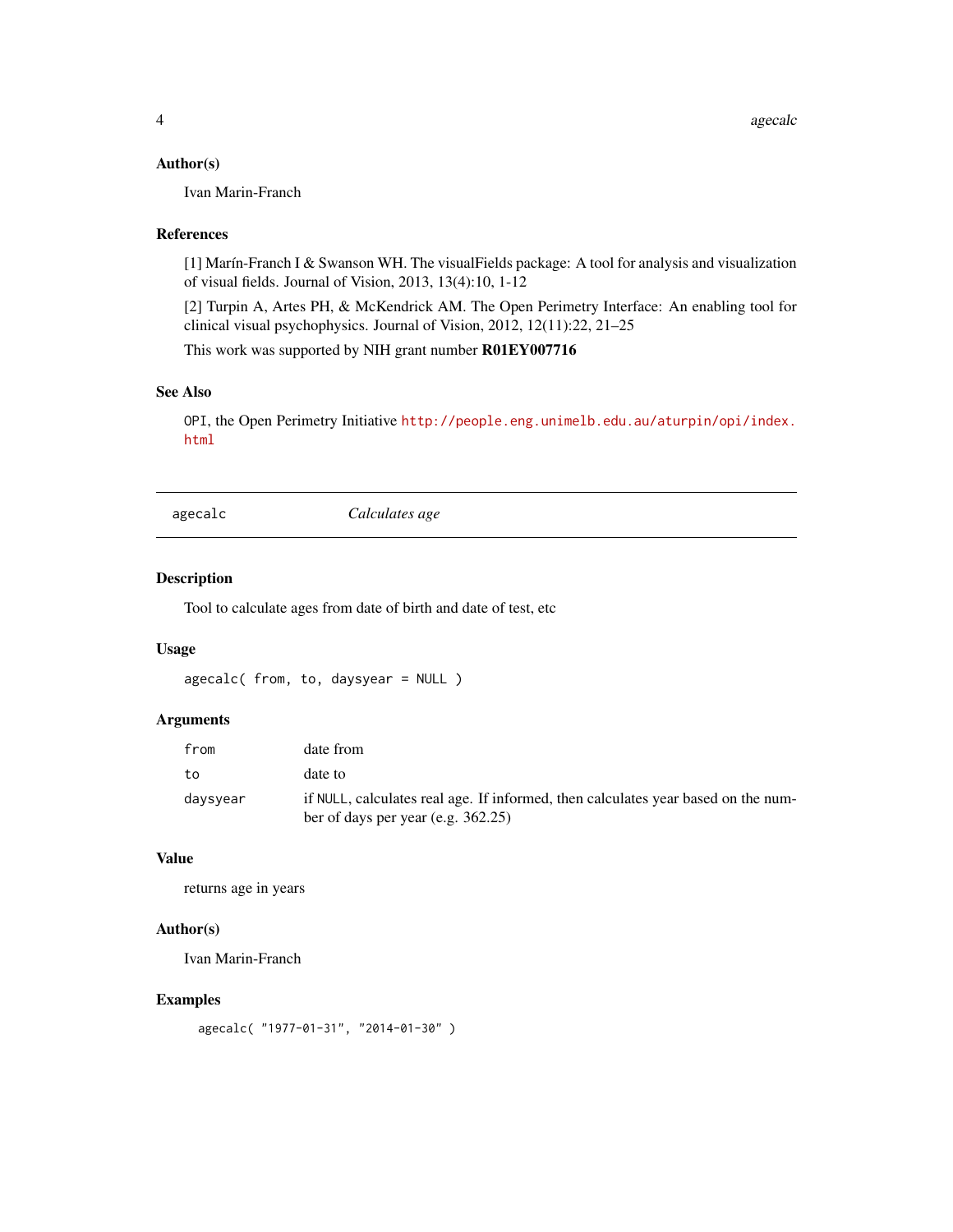### Author(s)

Ivan Marin-Franch

### References

[1] Marín-Franch I & Swanson WH. The visualFields package: A tool for analysis and visualization of visual fields. Journal of Vision, 2013, 13(4):10, 1-12

[2] Turpin A, Artes PH, & McKendrick AM. The Open Perimetry Interface: An enabling tool for clinical visual psychophysics. Journal of Vision, 2012, 12(11):22, 21–25

This work was supported by NIH grant number **R01EY007716**

### See Also

`OPI`, the Open Perimetry Initiative http://people.eng.unimelb.edu.au/aturpin/opi/index.html

---

## agecalc *Calculates age*

### Description

Tool to calculate ages from date of birth and date of test, etc

### Usage

```
agecalc( from, to, daysyear = NULL )
```

### Arguments

| | |
|---|---|
| `from` | date from |
| `to` | date to |
| `daysyear` | if `NULL`, calculates real age. If informed, then calculates year based on the number of days per year (e.g. 362.25) |

### Value

returns age in years

### Author(s)

Ivan Marin-Franch

### Examples

```
agecalc( "1977-01-31", "2014-01-30" )
```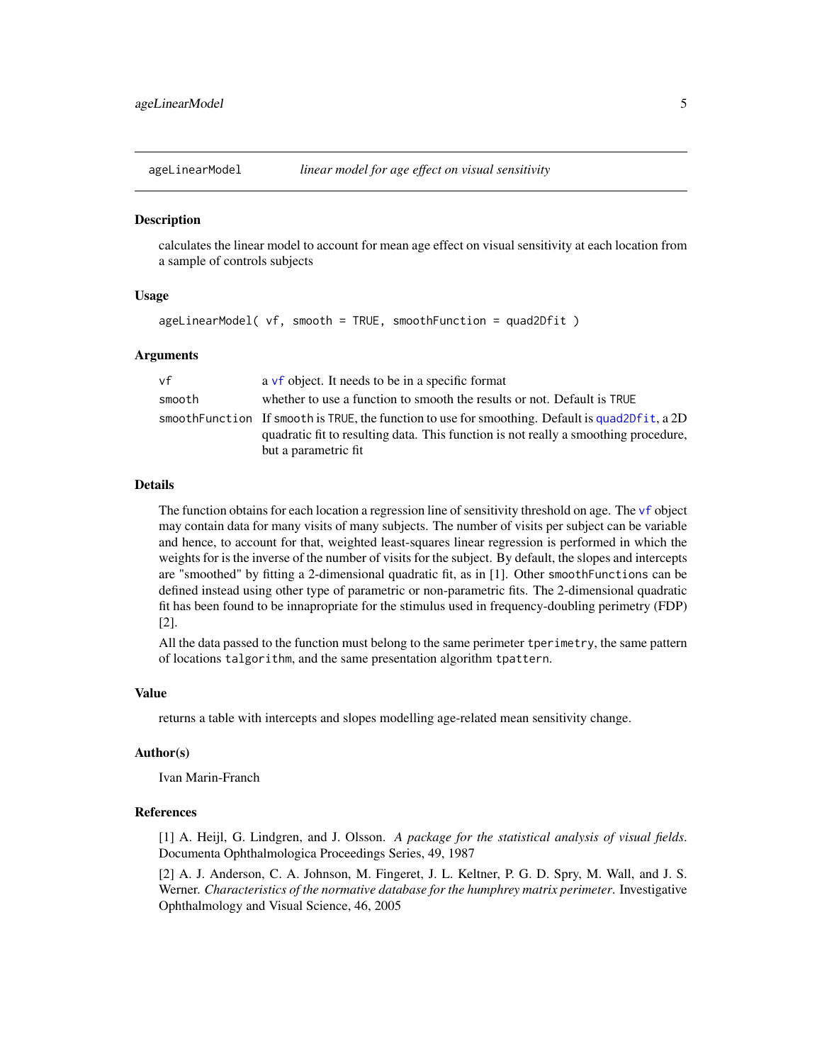ageLinearModel *linear model for age effect on visual sensitivity*

## Description

calculates the linear model to account for mean age effect on visual sensitivity at each location from a sample of controls subjects

## Usage

```
ageLinearModel( vf, smooth = TRUE, smoothFunction = quad2Dfit )
```

## Arguments

| | |
|---|---|
| `vf` | a `vf` object. It needs to be in a specific format |
| `smooth` | whether to use a function to smooth the results or not. Default is `TRUE` |
| `smoothFunction` | If `smooth` is `TRUE`, the function to use for smoothing. Default is `quad2Dfit`, a 2D quadratic fit to resulting data. This function is not really a smoothing procedure, but a parametric fit |

## Details

The function obtains for each location a regression line of sensitivity threshold on age. The `vf` object may contain data for many visits of many subjects. The number of visits per subject can be variable and hence, to account for that, weighted least-squares linear regression is performed in which the weights for is the inverse of the number of visits for the subject. By default, the slopes and intercepts are "smoothed" by fitting a 2-dimensional quadratic fit, as in [1]. Other `smoothFunctions` can be defined instead using other type of parametric or non-parametric fits. The 2-dimensional quadratic fit has been found to be innapropriate for the stimulus used in frequency-doubling perimetry (FDP) [2].

All the data passed to the function must belong to the same perimeter `tperimetry`, the same pattern of locations `talgorithm`, and the same presentation algorithm `tpattern`.

## Value

returns a table with intercepts and slopes modelling age-related mean sensitivity change.

## Author(s)

Ivan Marin-Franch

## References

[1] A. Heijl, G. Lindgren, and J. Olsson. *A package for the statistical analysis of visual fields*. Documenta Ophthalmologica Proceedings Series, 49, 1987

[2] A. J. Anderson, C. A. Johnson, M. Fingeret, J. L. Keltner, P. G. D. Spry, M. Wall, and J. S. Werner. *Characteristics of the normative database for the humphrey matrix perimeter*. Investigative Ophthalmology and Visual Science, 46, 2005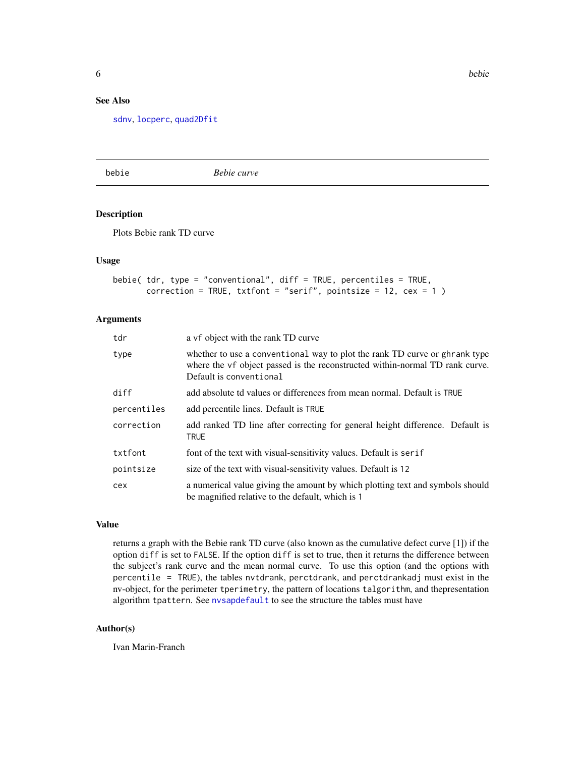## See Also

sdnv, locperc, quad2Dfit

---

## bebie — *Bebie curve*

### Description

Plots Bebie rank TD curve

### Usage

```
bebie( tdr, type = "conventional", diff = TRUE, percentiles = TRUE,
       correction = TRUE, txtfont = "serif", pointsize = 12, cex = 1 )
```

### Arguments

| Argument | Description |
|---|---|
| `tdr` | a `vf` object with the rank TD curve |
| `type` | whether to use a `conventional` way to plot the rank TD curve or `ghrank` type where the `vf` object passed is the reconstructed within-normal TD rank curve. Default is `conventional` |
| `diff` | add absolute td values or differences from mean normal. Default is `TRUE` |
| `percentiles` | add percentile lines. Default is `TRUE` |
| `correction` | add ranked TD line after correcting for general height difference. Default is `TRUE` |
| `txtfont` | font of the text with visual-sensitivity values. Default is `serif` |
| `pointsize` | size of the text with visual-sensitivity values. Default is `12` |
| `cex` | a numerical value giving the amount by which plotting text and symbols should be magnified relative to the default, which is `1` |

### Value

returns a graph with the Bebie rank TD curve (also known as the cumulative defect curve [1]) if the option `diff` is set to `FALSE`. If the option `diff` is set to true, then it returns the difference between the subject's rank curve and the mean normal curve. To use this option (and the options with `percentile = TRUE`), the tables `nvtdrank`, `perctdrank`, and `perctdrankadj` must exist in the nv-object, for the perimeter `tperimetry`, the pattern of locations `talgorithm`, and thepresentation algorithm `tpattern`. See `nvsapdefault` to see the structure the tables must have

### Author(s)

Ivan Marin-Franch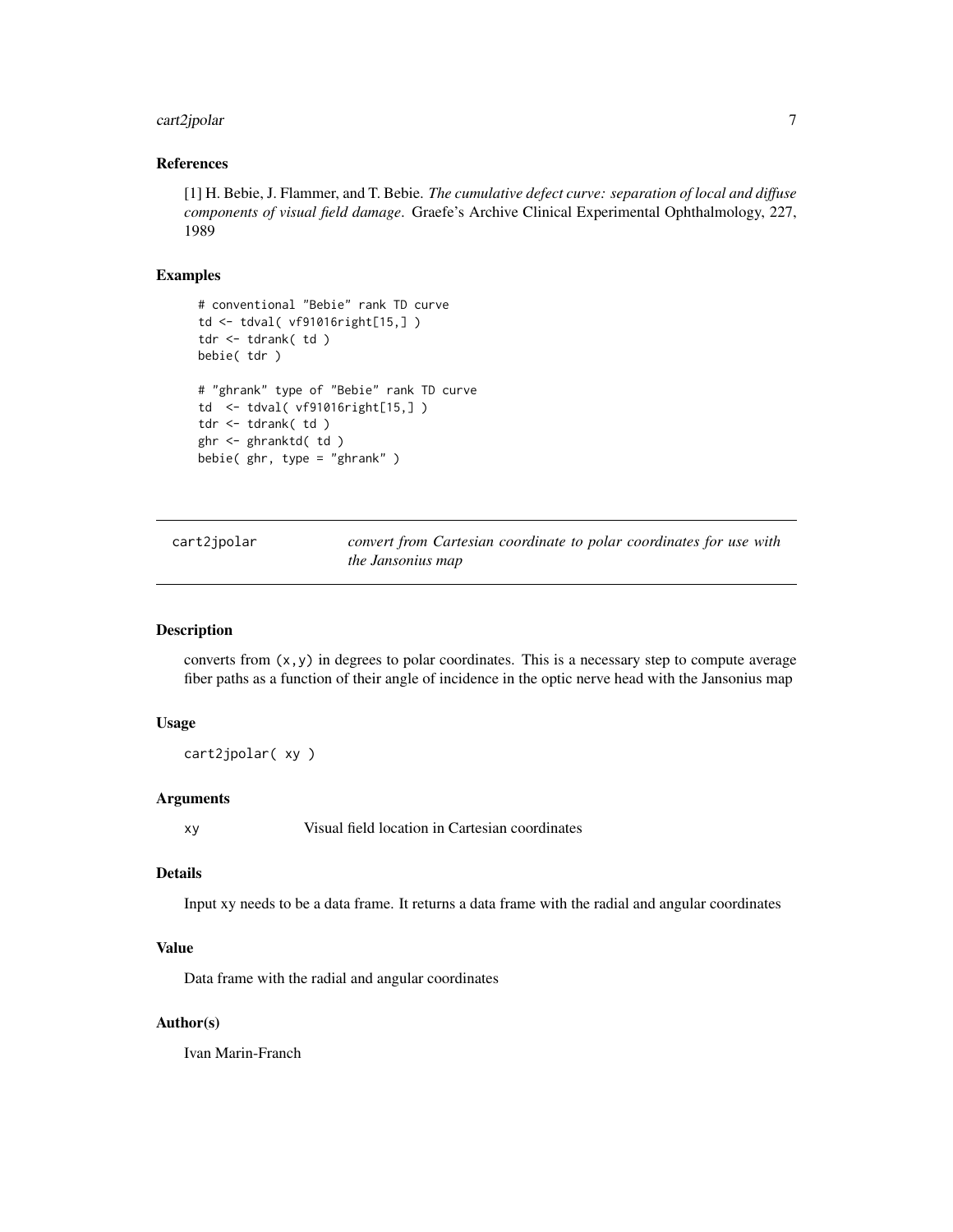### References

[1] H. Bebie, J. Flammer, and T. Bebie. *The cumulative defect curve: separation of local and diffuse components of visual field damage*. Graefe's Archive Clinical Experimental Ophthalmology, 227, 1989

### Examples

```
# conventional "Bebie" rank TD curve
td <- tdval( vf91016right[15,] )
tdr <- tdrank( td )
bebie( tdr )

# "ghrank" type of "Bebie" rank TD curve
td  <- tdval( vf91016right[15,] )
tdr <- tdrank( td )
ghr <- ghranktd( td )
bebie( ghr, type = "ghrank" )
```

---

## cart2jpolar — *convert from Cartesian coordinate to polar coordinates for use with the Jansonius map*

---

### Description

converts from `(x,y)` in degrees to polar coordinates. This is a necessary step to compute average fiber paths as a function of their angle of incidence in the optic nerve head with the Jansonius map

### Usage

```
cart2jpolar( xy )
```

### Arguments

| | |
|---|---|
| `xy` | Visual field location in Cartesian coordinates |

### Details

Input xy needs to be a data frame. It returns a data frame with the radial and angular coordinates

### Value

Data frame with the radial and angular coordinates

### Author(s)

Ivan Marin-Franch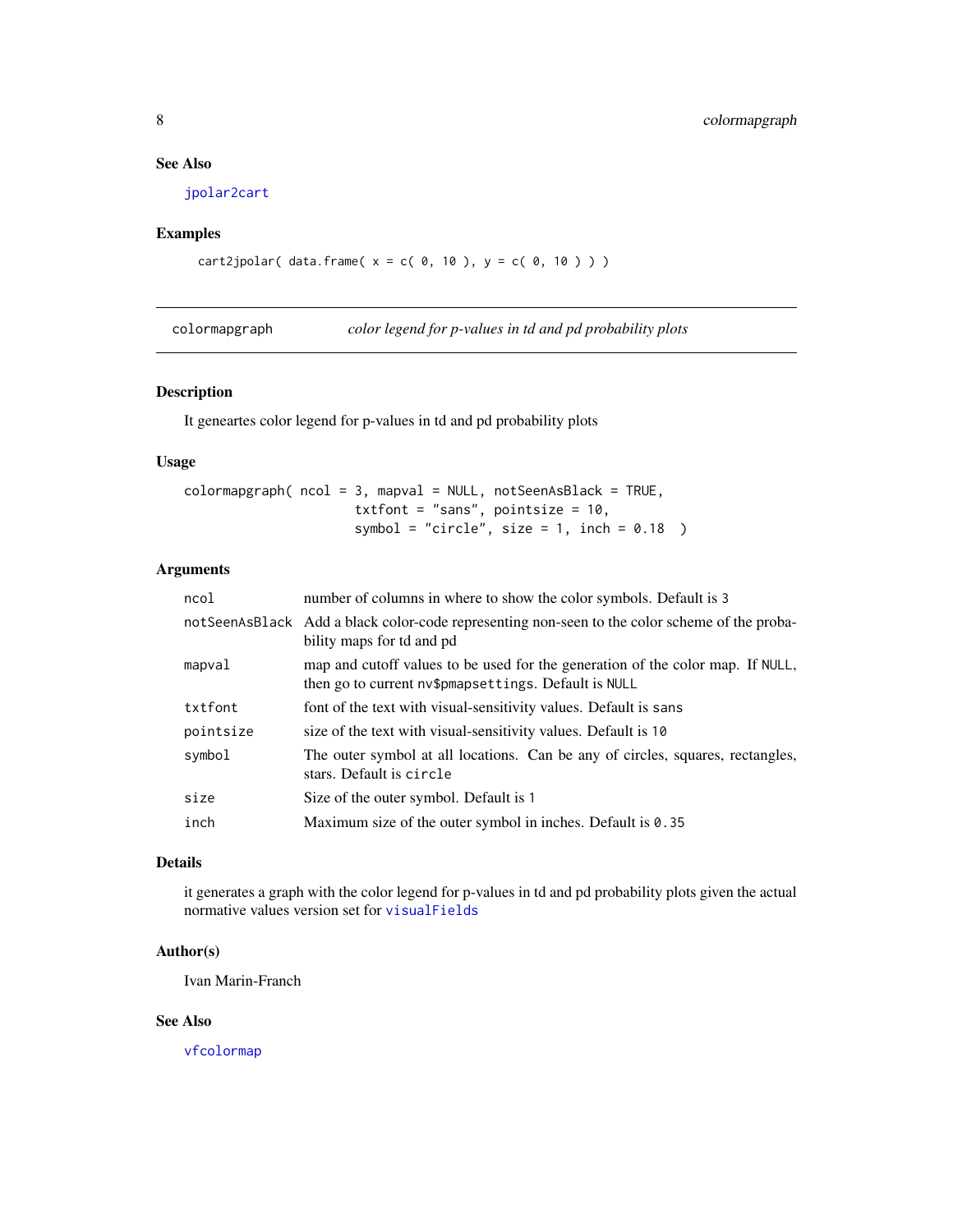### See Also

jpolar2cart

### Examples

```
cart2jpolar( data.frame( x = c( 0, 10 ), y = c( 0, 10 ) ) )
```

---

## colormapgraph *color legend for p-values in td and pd probability plots*

---

### Description

It geneartes color legend for p-values in td and pd probability plots

### Usage

```
colormapgraph( ncol = 3, mapval = NULL, notSeenAsBlack = TRUE,
                         txtfont = "sans", pointsize = 10,
                         symbol = "circle", size = 1, inch = 0.18  )
```

### Arguments

| | |
|---|---|
| `ncol` | number of columns in where to show the color symbols. Default is `3` |
| `notSeenAsBlack` | Add a black color-code representing non-seen to the color scheme of the probability maps for td and pd |
| `mapval` | map and cutoff values to be used for the generation of the color map. If `NULL`, then go to current `nv$pmapsettings`. Default is `NULL` |
| `txtfont` | font of the text with visual-sensitivity values. Default is `sans` |
| `pointsize` | size of the text with visual-sensitivity values. Default is `10` |
| `symbol` | The outer symbol at all locations. Can be any of circles, squares, rectangles, stars. Default is `circle` |
| `size` | Size of the outer symbol. Default is `1` |
| `inch` | Maximum size of the outer symbol in inches. Default is `0.35` |

### Details

it generates a graph with the color legend for p-values in td and pd probability plots given the actual normative values version set for visualFields

### Author(s)

Ivan Marin-Franch

### See Also

vfcolormap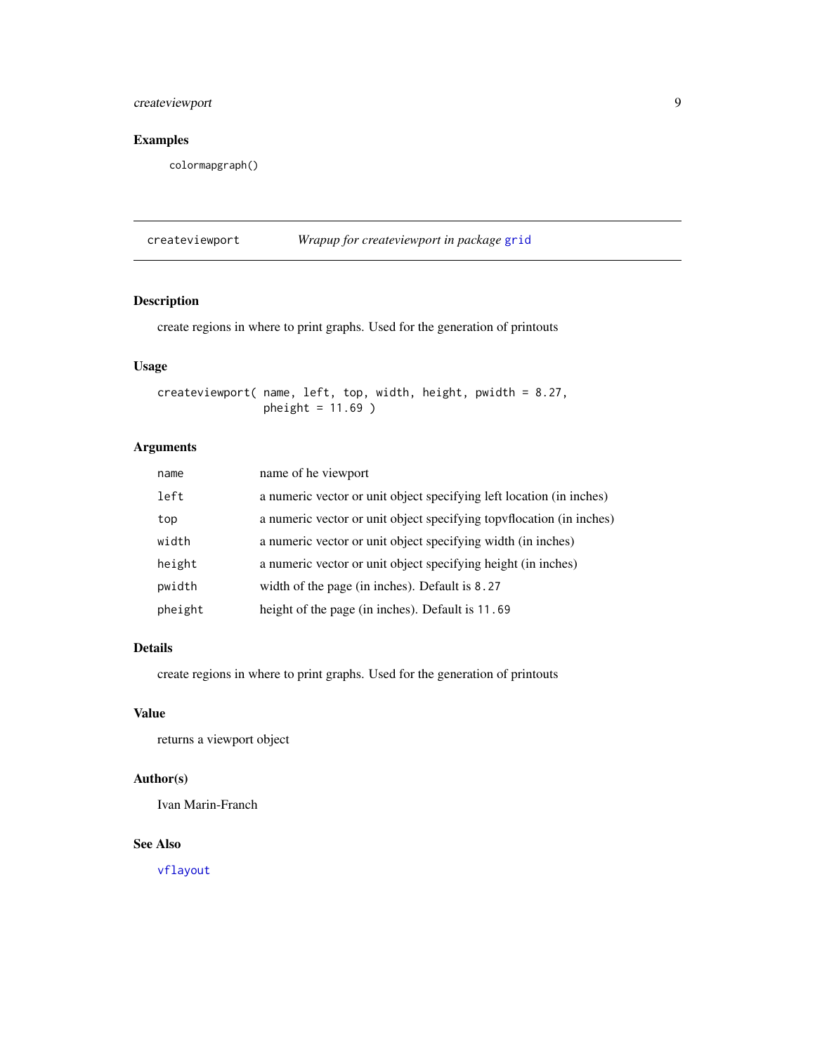### Examples

```
colormapgraph()
```

---

`createviewport` *Wrapup for createviewport in package* `grid`

---

### Description

create regions in where to print graphs. Used for the generation of printouts

### Usage

```
createviewport( name, left, top, width, height, pwidth = 8.27,
                pheight = 11.69 )
```

### Arguments

| | |
|---|---|
| `name` | name of he viewport |
| `left` | a numeric vector or unit object specifying left location (in inches) |
| `top` | a numeric vector or unit object specifying topvflocation (in inches) |
| `width` | a numeric vector or unit object specifying width (in inches) |
| `height` | a numeric vector or unit object specifying height (in inches) |
| `pwidth` | width of the page (in inches). Default is `8.27` |
| `pheight` | height of the page (in inches). Default is `11.69` |

### Details

create regions in where to print graphs. Used for the generation of printouts

### Value

returns a viewport object

### Author(s)

Ivan Marin-Franch

### See Also

`vflayout`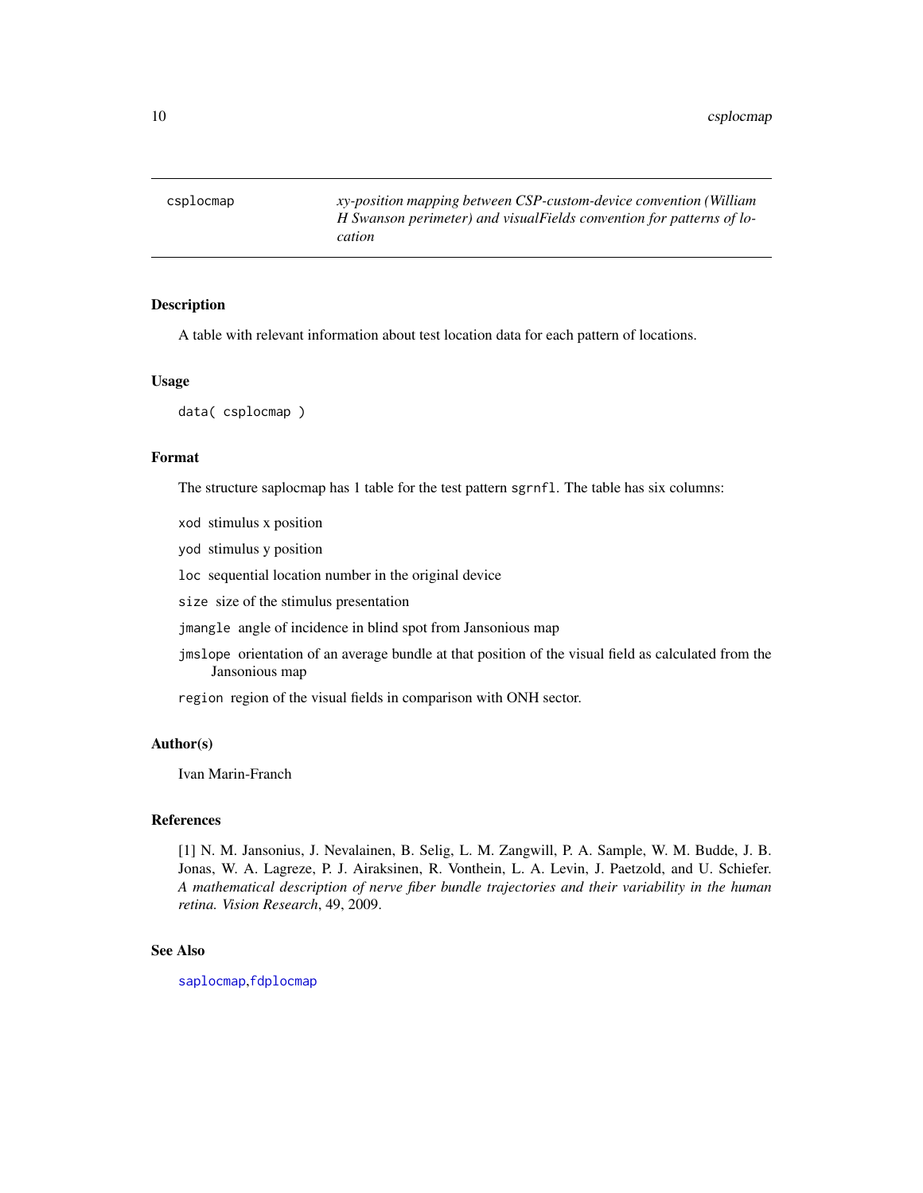`csplocmap` — *xy-position mapping between CSP-custom-device convention (William H Swanson perimeter) and visualFields convention for patterns of location*

## Description

A table with relevant information about test location data for each pattern of locations.

## Usage

```
data( csplocmap )
```

## Format

The structure saplocmap has 1 table for the test pattern `sgrnfl`. The table has six columns:

- `xod` stimulus x position
- `yod` stimulus y position
- `loc` sequential location number in the original device
- `size` size of the stimulus presentation
- `jmangle` angle of incidence in blind spot from Jansonious map
- `jmslope` orientation of an average bundle at that position of the visual field as calculated from the Jansonious map
- `region` region of the visual fields in comparison with ONH sector.

## Author(s)

Ivan Marin-Franch

## References

[1] N. M. Jansonius, J. Nevalainen, B. Selig, L. M. Zangwill, P. A. Sample, W. M. Budde, J. B. Jonas, W. A. Lagreze, P. J. Airaksinen, R. Vonthein, L. A. Levin, J. Paetzold, and U. Schiefer. *A mathematical description of nerve fiber bundle trajectories and their variability in the human retina. Vision Research*, 49, 2009.

## See Also

`saplocmap`,`fdplocmap`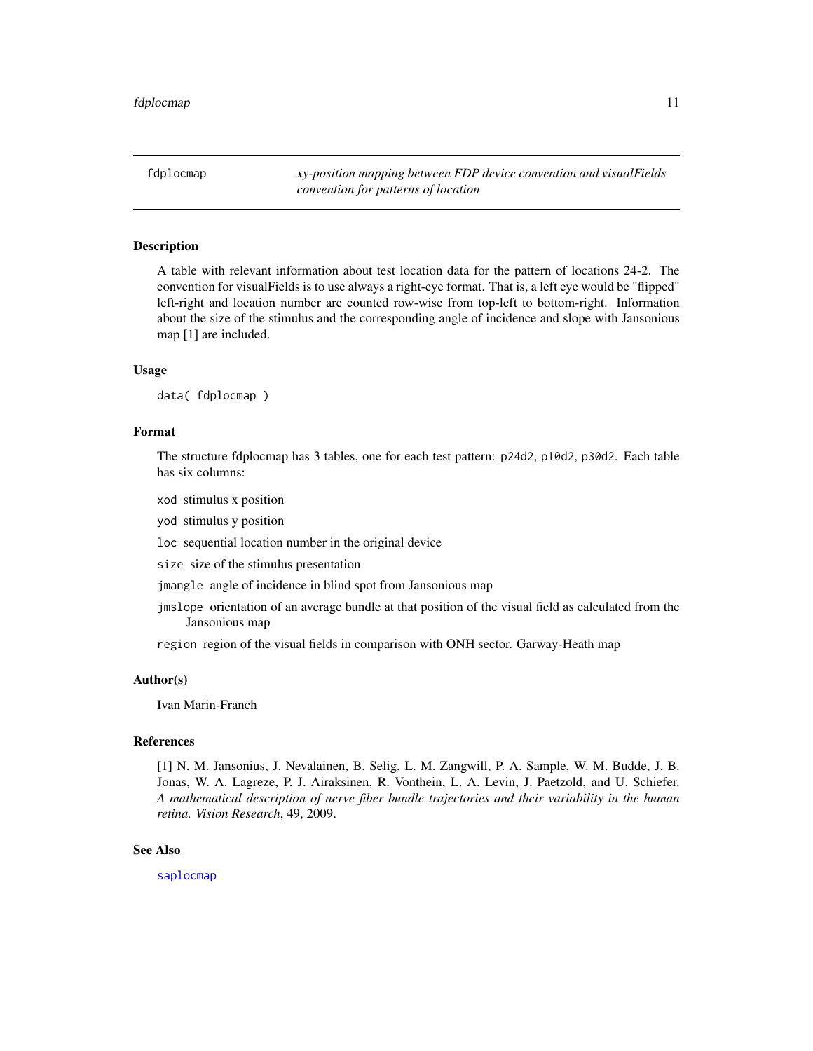## fdplocmap

*xy-position mapping between FDP device convention and visualFields convention for patterns of location*

### Description

A table with relevant information about test location data for the pattern of locations 24-2. The convention for visualFields is to use always a right-eye format. That is, a left eye would be "flipped" left-right and location number are counted row-wise from top-left to bottom-right. Information about the size of the stimulus and the corresponding angle of incidence and slope with Jansonious map [1] are included.

### Usage

```
data( fdplocmap )
```

### Format

The structure fdplocmap has 3 tables, one for each test pattern: `p24d2`, `p10d2`, `p30d2`. Each table has six columns:

- `xod` stimulus x position
- `yod` stimulus y position
- `loc` sequential location number in the original device
- `size` size of the stimulus presentation
- `jmangle` angle of incidence in blind spot from Jansonious map
- `jmslope` orientation of an average bundle at that position of the visual field as calculated from the Jansonious map
- `region` region of the visual fields in comparison with ONH sector. Garway-Heath map

### Author(s)

Ivan Marin-Franch

### References

[1] N. M. Jansonius, J. Nevalainen, B. Selig, L. M. Zangwill, P. A. Sample, W. M. Budde, J. B. Jonas, W. A. Lagreze, P. J. Airaksinen, R. Vonthein, L. A. Levin, J. Paetzold, and U. Schiefer. *A mathematical description of nerve fiber bundle trajectories and their variability in the human retina. Vision Research*, 49, 2009.

### See Also

`saplocmap`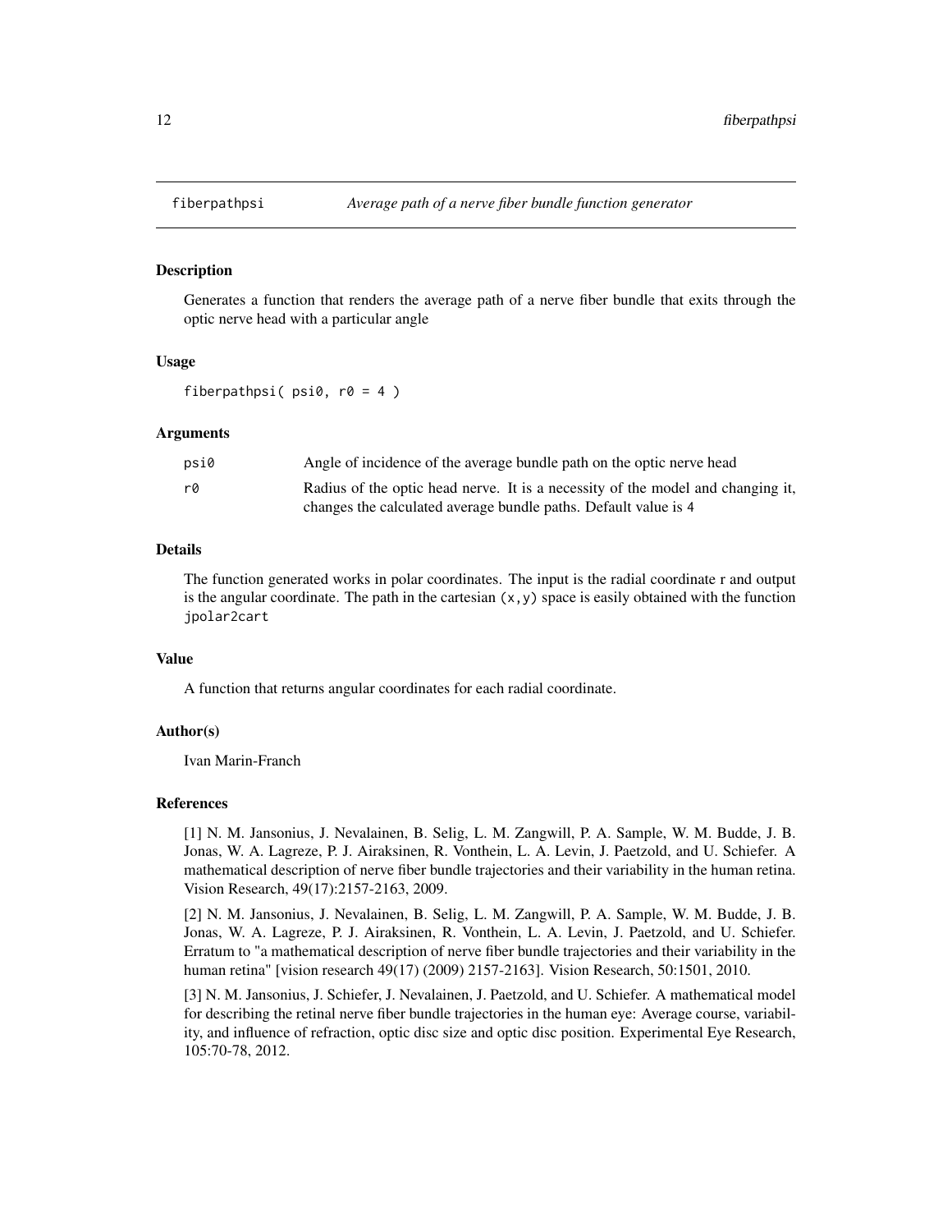# fiberpathpsi — *Average path of a nerve fiber bundle function generator*

## Description

Generates a function that renders the average path of a nerve fiber bundle that exits through the optic nerve head with a particular angle

## Usage

```
fiberpathpsi( psi0, r0 = 4 )
```

## Arguments

| | |
|---|---|
| psi0 | Angle of incidence of the average bundle path on the optic nerve head |
| r0 | Radius of the optic head nerve. It is a necessity of the model and changing it, changes the calculated average bundle paths. Default value is 4 |

## Details

The function generated works in polar coordinates. The input is the radial coordinate r and output is the angular coordinate. The path in the cartesian `(x,y)` space is easily obtained with the function `jpolar2cart`

## Value

A function that returns angular coordinates for each radial coordinate.

## Author(s)

Ivan Marin-Franch

## References

[1] N. M. Jansonius, J. Nevalainen, B. Selig, L. M. Zangwill, P. A. Sample, W. M. Budde, J. B. Jonas, W. A. Lagreze, P. J. Airaksinen, R. Vonthein, L. A. Levin, J. Paetzold, and U. Schiefer. A mathematical description of nerve fiber bundle trajectories and their variability in the human retina. Vision Research, 49(17):2157-2163, 2009.

[2] N. M. Jansonius, J. Nevalainen, B. Selig, L. M. Zangwill, P. A. Sample, W. M. Budde, J. B. Jonas, W. A. Lagreze, P. J. Airaksinen, R. Vonthein, L. A. Levin, J. Paetzold, and U. Schiefer. Erratum to "a mathematical description of nerve fiber bundle trajectories and their variability in the human retina" [vision research 49(17) (2009) 2157-2163]. Vision Research, 50:1501, 2010.

[3] N. M. Jansonius, J. Schiefer, J. Nevalainen, J. Paetzold, and U. Schiefer. A mathematical model for describing the retinal nerve fiber bundle trajectories in the human eye: Average course, variability, and influence of refraction, optic disc size and optic disc position. Experimental Eye Research, 105:70-78, 2012.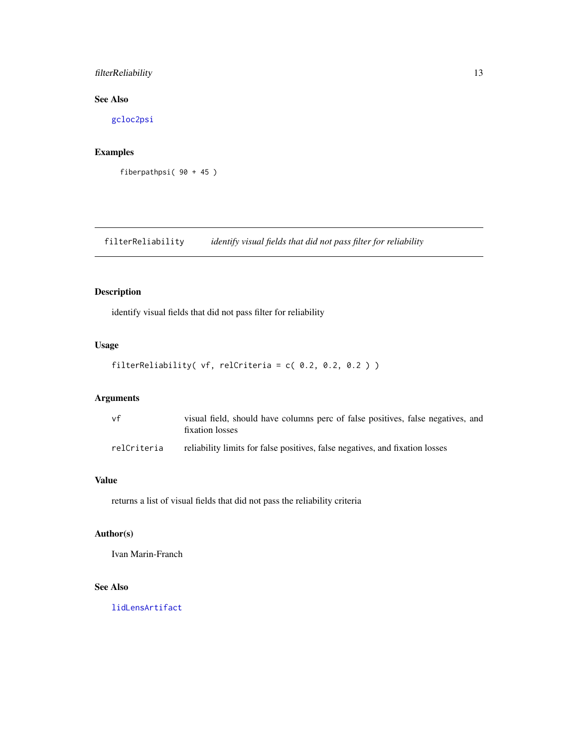## See Also

gcloc2psi

## Examples

```
fiberpathpsi( 90 + 45 )
```

---

# filterReliability *identify visual fields that did not pass filter for reliability*

---

## Description

identify visual fields that did not pass filter for reliability

## Usage

```
filterReliability( vf, relCriteria = c( 0.2, 0.2, 0.2 ) )
```

## Arguments

| | |
|---|---|
| vf | visual field, should have columns perc of false positives, false negatives, and fixation losses |
| relCriteria | reliability limits for false positives, false negatives, and fixation losses |

## Value

returns a list of visual fields that did not pass the reliability criteria

## Author(s)

Ivan Marin-Franch

## See Also

lidLensArtifact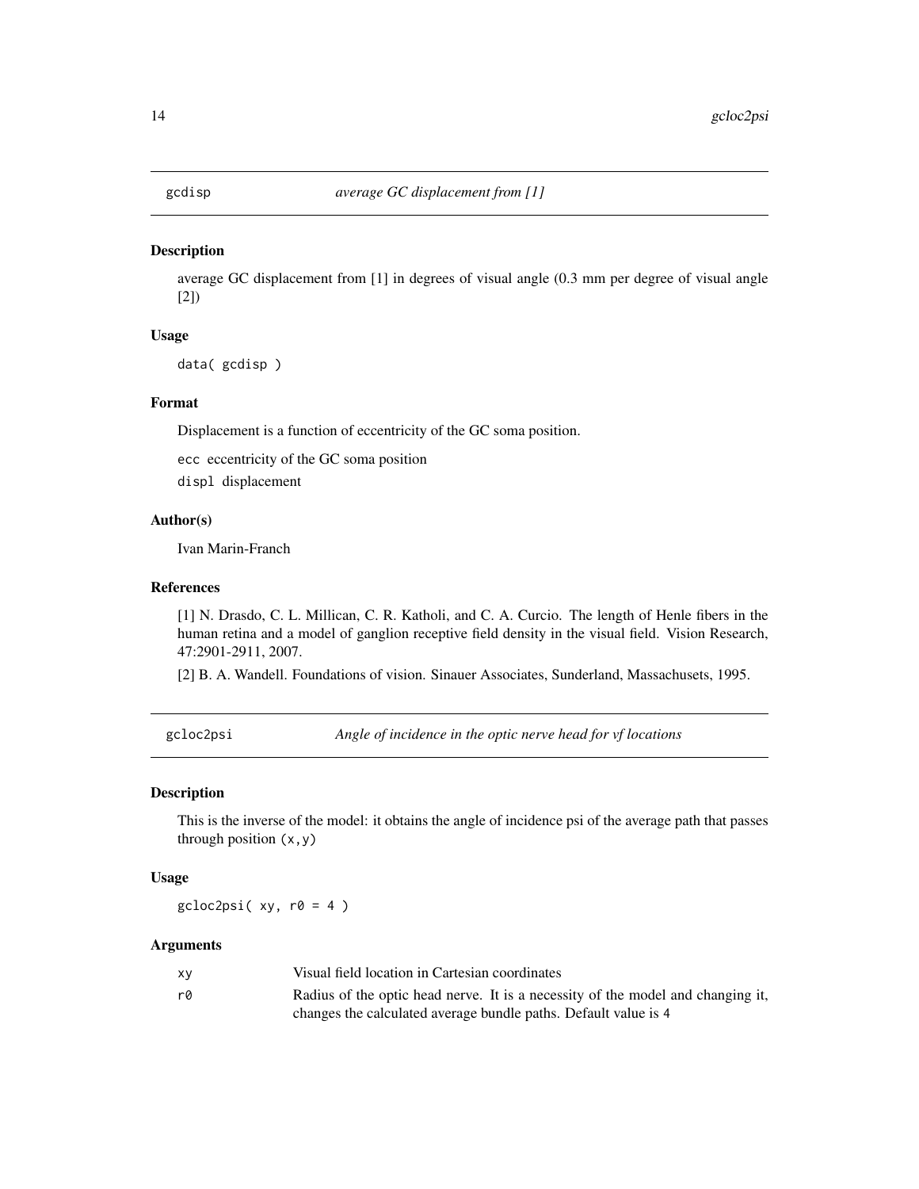## gcdisp — *average GC displacement from [1]*

### Description

average GC displacement from [1] in degrees of visual angle (0.3 mm per degree of visual angle [2])

### Usage

```
data( gcdisp )
```

### Format

Displacement is a function of eccentricity of the GC soma position.

`ecc` eccentricity of the GC soma position

`displ` displacement

### Author(s)

Ivan Marin-Franch

### References

[1] N. Drasdo, C. L. Millican, C. R. Katholi, and C. A. Curcio. The length of Henle fibers in the human retina and a model of ganglion receptive field density in the visual field. Vision Research, 47:2901-2911, 2007.

[2] B. A. Wandell. Foundations of vision. Sinauer Associates, Sunderland, Massachusets, 1995.

## gcloc2psi — *Angle of incidence in the optic nerve head for vf locations*

### Description

This is the inverse of the model: it obtains the angle of incidence psi of the average path that passes through position `(x,y)`

### Usage

```
gcloc2psi( xy, r0 = 4 )
```

### Arguments

| | |
|---|---|
| `xy` | Visual field location in Cartesian coordinates |
| `r0` | Radius of the optic head nerve. It is a necessity of the model and changing it, changes the calculated average bundle paths. Default value is 4 |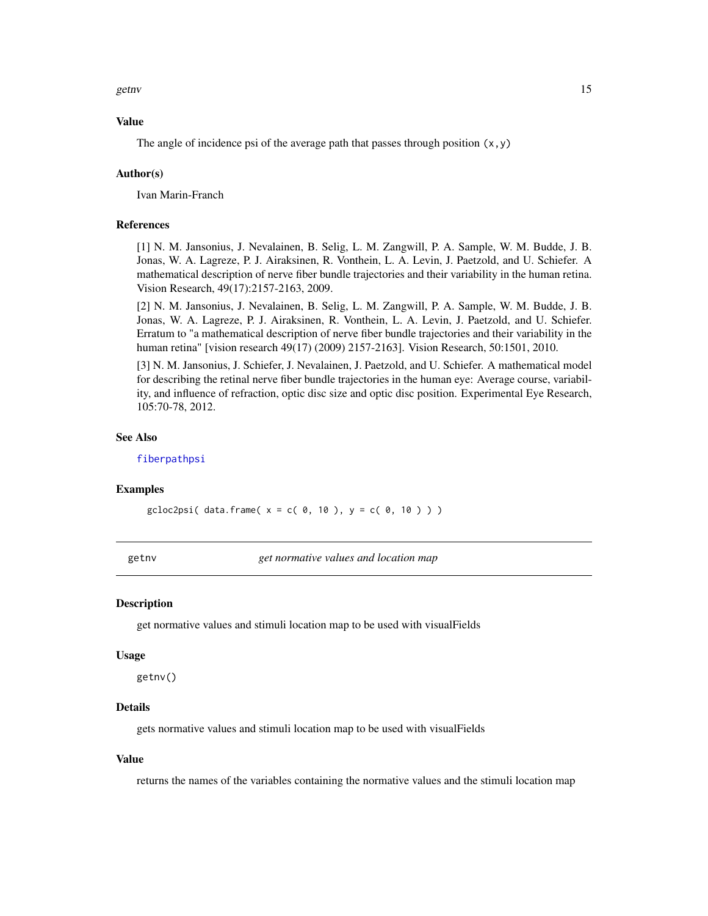### Value

The angle of incidence psi of the average path that passes through position `(x,y)`

### Author(s)

Ivan Marin-Franch

### References

[1] N. M. Jansonius, J. Nevalainen, B. Selig, L. M. Zangwill, P. A. Sample, W. M. Budde, J. B. Jonas, W. A. Lagreze, P. J. Airaksinen, R. Vonthein, L. A. Levin, J. Paetzold, and U. Schiefer. A mathematical description of nerve fiber bundle trajectories and their variability in the human retina. Vision Research, 49(17):2157-2163, 2009.

[2] N. M. Jansonius, J. Nevalainen, B. Selig, L. M. Zangwill, P. A. Sample, W. M. Budde, J. B. Jonas, W. A. Lagreze, P. J. Airaksinen, R. Vonthein, L. A. Levin, J. Paetzold, and U. Schiefer. Erratum to "a mathematical description of nerve fiber bundle trajectories and their variability in the human retina" [vision research 49(17) (2009) 2157-2163]. Vision Research, 50:1501, 2010.

[3] N. M. Jansonius, J. Schiefer, J. Nevalainen, J. Paetzold, and U. Schiefer. A mathematical model for describing the retinal nerve fiber bundle trajectories in the human eye: Average course, variability, and influence of refraction, optic disc size and optic disc position. Experimental Eye Research, 105:70-78, 2012.

### See Also

`fiberpathpsi`

### Examples

```
gcloc2psi( data.frame( x = c( 0, 10 ), y = c( 0, 10 ) ) )
```

---

## getnv — *get normative values and location map*

### Description

get normative values and stimuli location map to be used with visualFields

### Usage

```
getnv()
```

### Details

gets normative values and stimuli location map to be used with visualFields

### Value

returns the names of the variables containing the normative values and the stimuli location map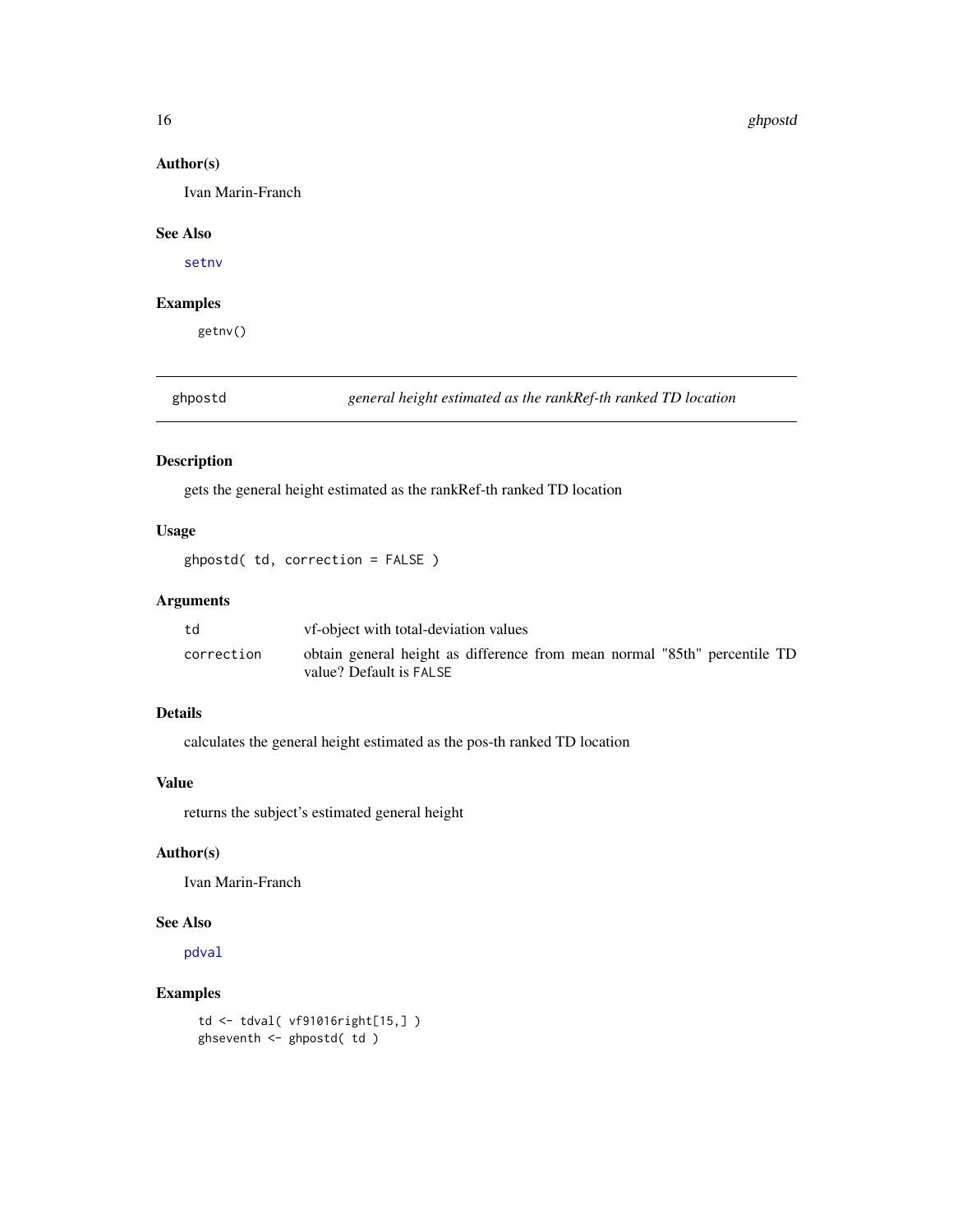### Author(s)

Ivan Marin-Franch

### See Also

setnv

### Examples

```
getnv()
```

---

## ghpostd — *general height estimated as the rankRef-th ranked TD location*

### Description

gets the general height estimated as the rankRef-th ranked TD location

### Usage

```
ghpostd( td, correction = FALSE )
```

### Arguments

| | |
|---|---|
| td | vf-object with total-deviation values |
| correction | obtain general height as difference from mean normal "85th" percentile TD value? Default is FALSE |

### Details

calculates the general height estimated as the pos-th ranked TD location

### Value

returns the subject's estimated general height

### Author(s)

Ivan Marin-Franch

### See Also

pdval

### Examples

```
td <- tdval( vf91016right[15,] )
ghseventh <- ghpostd( td )
```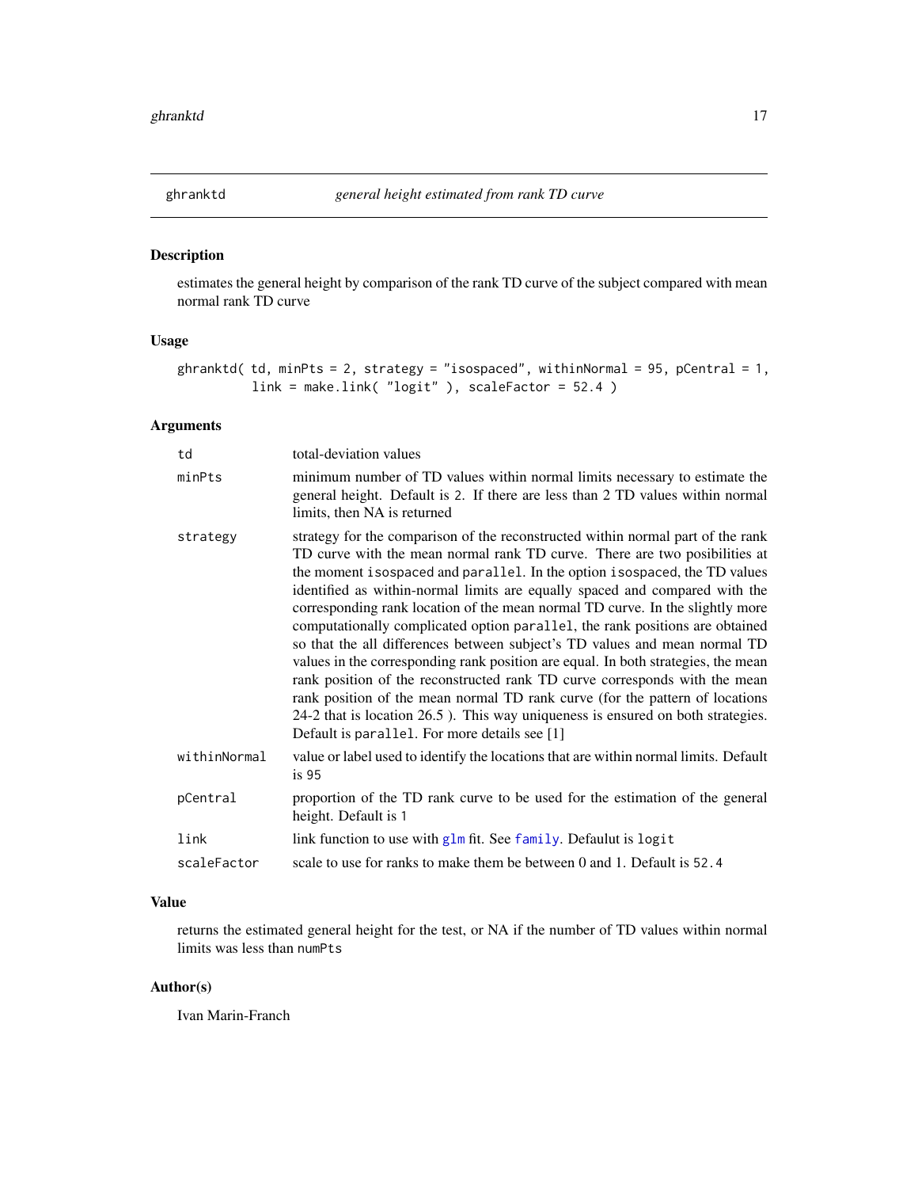## ghranktd *general height estimated from rank TD curve*

### Description

estimates the general height by comparison of the rank TD curve of the subject compared with mean normal rank TD curve

### Usage

```
ghranktd( td, minPts = 2, strategy = "isospaced", withinNormal = 95, pCentral = 1,
          link = make.link( "logit" ), scaleFactor = 52.4 )
```

### Arguments

| | |
|---|---|
| td | total-deviation values |
| minPts | minimum number of TD values within normal limits necessary to estimate the general height. Default is 2. If there are less than 2 TD values within normal limits, then NA is returned |
| strategy | strategy for the comparison of the reconstructed within normal part of the rank TD curve with the mean normal rank TD curve. There are two posibilities at the moment isospaced and parallel. In the option isospaced, the TD values identified as within-normal limits are equally spaced and compared with the corresponding rank location of the mean normal TD curve. In the slightly more computationally complicated option parallel, the rank positions are obtained so that the all differences between subject's TD values and mean normal TD values in the corresponding rank position are equal. In both strategies, the mean rank position of the reconstructed rank TD curve corresponds with the mean rank position of the mean normal TD rank curve (for the pattern of locations 24-2 that is location 26.5 ). This way uniqueness is ensured on both strategies. Default is parallel. For more details see [1] |
| withinNormal | value or label used to identify the locations that are within normal limits. Default is 95 |
| pCentral | proportion of the TD rank curve to be used for the estimation of the general height. Default is 1 |
| link | link function to use with glm fit. See family. Defaulut is logit |
| scaleFactor | scale to use for ranks to make them be between 0 and 1. Default is 52.4 |

### Value

returns the estimated general height for the test, or NA if the number of TD values within normal limits was less than numPts

### Author(s)

Ivan Marin-Franch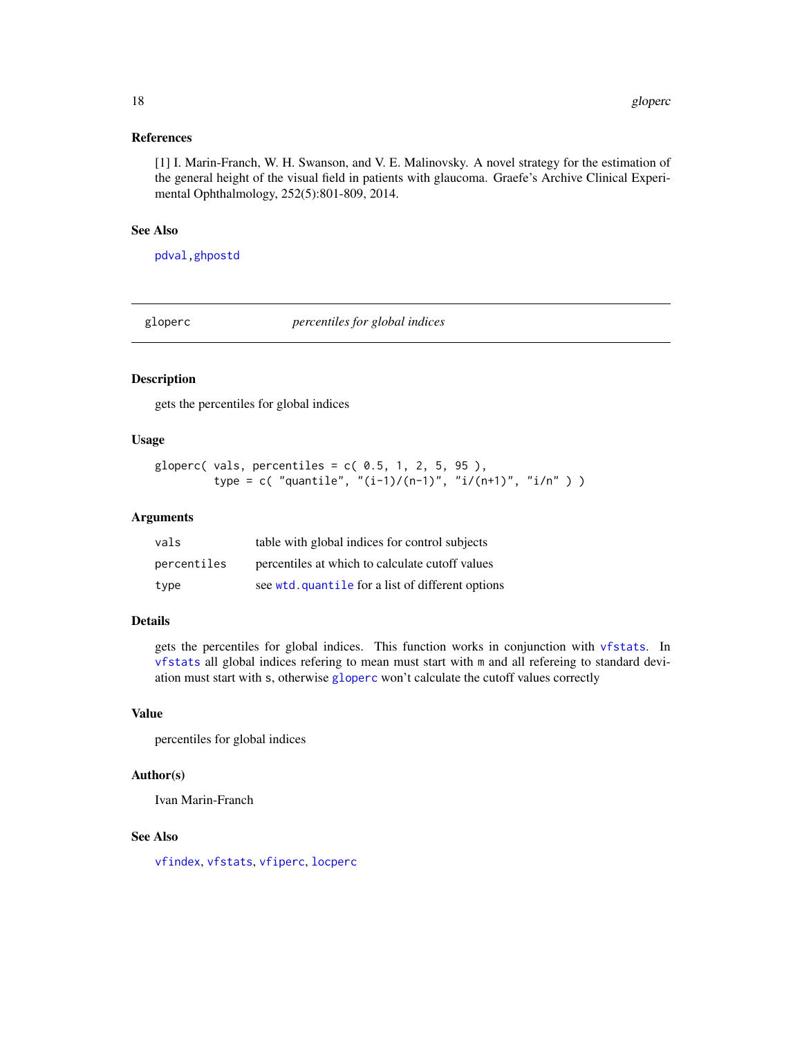### References

[1] I. Marin-Franch, W. H. Swanson, and V. E. Malinovsky. A novel strategy for the estimation of the general height of the visual field in patients with glaucoma. Graefe's Archive Clinical Experimental Ophthalmology, 252(5):801-809, 2014.

### See Also

`pdval`, `ghpostd`

---

## gloperc — *percentiles for global indices*

### Description

gets the percentiles for global indices

### Usage

```
gloperc( vals, percentiles = c( 0.5, 1, 2, 5, 95 ),
         type = c( "quantile", "(i-1)/(n-1)", "i/(n+1)", "i/n" ) )
```

### Arguments

| | |
|---|---|
| `vals` | table with global indices for control subjects |
| `percentiles` | percentiles at which to calculate cutoff values |
| `type` | see `wtd.quantile` for a list of different options |

### Details

gets the percentiles for global indices. This function works in conjunction with `vfstats`. In `vfstats` all global indices refering to mean must start with `m` and all refereing to standard deviation must start with `s`, otherwise `gloperc` won't calculate the cutoff values correctly

### Value

percentiles for global indices

### Author(s)

Ivan Marin-Franch

### See Also

`vfindex`, `vfstats`, `vfiperc`, `locperc`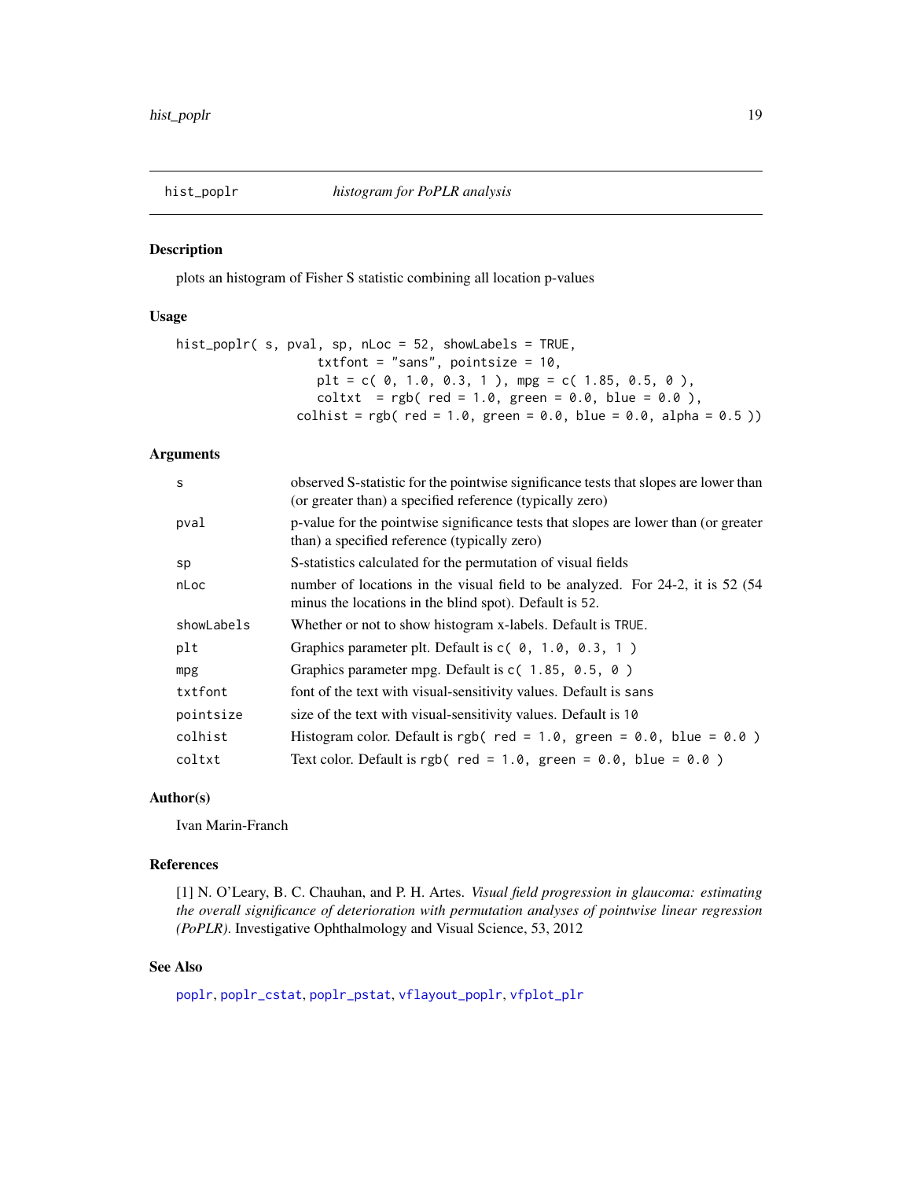# hist_poplr    *histogram for PoPLR analysis*

## Description

plots an histogram of Fisher S statistic combining all location p-values

## Usage

```
hist_poplr( s, pval, sp, nLoc = 52, showLabels = TRUE,
                   txtfont = "sans", pointsize = 10,
                   plt = c( 0, 1.0, 0.3, 1 ), mpg = c( 1.85, 0.5, 0 ),
                   coltxt  = rgb( red = 1.0, green = 0.0, blue = 0.0 ),
                colhist = rgb( red = 1.0, green = 0.0, blue = 0.0, alpha = 0.5 ))
```

## Arguments

| | |
|---|---|
| `s` | observed S-statistic for the pointwise significance tests that slopes are lower than (or greater than) a specified reference (typically zero) |
| `pval` | p-value for the pointwise significance tests that slopes are lower than (or greater than) a specified reference (typically zero) |
| `sp` | S-statistics calculated for the permutation of visual fields |
| `nLoc` | number of locations in the visual field to be analyzed. For 24-2, it is 52 (54 minus the locations in the blind spot). Default is 52. |
| `showLabels` | Whether or not to show histogram x-labels. Default is `TRUE`. |
| `plt` | Graphics parameter plt. Default is `c( 0, 1.0, 0.3, 1 )` |
| `mpg` | Graphics parameter mpg. Default is `c( 1.85, 0.5, 0 )` |
| `txtfont` | font of the text with visual-sensitivity values. Default is `sans` |
| `pointsize` | size of the text with visual-sensitivity values. Default is `10` |
| `colhist` | Histogram color. Default is `rgb( red = 1.0, green = 0.0, blue = 0.0 )` |
| `coltxt` | Text color. Default is `rgb( red = 1.0, green = 0.0, blue = 0.0 )` |

## Author(s)

Ivan Marin-Franch

## References

[1] N. O'Leary, B. C. Chauhan, and P. H. Artes. *Visual field progression in glaucoma: estimating the overall significance of deterioration with permutation analyses of pointwise linear regression (PoPLR)*. Investigative Ophthalmology and Visual Science, 53, 2012

## See Also

`poplr`, `poplr_cstat`, `poplr_pstat`, `vflayout_poplr`, `vfplot_plr`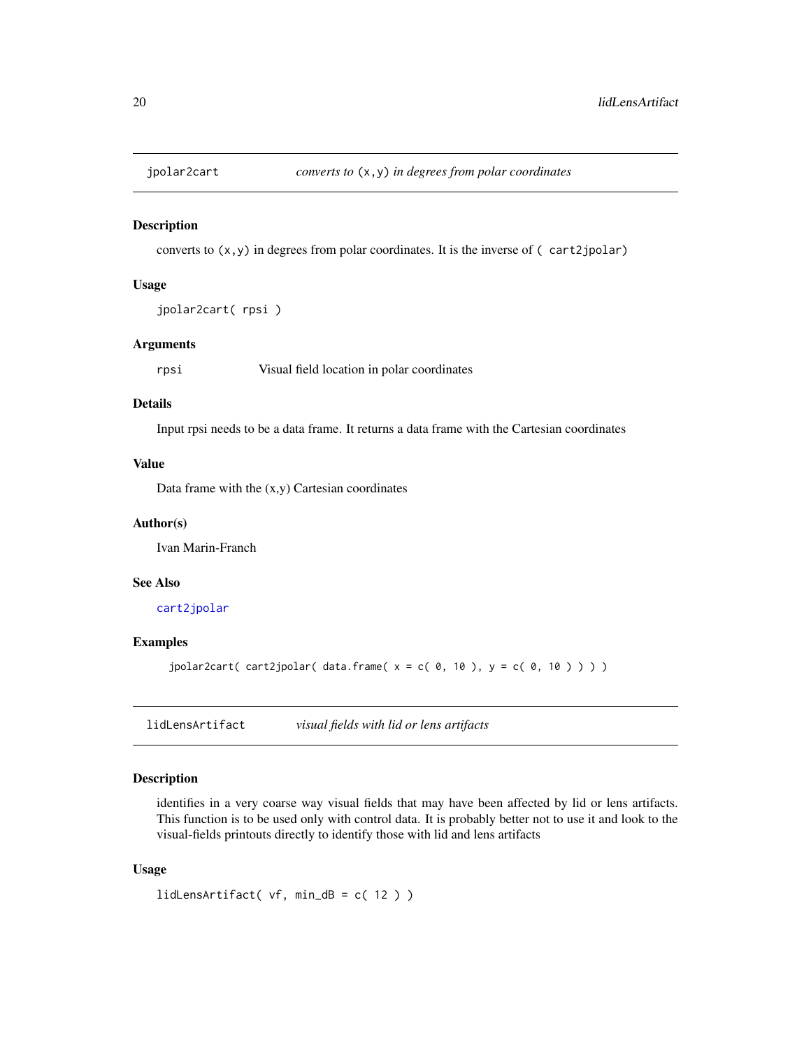## jpolar2cart — *converts to* `(x,y)` *in degrees from polar coordinates*

### Description

converts to `(x,y)` in degrees from polar coordinates. It is the inverse of `( cart2jpolar)`

### Usage

```
jpolar2cart( rpsi )
```

### Arguments

`rpsi` Visual field location in polar coordinates

### Details

Input rpsi needs to be a data frame. It returns a data frame with the Cartesian coordinates

### Value

Data frame with the (x,y) Cartesian coordinates

### Author(s)

Ivan Marin-Franch

### See Also

`cart2jpolar`

### Examples

```
jpolar2cart( cart2jpolar( data.frame( x = c( 0, 10 ), y = c( 0, 10 ) ) ) )
```

## lidLensArtifact — *visual fields with lid or lens artifacts*

### Description

identifies in a very coarse way visual fields that may have been affected by lid or lens artifacts. This function is to be used only with control data. It is probably better not to use it and look to the visual-fields printouts directly to identify those with lid and lens artifacts

### Usage

```
lidLensArtifact( vf, min_dB = c( 12 ) )
```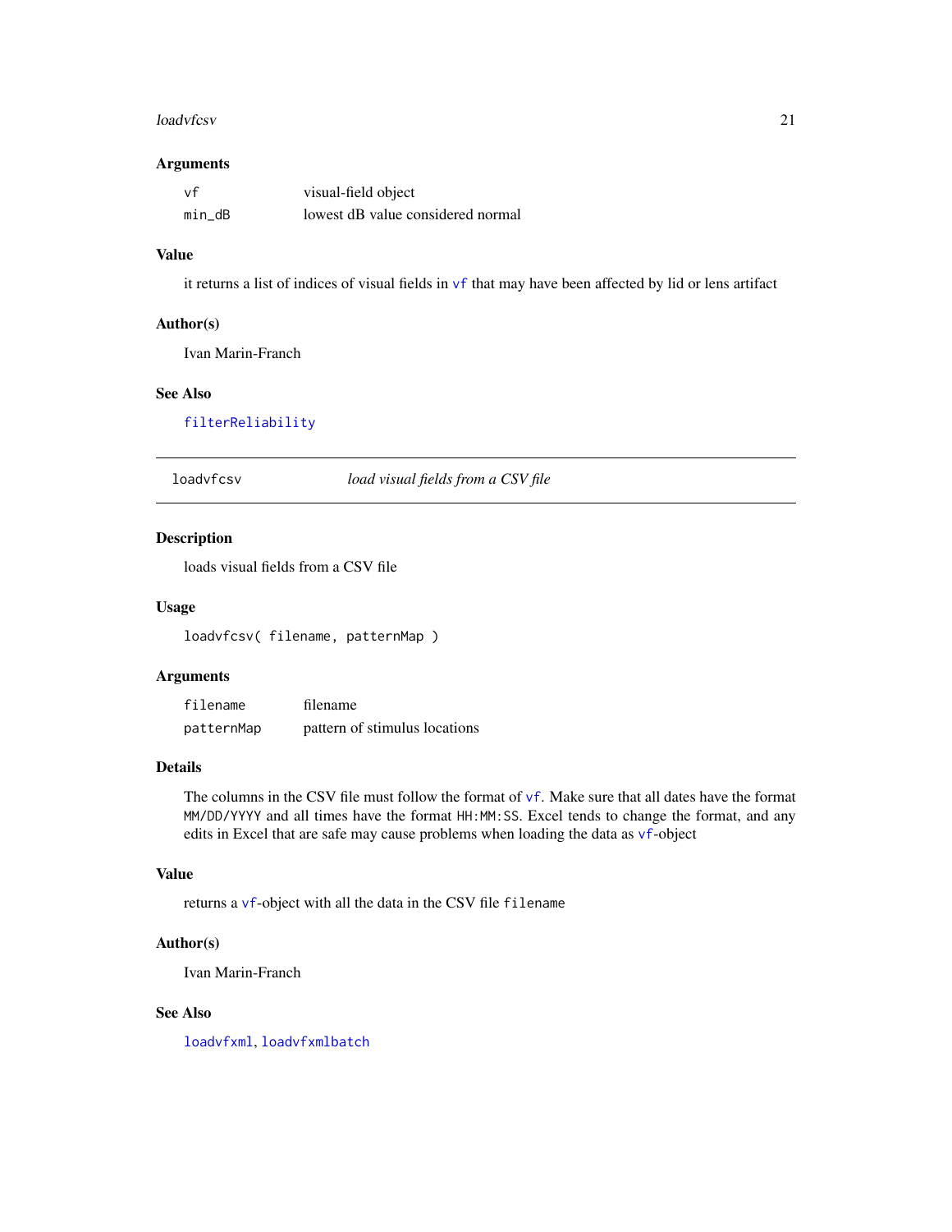### Arguments

| | |
|---|---|
| `vf` | visual-field object |
| `min_dB` | lowest dB value considered normal |

### Value

it returns a list of indices of visual fields in `vf` that may have been affected by lid or lens artifact

### Author(s)

Ivan Marin-Franch

### See Also

`filterReliability`

---

## loadvfcsv — *load visual fields from a CSV file*

---

### Description

loads visual fields from a CSV file

### Usage

```
loadvfcsv( filename, patternMap )
```

### Arguments

| | |
|---|---|
| `filename` | filename |
| `patternMap` | pattern of stimulus locations |

### Details

The columns in the CSV file must follow the format of `vf`. Make sure that all dates have the format `MM/DD/YYYY` and all times have the format `HH:MM:SS`. Excel tends to change the format, and any edits in Excel that are safe may cause problems when loading the data as `vf`-object

### Value

returns a `vf`-object with all the data in the CSV file `filename`

### Author(s)

Ivan Marin-Franch

### See Also

`loadvfxml`, `loadvfxmlbatch`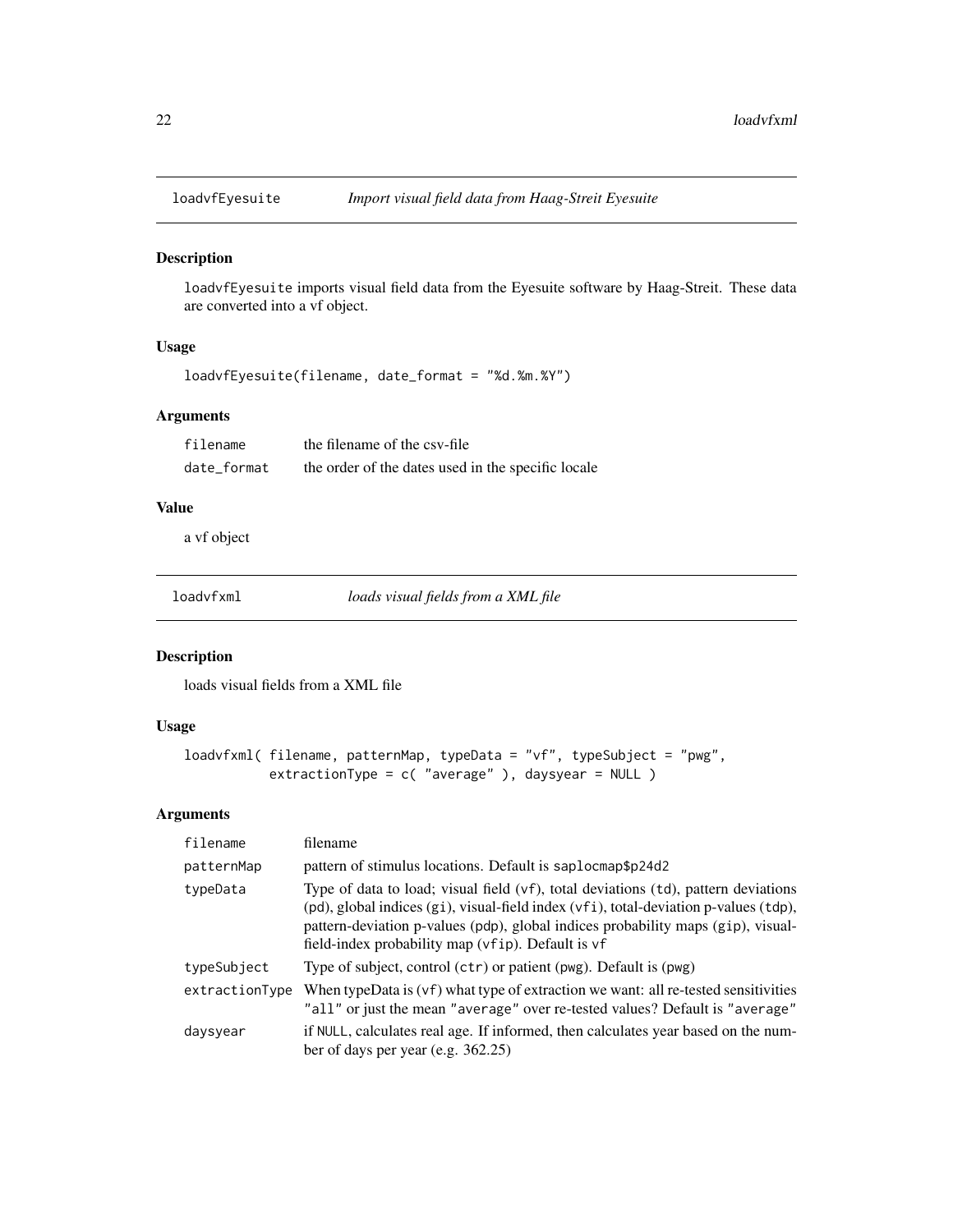## loadvfEyesuite *Import visual field data from Haag-Streit Eyesuite*

### Description

loadvfEyesuite imports visual field data from the Eyesuite software by Haag-Streit. These data are converted into a vf object.

### Usage

```
loadvfEyesuite(filename, date_format = "%d.%m.%Y")
```

### Arguments

| | |
|---|---|
| filename | the filename of the csv-file |
| date_format | the order of the dates used in the specific locale |

### Value

a vf object

## loadvfxml *loads visual fields from a XML file*

### Description

loads visual fields from a XML file

### Usage

```
loadvfxml( filename, patternMap, typeData = "vf", typeSubject = "pwg",
          extractionType = c( "average" ), daysyear = NULL )
```

### Arguments

| | |
|---|---|
| filename | filename |
| patternMap | pattern of stimulus locations. Default is saplocmap$p24d2 |
| typeData | Type of data to load; visual field (vf), total deviations (td), pattern deviations (pd), global indices (gi), visual-field index (vfi), total-deviation p-values (tdp), pattern-deviation p-values (pdp), global indices probability maps (gip), visual-field-index probability map (vfip). Default is vf |
| typeSubject | Type of subject, control (ctr) or patient (pwg). Default is (pwg) |
| extractionType | When typeData is (vf) what type of extraction we want: all re-tested sensitivities "all" or just the mean "average" over re-tested values? Default is "average" |
| daysyear | if NULL, calculates real age. If informed, then calculates year based on the number of days per year (e.g. 362.25) |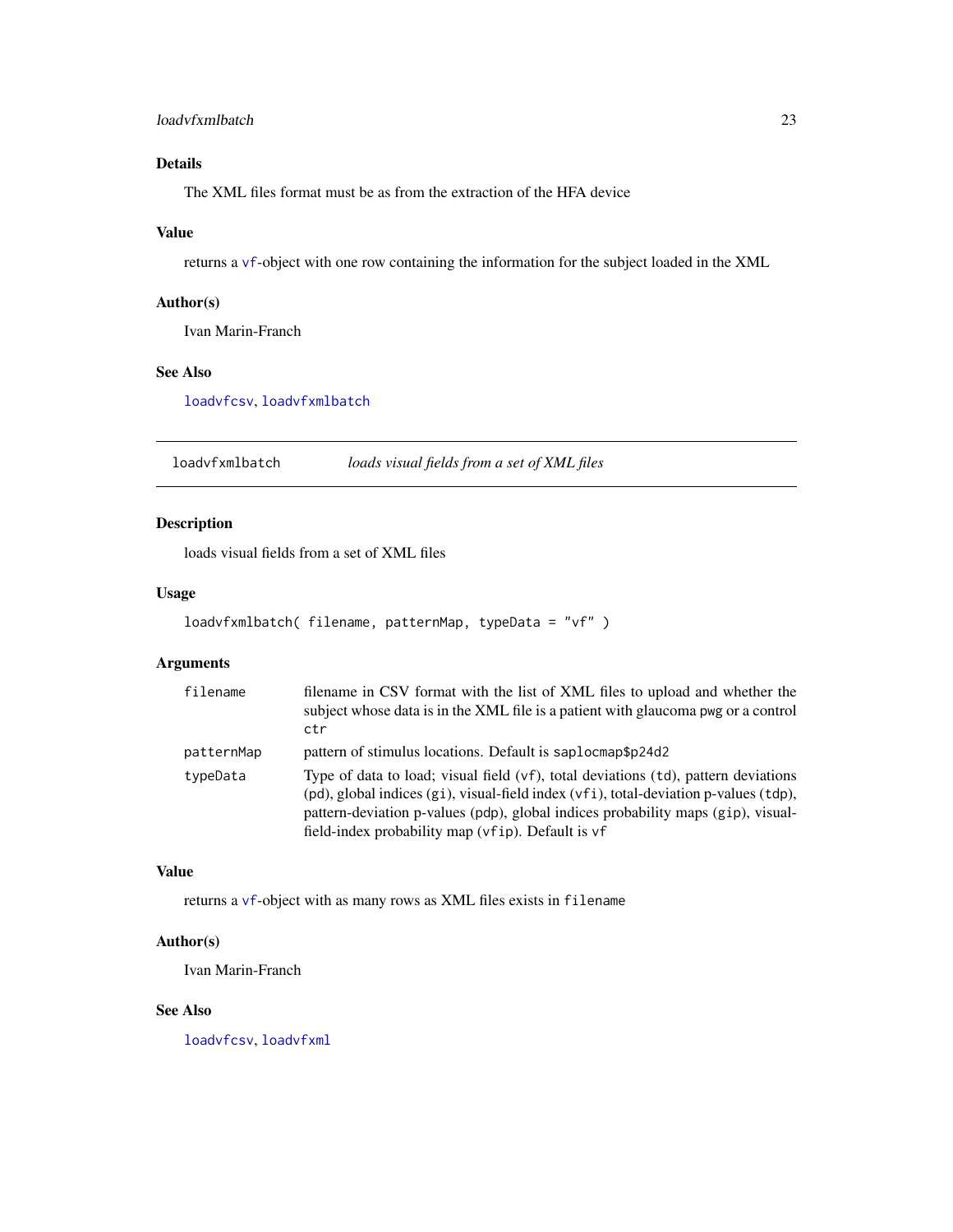### Details

The XML files format must be as from the extraction of the HFA device

### Value

returns a vf-object with one row containing the information for the subject loaded in the XML

### Author(s)

Ivan Marin-Franch

### See Also

loadvfcsv, loadvfxmlbatch

---

## loadvfxmlbatch — *loads visual fields from a set of XML files*

### Description

loads visual fields from a set of XML files

### Usage

```
loadvfxmlbatch( filename, patternMap, typeData = "vf" )
```

### Arguments

| | |
|---|---|
| `filename` | filename in CSV format with the list of XML files to upload and whether the subject whose data is in the XML file is a patient with glaucoma `pwg` or a control `ctr` |
| `patternMap` | pattern of stimulus locations. Default is `saplocmap$p24d2` |
| `typeData` | Type of data to load; visual field (`vf`), total deviations (`td`), pattern deviations (`pd`), global indices (`gi`), visual-field index (`vfi`), total-deviation p-values (`tdp`), pattern-deviation p-values (`pdp`), global indices probability maps (`gip`), visual-field-index probability map (`vfip`). Default is `vf` |

### Value

returns a vf-object with as many rows as XML files exists in `filename`

### Author(s)

Ivan Marin-Franch

### See Also

loadvfcsv, loadvfxml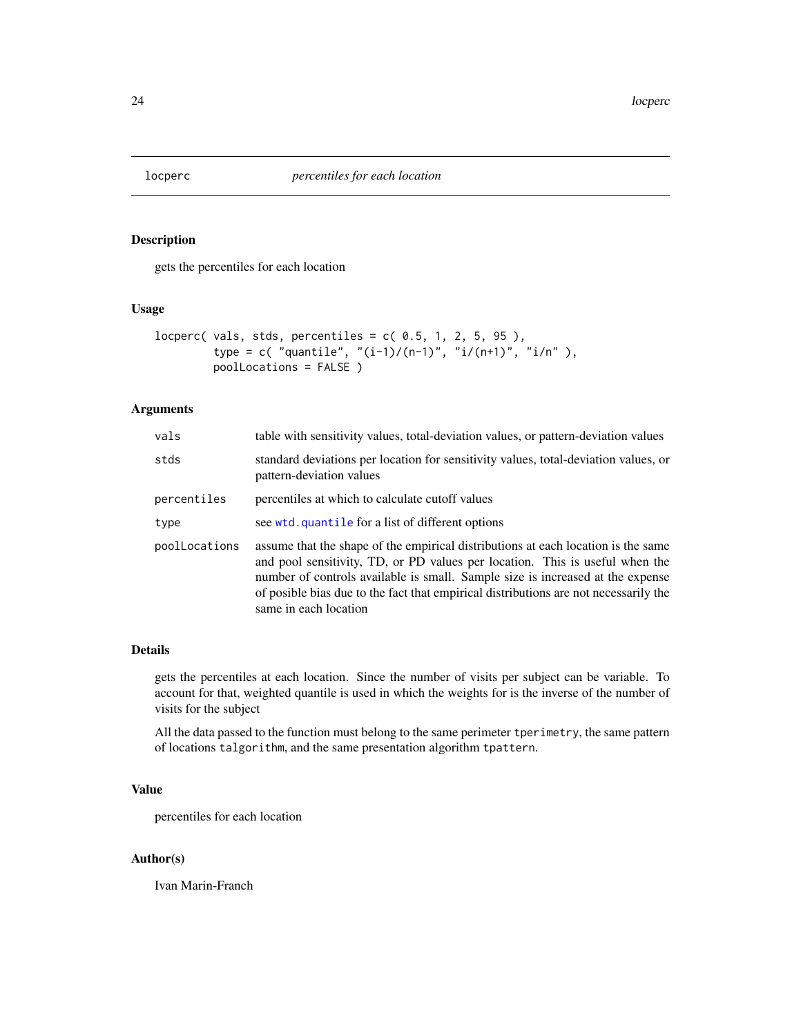# locperc — *percentiles for each location*

## Description

gets the percentiles for each location

## Usage

```
locperc( vals, stds, percentiles = c( 0.5, 1, 2, 5, 95 ),
         type = c( "quantile", "(i-1)/(n-1)", "i/(n+1)", "i/n" ),
         poolLocations = FALSE )
```

## Arguments

| | |
|---|---|
| `vals` | table with sensitivity values, total-deviation values, or pattern-deviation values |
| `stds` | standard deviations per location for sensitivity values, total-deviation values, or pattern-deviation values |
| `percentiles` | percentiles at which to calculate cutoff values |
| `type` | see `wtd.quantile` for a list of different options |
| `poolLocations` | assume that the shape of the empirical distributions at each location is the same and pool sensitivity, TD, or PD values per location. This is useful when the number of controls available is small. Sample size is increased at the expense of posible bias due to the fact that empirical distributions are not necessarily the same in each location |

## Details

gets the percentiles at each location. Since the number of visits per subject can be variable. To account for that, weighted quantile is used in which the weights for is the inverse of the number of visits for the subject

All the data passed to the function must belong to the same perimeter `tperimetry`, the same pattern of locations `talgorithm`, and the same presentation algorithm `tpattern`.

## Value

percentiles for each location

## Author(s)

Ivan Marin-Franch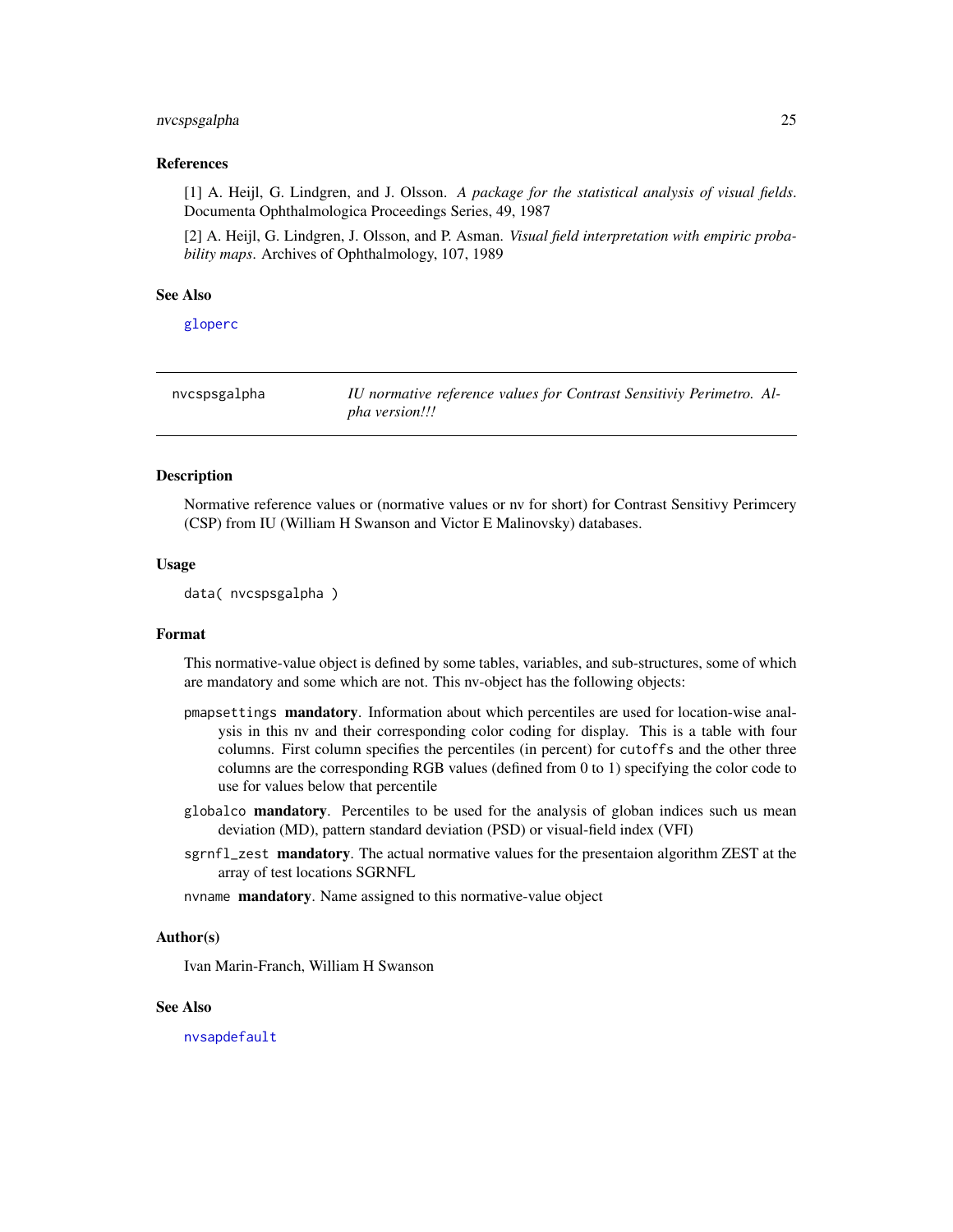### References

[1] A. Heijl, G. Lindgren, and J. Olsson. *A package for the statistical analysis of visual fields*. Documenta Ophthalmologica Proceedings Series, 49, 1987

[2] A. Heijl, G. Lindgren, J. Olsson, and P. Asman. *Visual field interpretation with empiric probability maps*. Archives of Ophthalmology, 107, 1989

### See Also

gloperc

---

## nvcspsgalpha — *IU normative reference values for Contrast Sensitiviy Perimetro. Alpha version!!!*

---

### Description

Normative reference values or (normative values or nv for short) for Contrast Sensitivy Perimcery (CSP) from IU (William H Swanson and Victor E Malinovsky) databases.

### Usage

```
data( nvcspsgalpha )
```

### Format

This normative-value object is defined by some tables, variables, and sub-structures, some of which are mandatory and some which are not. This nv-object has the following objects:

- `pmapsettings` **mandatory**. Information about which percentiles are used for location-wise analysis in this nv and their corresponding color coding for display. This is a table with four columns. First column specifies the percentiles (in percent) for `cutoffs` and the other three columns are the corresponding RGB values (defined from 0 to 1) specifying the color code to use for values below that percentile
- `globalco` **mandatory**. Percentiles to be used for the analysis of globan indices such us mean deviation (MD), pattern standard deviation (PSD) or visual-field index (VFI)
- `sgrnfl_zest` **mandatory**. The actual normative values for the presentaion algorithm ZEST at the array of test locations SGRNFL
- `nvname` **mandatory**. Name assigned to this normative-value object

### Author(s)

Ivan Marin-Franch, William H Swanson

### See Also

nvsapdefault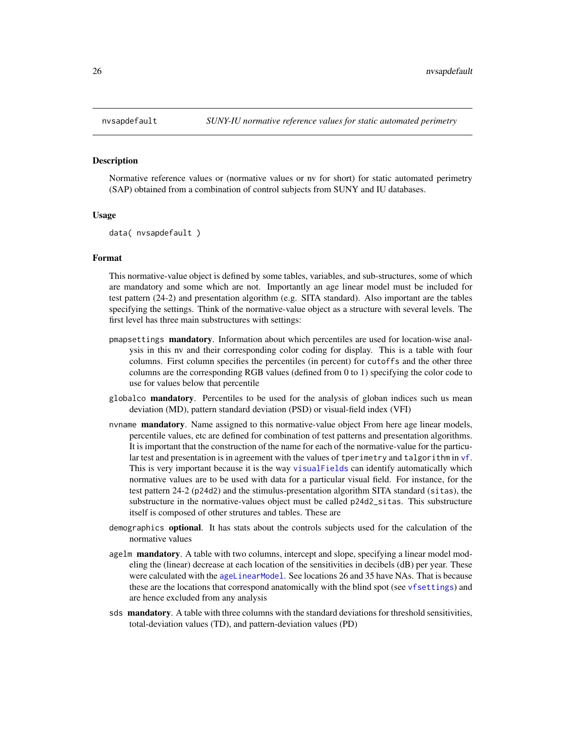## nvsapdefault — *SUNY-IU normative reference values for static automated perimetry*

### Description

Normative reference values or (normative values or nv for short) for static automated perimetry (SAP) obtained from a combination of control subjects from SUNY and IU databases.

### Usage

```
data( nvsapdefault )
```

### Format

This normative-value object is defined by some tables, variables, and sub-structures, some of which are mandatory and some which are not. Importantly an age linear model must be included for test pattern (24-2) and presentation algorithm (e.g. SITA standard). Also important are the tables specifying the settings. Think of the normative-value object as a structure with several levels. The first level has three main substructures with settings:

- `pmapsettings` **mandatory**. Information about which percentiles are used for location-wise analysis in this nv and their corresponding color coding for display. This is a table with four columns. First column specifies the percentiles (in percent) for `cutoffs` and the other three columns are the corresponding RGB values (defined from 0 to 1) specifying the color code to use for values below that percentile
- `globalco` **mandatory**. Percentiles to be used for the analysis of globan indices such us mean deviation (MD), pattern standard deviation (PSD) or visual-field index (VFI)
- `nvname` **mandatory**. Name assigned to this normative-value object From here age linear models, percentile values, etc are defined for combination of test patterns and presentation algorithms. It is important that the construction of the name for each of the normative-value for the particular test and presentation is in agreement with the values of `tperimetry` and `talgorithm` in `vf`. This is very important because it is the way `visualFields` can identify automatically which normative values are to be used with data for a particular visual field. For instance, for the test pattern 24-2 (`p24d2`) and the stimulus-presentation algorithm SITA standard (`sitas`), the substructure in the normative-values object must be called `p24d2_sitas`. This substructure itself is composed of other strutures and tables. These are
- `demographics` **optional**. It has stats about the controls subjects used for the calculation of the normative values
- `agelm` **mandatory**. A table with two columns, intercept and slope, specifying a linear model modeling the (linear) decrease at each location of the sensitivities in decibels (dB) per year. These were calculated with the `ageLinearModel`. See locations 26 and 35 have NAs. That is because these are the locations that correspond anatomically with the blind spot (see `vfsettings`) and are hence excluded from any analysis
- `sds` **mandatory**. A table with three columns with the standard deviations for threshold sensitivities, total-deviation values (TD), and pattern-deviation values (PD)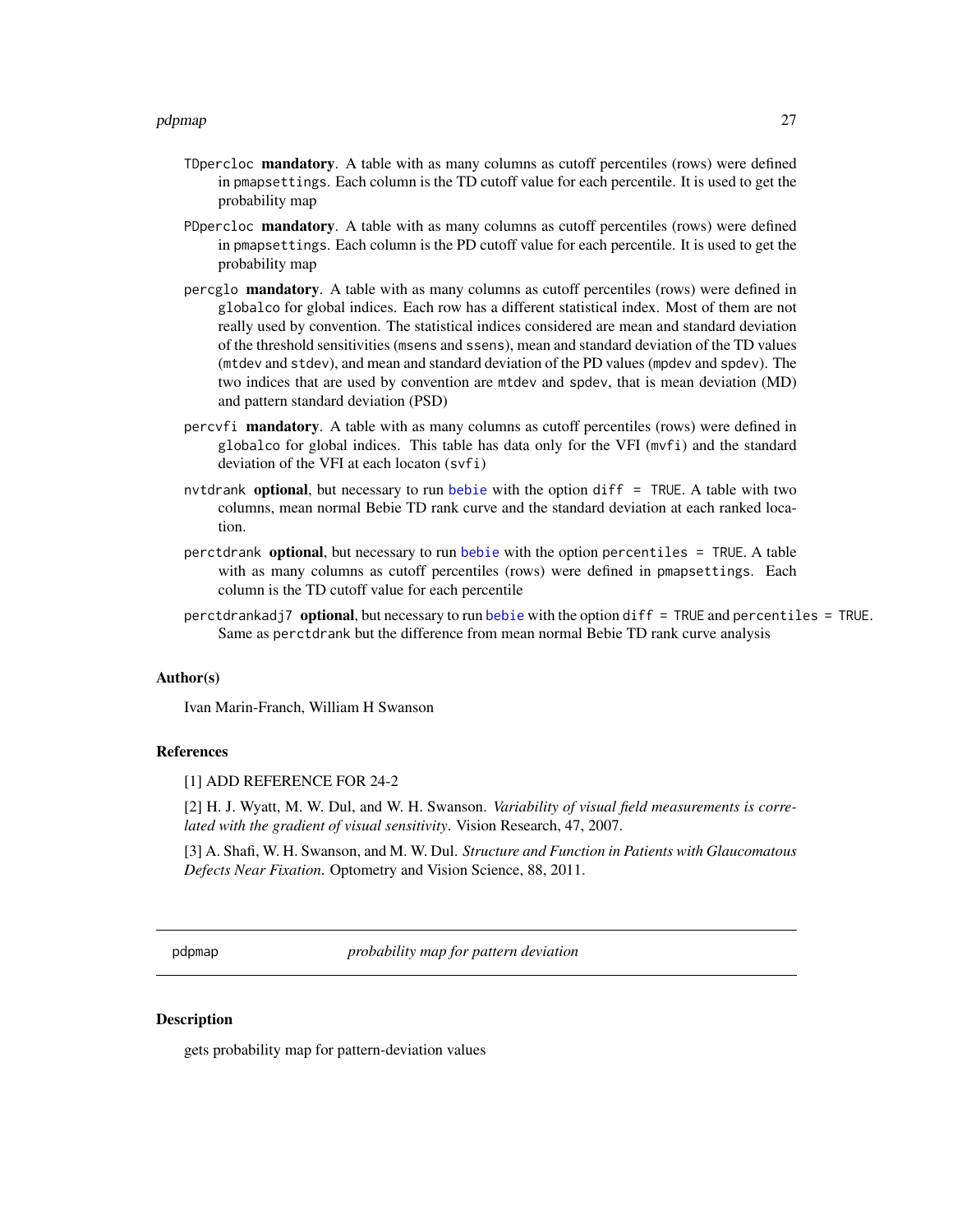TDpercloc **mandatory**. A table with as many columns as cutoff percentiles (rows) were defined in pmapsettings. Each column is the TD cutoff value for each percentile. It is used to get the probability map

PDpercloc **mandatory**. A table with as many columns as cutoff percentiles (rows) were defined in pmapsettings. Each column is the PD cutoff value for each percentile. It is used to get the probability map

percglo **mandatory**. A table with as many columns as cutoff percentiles (rows) were defined in globalco for global indices. Each row has a different statistical index. Most of them are not really used by convention. The statistical indices considered are mean and standard deviation of the threshold sensitivities (msens and ssens), mean and standard deviation of the TD values (mtdev and stdev), and mean and standard deviation of the PD values (mpdev and spdev). The two indices that are used by convention are mtdev and spdev, that is mean deviation (MD) and pattern standard deviation (PSD)

percvfi **mandatory**. A table with as many columns as cutoff percentiles (rows) were defined in globalco for global indices. This table has data only for the VFI (mvfi) and the standard deviation of the VFI at each locaton (svfi)

nvtdrank **optional**, but necessary to run bebie with the option diff = TRUE. A table with two columns, mean normal Bebie TD rank curve and the standard deviation at each ranked location.

perctdrank **optional**, but necessary to run bebie with the option percentiles = TRUE. A table with as many columns as cutoff percentiles (rows) were defined in pmapsettings. Each column is the TD cutoff value for each percentile

perctdrankadj7 **optional**, but necessary to run bebie with the option diff = TRUE and percentiles = TRUE. Same as perctdrank but the difference from mean normal Bebie TD rank curve analysis

### Author(s)

Ivan Marin-Franch, William H Swanson

### References

[1] ADD REFERENCE FOR 24-2

[2] H. J. Wyatt, M. W. Dul, and W. H. Swanson. *Variability of visual field measurements is correlated with the gradient of visual sensitivity*. Vision Research, 47, 2007.

[3] A. Shafi, W. H. Swanson, and M. W. Dul. *Structure and Function in Patients with Glaucomatous Defects Near Fixation*. Optometry and Vision Science, 88, 2011.

---

## pdpmap — *probability map for pattern deviation*

### Description

gets probability map for pattern-deviation values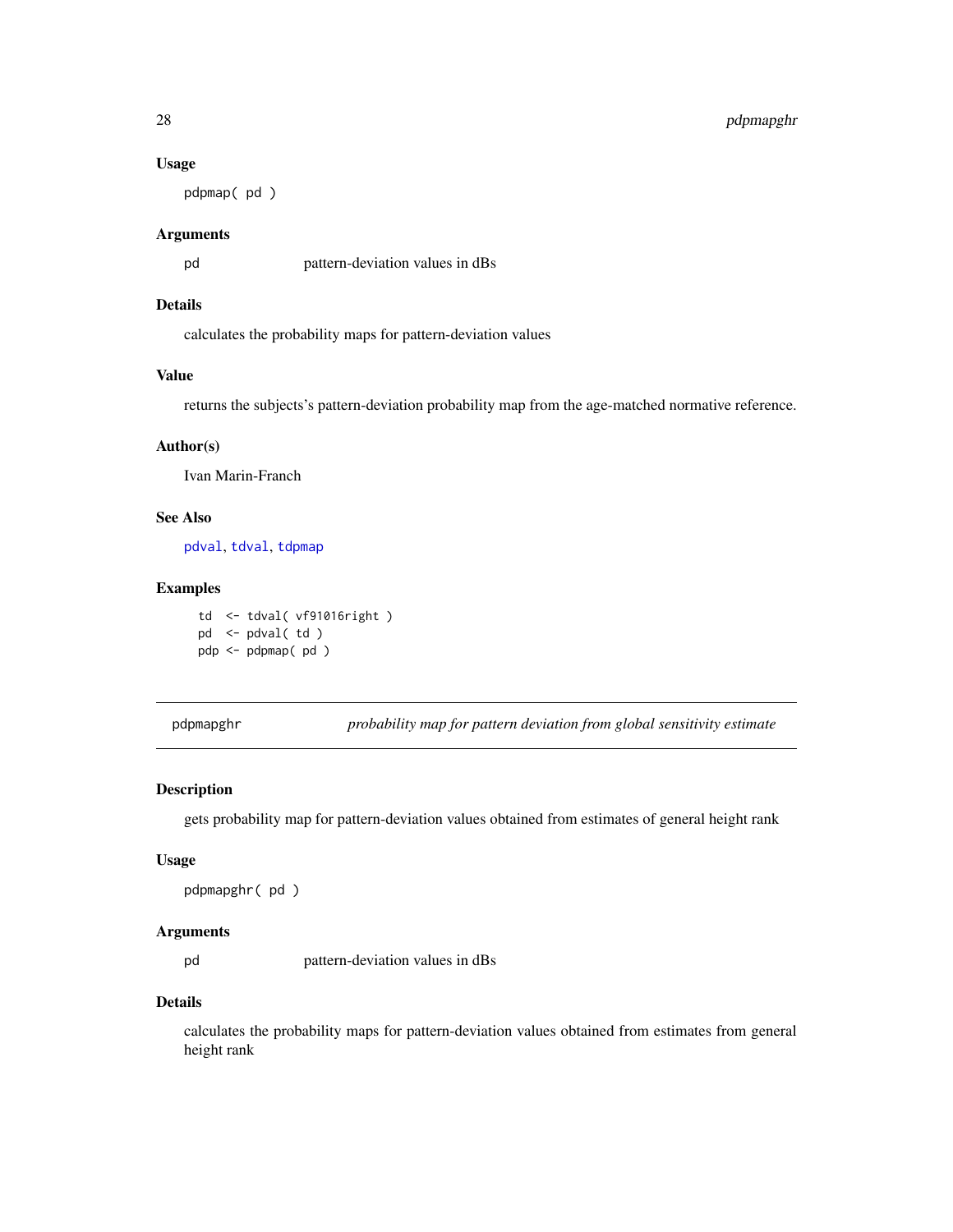### Usage

```
pdpmap( pd )
```

### Arguments

pd pattern-deviation values in dBs

### Details

calculates the probability maps for pattern-deviation values

### Value

returns the subjects's pattern-deviation probability map from the age-matched normative reference.

### Author(s)

Ivan Marin-Franch

### See Also

pdval, tdval, tdpmap

### Examples

```
td  <- tdval( vf91016right )
pd  <- pdval( td )
pdp <- pdpmap( pd )
```

---

## pdpmapghr *probability map for pattern deviation from global sensitivity estimate*

---

### Description

gets probability map for pattern-deviation values obtained from estimates of general height rank

### Usage

```
pdpmapghr( pd )
```

### Arguments

pd pattern-deviation values in dBs

### Details

calculates the probability maps for pattern-deviation values obtained from estimates from general height rank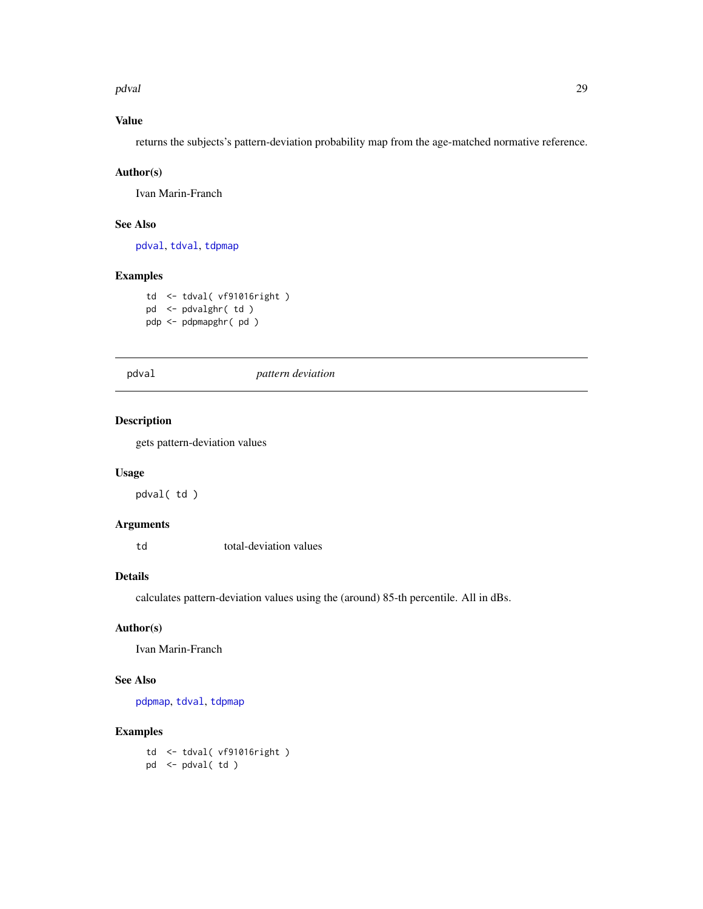### Value

returns the subjects's pattern-deviation probability map from the age-matched normative reference.

### Author(s)

Ivan Marin-Franch

### See Also

pdval, tdval, tdpmap

### Examples

```
td  <- tdval( vf91016right )
pd  <- pdvalghr( td )
pdp <- pdpmapghr( pd )
```

---

## pdval &emsp;&emsp;&emsp; *pattern deviation*

---

### Description

gets pattern-deviation values

### Usage

```
pdval( td )
```

### Arguments

| | |
|---|---|
| td | total-deviation values |

### Details

calculates pattern-deviation values using the (around) 85-th percentile. All in dBs.

### Author(s)

Ivan Marin-Franch

### See Also

pdpmap, tdval, tdpmap

### Examples

```
td  <- tdval( vf91016right )
pd  <- pdval( td )
```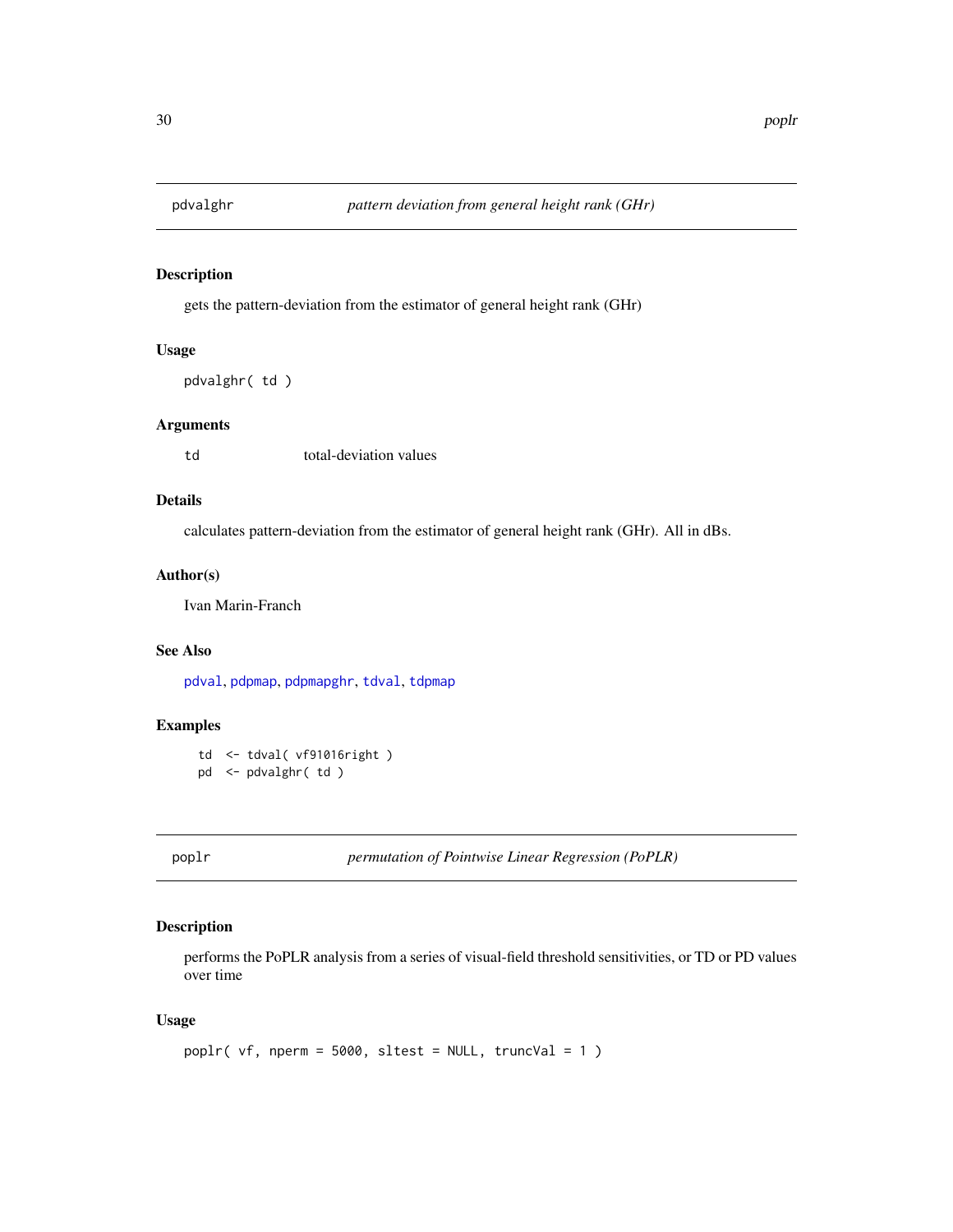## pdvalghr — *pattern deviation from general height rank (GHr)*

### Description

gets the pattern-deviation from the estimator of general height rank (GHr)

### Usage

```
pdvalghr( td )
```

### Arguments

td    total-deviation values

### Details

calculates pattern-deviation from the estimator of general height rank (GHr). All in dBs.

### Author(s)

Ivan Marin-Franch

### See Also

pdval, pdpmap, pdpmapghr, tdval, tdpmap

### Examples

```
td  <- tdval( vf91016right )
pd  <- pdvalghr( td )
```

## poplr — *permutation of Pointwise Linear Regression (PoPLR)*

### Description

performs the PoPLR analysis from a series of visual-field threshold sensitivities, or TD or PD values over time

### Usage

```
poplr( vf, nperm = 5000, sltest = NULL, truncVal = 1 )
```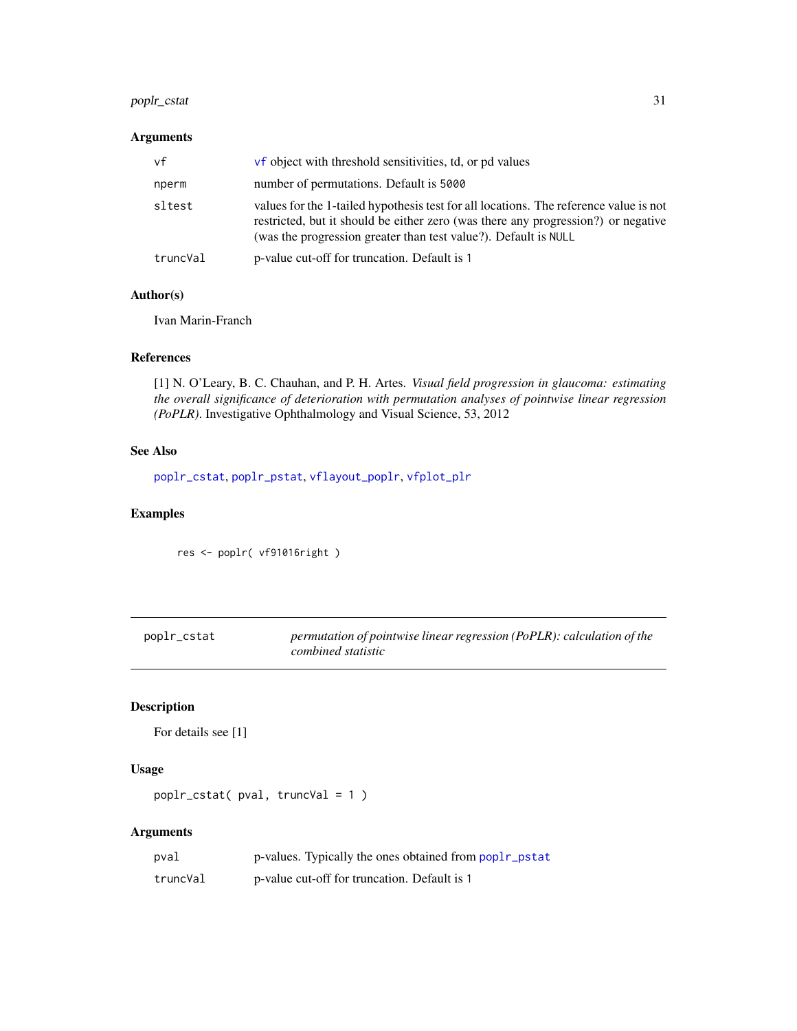### Arguments

| | |
|---|---|
| `vf` | `vf` object with threshold sensitivities, td, or pd values |
| `nperm` | number of permutations. Default is `5000` |
| `sltest` | values for the 1-tailed hypothesis test for all locations. The reference value is not restricted, but it should be either zero (was there any progression?) or negative (was the progression greater than test value?). Default is `NULL` |
| `truncVal` | p-value cut-off for truncation. Default is `1` |

### Author(s)

Ivan Marin-Franch

### References

[1] N. O'Leary, B. C. Chauhan, and P. H. Artes. *Visual field progression in glaucoma: estimating the overall significance of deterioration with permutation analyses of pointwise linear regression (PoPLR)*. Investigative Ophthalmology and Visual Science, 53, 2012

### See Also

`poplr_cstat`, `poplr_pstat`, `vflayout_poplr`, `vfplot_plr`

### Examples

```
res <- poplr( vf91016right )
```

---

## poplr_cstat — *permutation of pointwise linear regression (PoPLR): calculation of the combined statistic*

---

### Description

For details see [1]

### Usage

```
poplr_cstat( pval, truncVal = 1 )
```

### Arguments

| | |
|---|---|
| `pval` | p-values. Typically the ones obtained from `poplr_pstat` |
| `truncVal` | p-value cut-off for truncation. Default is `1` |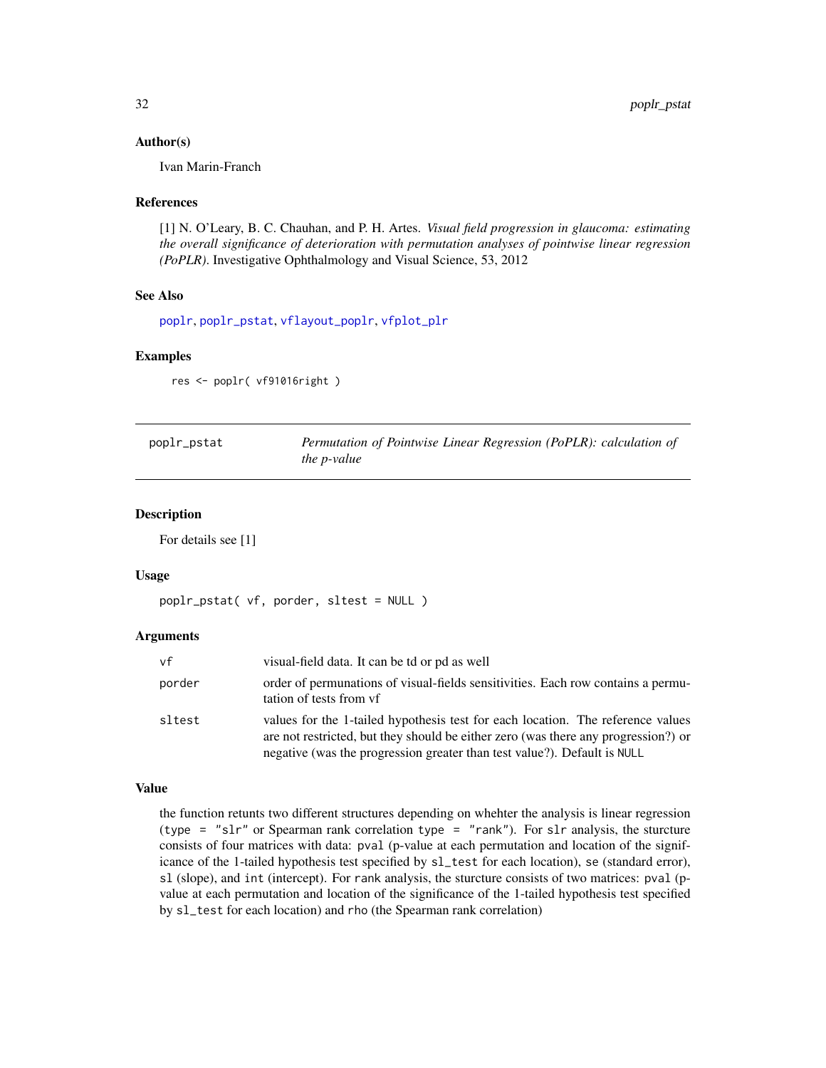### Author(s)

Ivan Marin-Franch

### References

[1] N. O'Leary, B. C. Chauhan, and P. H. Artes. *Visual field progression in glaucoma: estimating the overall significance of deterioration with permutation analyses of pointwise linear regression (PoPLR)*. Investigative Ophthalmology and Visual Science, 53, 2012

### See Also

poplr, poplr_pstat, vflayout_poplr, vfplot_plr

### Examples

```
res <- poplr( vf91016right )
```

---

## poplr_pstat — *Permutation of Pointwise Linear Regression (PoPLR): calculation of the p-value*

### Description

For details see [1]

### Usage

```
poplr_pstat( vf, porder, sltest = NULL )
```

### Arguments

| | |
|---|---|
| `vf` | visual-field data. It can be td or pd as well |
| `porder` | order of permunations of visual-fields sensitivities. Each row contains a permutation of tests from vf |
| `sltest` | values for the 1-tailed hypothesis test for each location. The reference values are not restricted, but they should be either zero (was there any progression?) or negative (was the progression greater than test value?). Default is `NULL` |

### Value

the function retunts two different structures depending on whehter the analysis is linear regression (`type = "slr"` or Spearman rank correlation `type = "rank"`). For `slr` analysis, the sturcture consists of four matrices with data: `pval` (p-value at each permutation and location of the significance of the 1-tailed hypothesis test specified by `sl_test` for each location), `se` (standard error), `sl` (slope), and `int` (intercept). For `rank` analysis, the sturcture consists of two matrices: `pval` (p-value at each permutation and location of the significance of the 1-tailed hypothesis test specified by `sl_test` for each location) and `rho` (the Spearman rank correlation)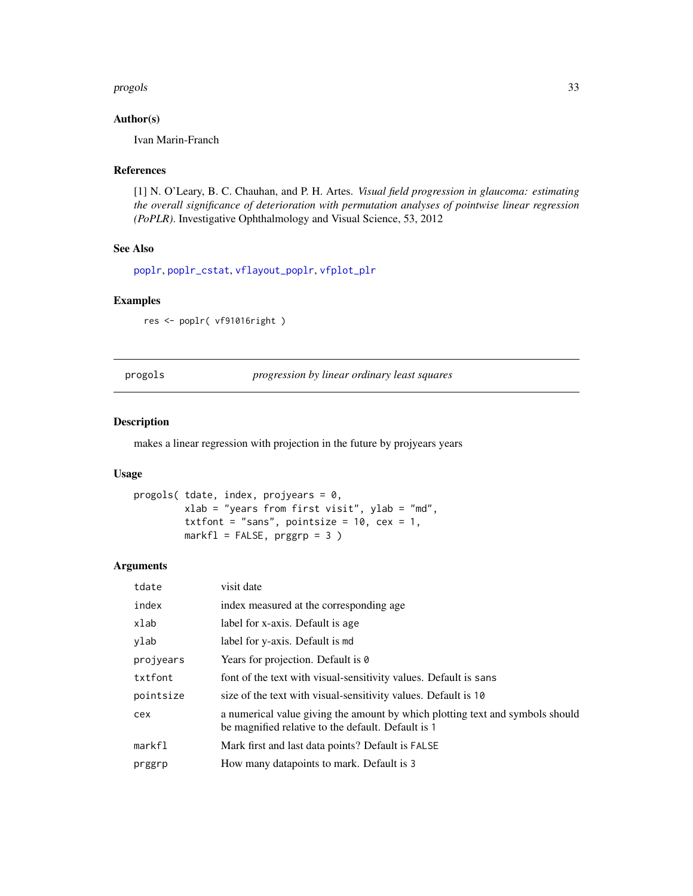## Author(s)

Ivan Marin-Franch

## References

[1] N. O'Leary, B. C. Chauhan, and P. H. Artes. *Visual field progression in glaucoma: estimating the overall significance of deterioration with permutation analyses of pointwise linear regression (PoPLR)*. Investigative Ophthalmology and Visual Science, 53, 2012

## See Also

`poplr`, `poplr_cstat`, `vflayout_poplr`, `vfplot_plr`

## Examples

```
res <- poplr( vf91016right )
```

---

# progols — *progression by linear ordinary least squares*

## Description

makes a linear regression with projection in the future by projyears years

## Usage

```
progols( tdate, index, projyears = 0,
         xlab = "years from first visit", ylab = "md",
         txtfont = "sans", pointsize = 10, cex = 1,
         markfl = FALSE, prggrp = 3 )
```

## Arguments

| | |
|---|---|
| `tdate` | visit date |
| `index` | index measured at the corresponding age |
| `xlab` | label for x-axis. Default is `age` |
| `ylab` | label for y-axis. Default is `md` |
| `projyears` | Years for projection. Default is `0` |
| `txtfont` | font of the text with visual-sensitivity values. Default is `sans` |
| `pointsize` | size of the text with visual-sensitivity values. Default is `10` |
| `cex` | a numerical value giving the amount by which plotting text and symbols should be magnified relative to the default. Default is `1` |
| `markfl` | Mark first and last data points? Default is `FALSE` |
| `prggrp` | How many datapoints to mark. Default is `3` |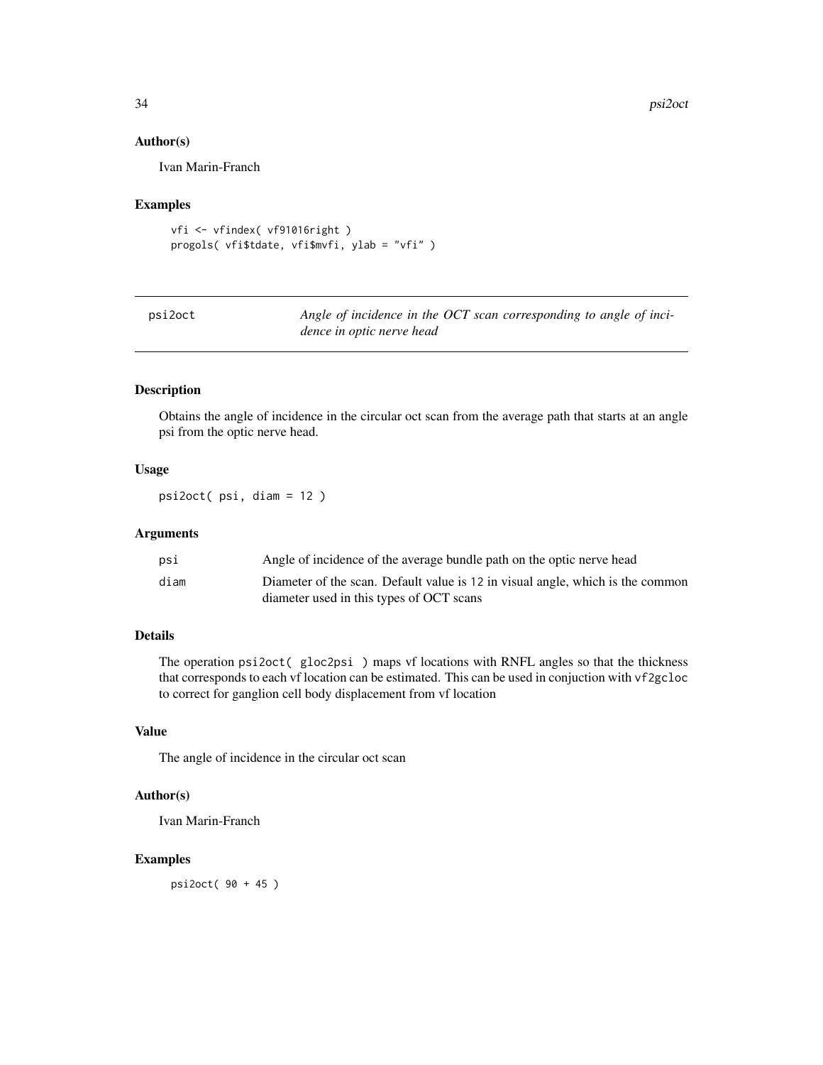### Author(s)

Ivan Marin-Franch

### Examples

```
vfi <- vfindex( vf91016right )
progols( vfi$tdate, vfi$mvfi, ylab = "vfi" )
```

---

## psi2oct — *Angle of incidence in the OCT scan corresponding to angle of incidence in optic nerve head*

---

### Description

Obtains the angle of incidence in the circular oct scan from the average path that starts at an angle psi from the optic nerve head.

### Usage

```
psi2oct( psi, diam = 12 )
```

### Arguments

| | |
|---|---|
| psi | Angle of incidence of the average bundle path on the optic nerve head |
| diam | Diameter of the scan. Default value is 12 in visual angle, which is the common diameter used in this types of OCT scans |

### Details

The operation `psi2oct( gloc2psi )` maps vf locations with RNFL angles so that the thickness that corresponds to each vf location can be estimated. This can be used in conjuction with `vf2gcloc` to correct for ganglion cell body displacement from vf location

### Value

The angle of incidence in the circular oct scan

### Author(s)

Ivan Marin-Franch

### Examples

```
psi2oct( 90 + 45 )
```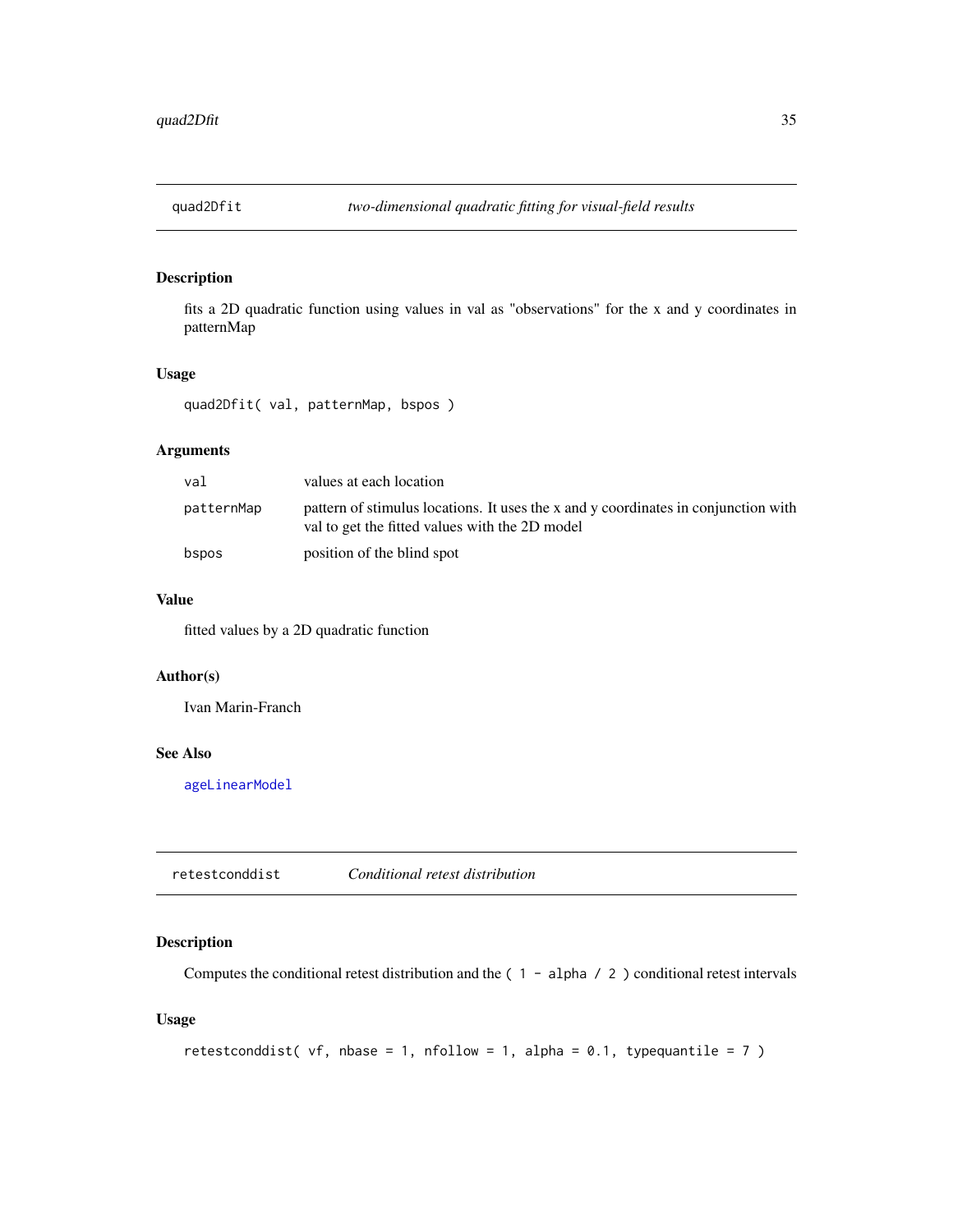## quad2Dfit — *two-dimensional quadratic fitting for visual-field results*

### Description

fits a 2D quadratic function using values in val as "observations" for the x and y coordinates in patternMap

### Usage

```
quad2Dfit( val, patternMap, bspos )
```

### Arguments

| | |
|---|---|
| `val` | values at each location |
| `patternMap` | pattern of stimulus locations. It uses the x and y coordinates in conjunction with val to get the fitted values with the 2D model |
| `bspos` | position of the blind spot |

### Value

fitted values by a 2D quadratic function

### Author(s)

Ivan Marin-Franch

### See Also

`ageLinearModel`

## retestconddist — *Conditional retest distribution*

### Description

Computes the conditional retest distribution and the `( 1 - alpha / 2 )` conditional retest intervals

### Usage

```
retestconddist( vf, nbase = 1, nfollow = 1, alpha = 0.1, typequantile = 7 )
```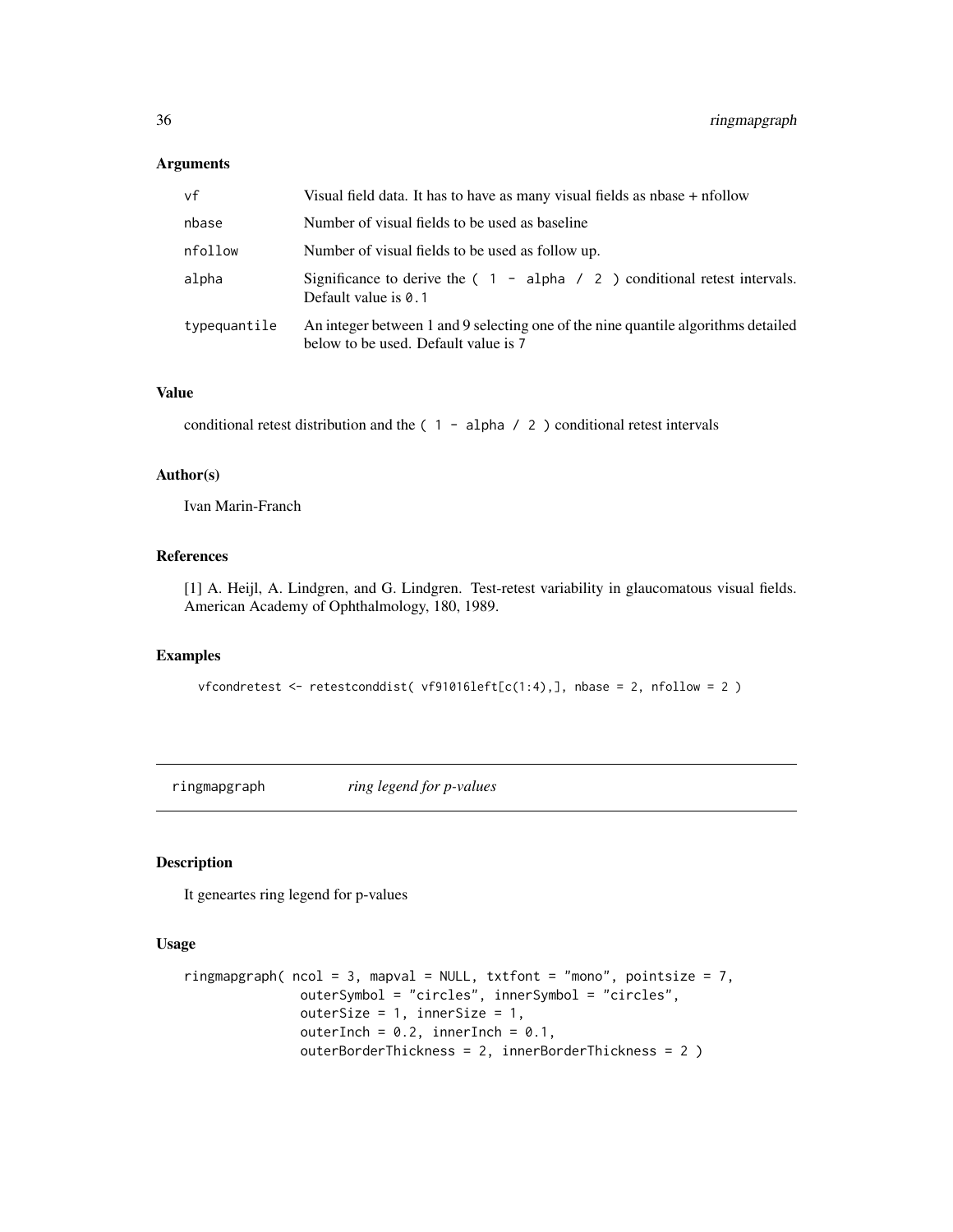### Arguments

| | |
|---|---|
| vf | Visual field data. It has to have as many visual fields as nbase + nfollow |
| nbase | Number of visual fields to be used as baseline |
| nfollow | Number of visual fields to be used as follow up. |
| alpha | Significance to derive the `( 1 - alpha / 2 )` conditional retest intervals. Default value is `0.1` |
| typequantile | An integer between 1 and 9 selecting one of the nine quantile algorithms detailed below to be used. Default value is 7 |

### Value

conditional retest distribution and the `( 1 - alpha / 2 )` conditional retest intervals

### Author(s)

Ivan Marin-Franch

### References

[1] A. Heijl, A. Lindgren, and G. Lindgren. Test-retest variability in glaucomatous visual fields. American Academy of Ophthalmology, 180, 1989.

### Examples

```
vfcondretest <- retestconddist( vf91016left[c(1:4),], nbase = 2, nfollow = 2 )
```

---

## ringmapgraph *ring legend for p-values*

---

### Description

It geneartes ring legend for p-values

### Usage

```
ringmapgraph( ncol = 3, mapval = NULL, txtfont = "mono", pointsize = 7,
              outerSymbol = "circles", innerSymbol = "circles",
              outerSize = 1, innerSize = 1,
              outerInch = 0.2, innerInch = 0.1,
              outerBorderThickness = 2, innerBorderThickness = 2 )
```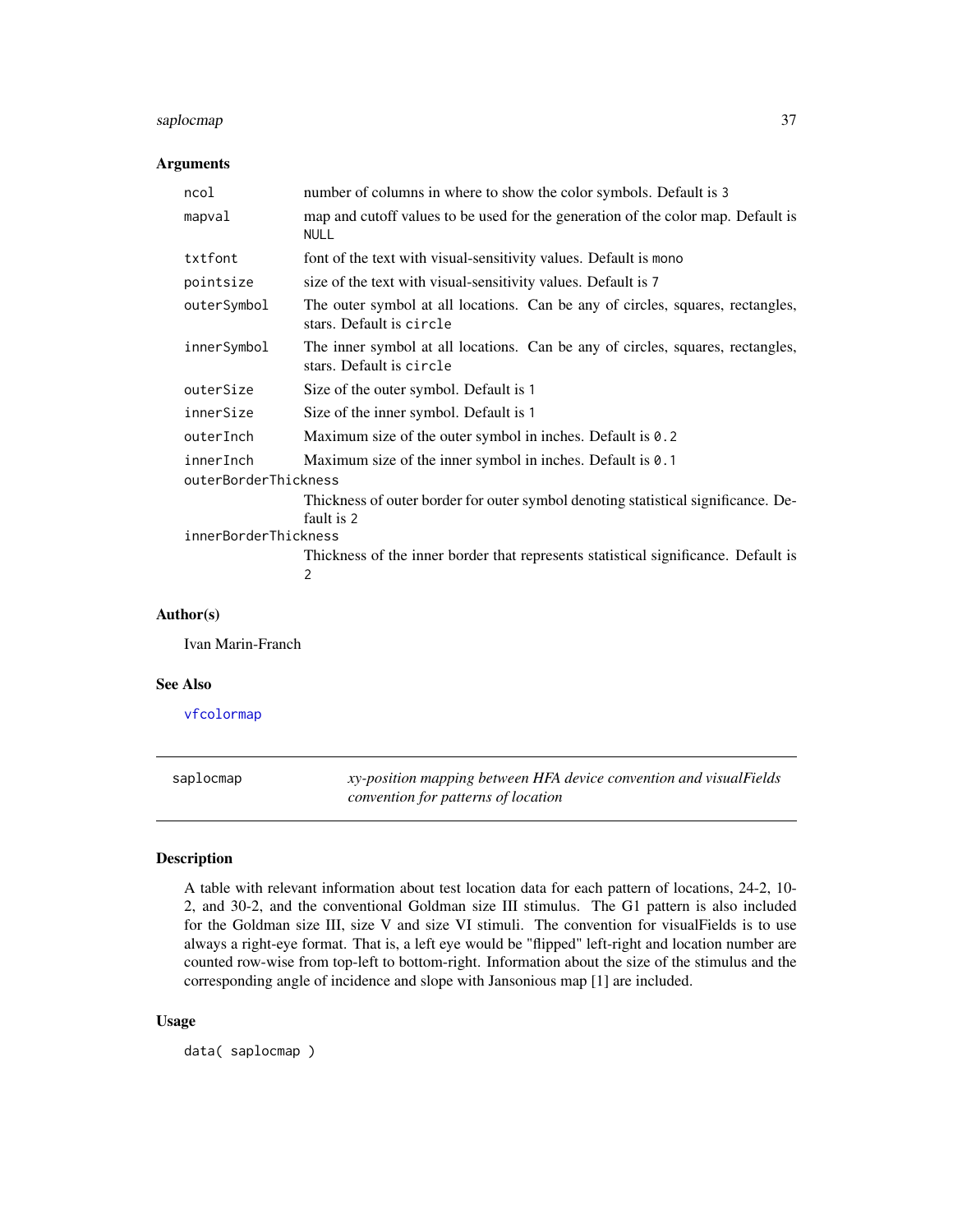### Arguments

| | |
|---|---|
| `ncol` | number of columns in where to show the color symbols. Default is `3` |
| `mapval` | map and cutoff values to be used for the generation of the color map. Default is `NULL` |
| `txtfont` | font of the text with visual-sensitivity values. Default is `mono` |
| `pointsize` | size of the text with visual-sensitivity values. Default is `7` |
| `outerSymbol` | The outer symbol at all locations. Can be any of circles, squares, rectangles, stars. Default is `circle` |
| `innerSymbol` | The inner symbol at all locations. Can be any of circles, squares, rectangles, stars. Default is `circle` |
| `outerSize` | Size of the outer symbol. Default is `1` |
| `innerSize` | Size of the inner symbol. Default is `1` |
| `outerInch` | Maximum size of the outer symbol in inches. Default is `0.2` |
| `innerInch` | Maximum size of the inner symbol in inches. Default is `0.1` |
| `outerBorderThickness` | Thickness of outer border for outer symbol denoting statistical significance. Default is `2` |
| `innerBorderThickness` | Thickness of the inner border that represents statistical significance. Default is `2` |

### Author(s)

Ivan Marin-Franch

### See Also

`vfcolormap`

---

## saplocmap

*xy-position mapping between HFA device convention and visualFields convention for patterns of location*

### Description

A table with relevant information about test location data for each pattern of locations, 24-2, 10-2, and 30-2, and the conventional Goldman size III stimulus. The G1 pattern is also included for the Goldman size III, size V and size VI stimuli. The convention for visualFields is to use always a right-eye format. That is, a left eye would be "flipped" left-right and location number are counted row-wise from top-left to bottom-right. Information about the size of the stimulus and the corresponding angle of incidence and slope with Jansonious map [1] are included.

### Usage

```
data( saplocmap )
```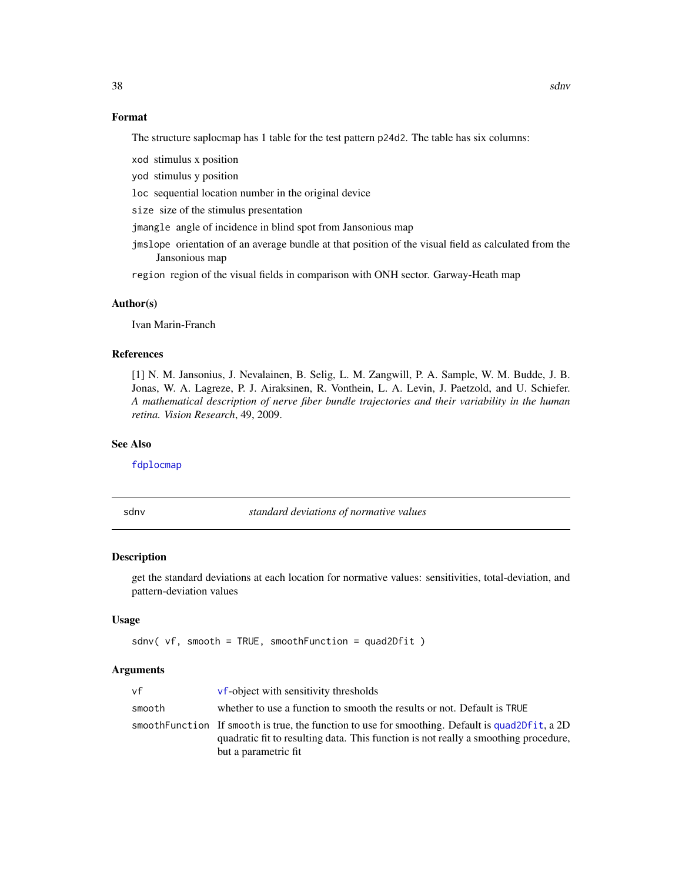### Format

The structure saplocmap has 1 table for the test pattern `p24d2`. The table has six columns:

- `xod` stimulus x position
- `yod` stimulus y position
- `loc` sequential location number in the original device
- `size` size of the stimulus presentation
- `jmangle` angle of incidence in blind spot from Jansonious map
- `jmslope` orientation of an average bundle at that position of the visual field as calculated from the Jansonious map
- `region` region of the visual fields in comparison with ONH sector. Garway-Heath map

### Author(s)

Ivan Marin-Franch

### References

[1] N. M. Jansonius, J. Nevalainen, B. Selig, L. M. Zangwill, P. A. Sample, W. M. Budde, J. B. Jonas, W. A. Lagreze, P. J. Airaksinen, R. Vonthein, L. A. Levin, J. Paetzold, and U. Schiefer. *A mathematical description of nerve fiber bundle trajectories and their variability in the human retina. Vision Research*, 49, 2009.

### See Also

`fdplocmap`

---

## sdnv — *standard deviations of normative values*

### Description

get the standard deviations at each location for normative values: sensitivities, total-deviation, and pattern-deviation values

### Usage

```
sdnv( vf, smooth = TRUE, smoothFunction = quad2Dfit )
```

### Arguments

| Argument | Description |
|---|---|
| `vf` | `vf`-object with sensitivity thresholds |
| `smooth` | whether to use a function to smooth the results or not. Default is `TRUE` |
| `smoothFunction` | If `smooth` is true, the function to use for smoothing. Default is `quad2Dfit`, a 2D quadratic fit to resulting data. This function is not really a smoothing procedure, but a parametric fit |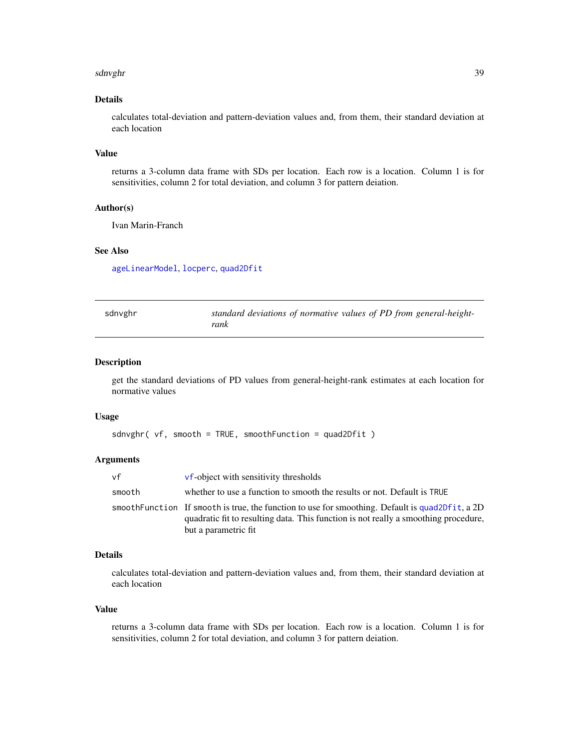### Details

calculates total-deviation and pattern-deviation values and, from them, their standard deviation at each location

### Value

returns a 3-column data frame with SDs per location. Each row is a location. Column 1 is for sensitivities, column 2 for total deviation, and column 3 for pattern deiation.

### Author(s)

Ivan Marin-Franch

### See Also

ageLinearModel, locperc, quad2Dfit

---

## sdnvghr — *standard deviations of normative values of PD from general-height-rank*

### Description

get the standard deviations of PD values from general-height-rank estimates at each location for normative values

### Usage

```
sdnvghr( vf, smooth = TRUE, smoothFunction = quad2Dfit )
```

### Arguments

| | |
|---|---|
| vf | vf-object with sensitivity thresholds |
| smooth | whether to use a function to smooth the results or not. Default is TRUE |
| smoothFunction | If smooth is true, the function to use for smoothing. Default is quad2Dfit, a 2D quadratic fit to resulting data. This function is not really a smoothing procedure, but a parametric fit |

### Details

calculates total-deviation and pattern-deviation values and, from them, their standard deviation at each location

### Value

returns a 3-column data frame with SDs per location. Each row is a location. Column 1 is for sensitivities, column 2 for total deviation, and column 3 for pattern deiation.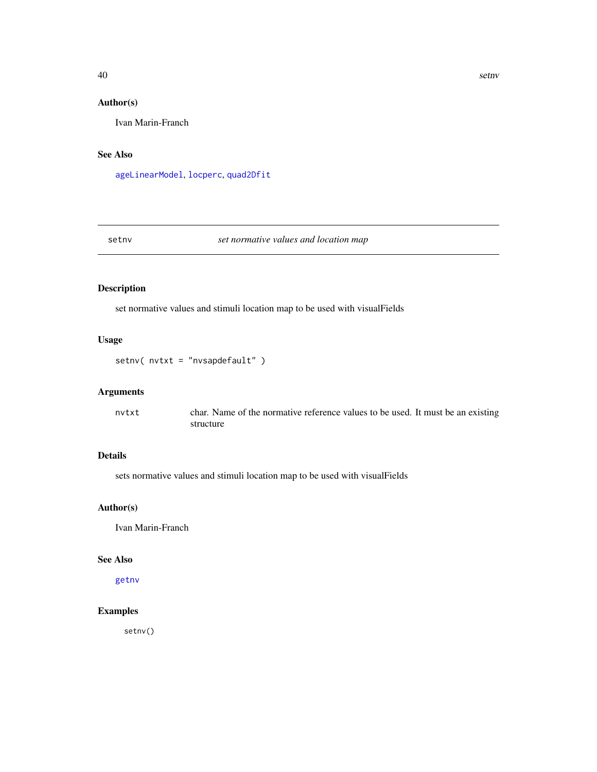### Author(s)

Ivan Marin-Franch

### See Also

`ageLinearModel`, `locperc`, `quad2Dfit`

---

## setnv — *set normative values and location map*

---

### Description

set normative values and stimuli location map to be used with visualFields

### Usage

```
setnv( nvtxt = "nvsapdefault" )
```

### Arguments

| | |
|---|---|
| `nvtxt` | char. Name of the normative reference values to be used. It must be an existing structure |

### Details

sets normative values and stimuli location map to be used with visualFields

### Author(s)

Ivan Marin-Franch

### See Also

`getnv`

### Examples

```
setnv()
```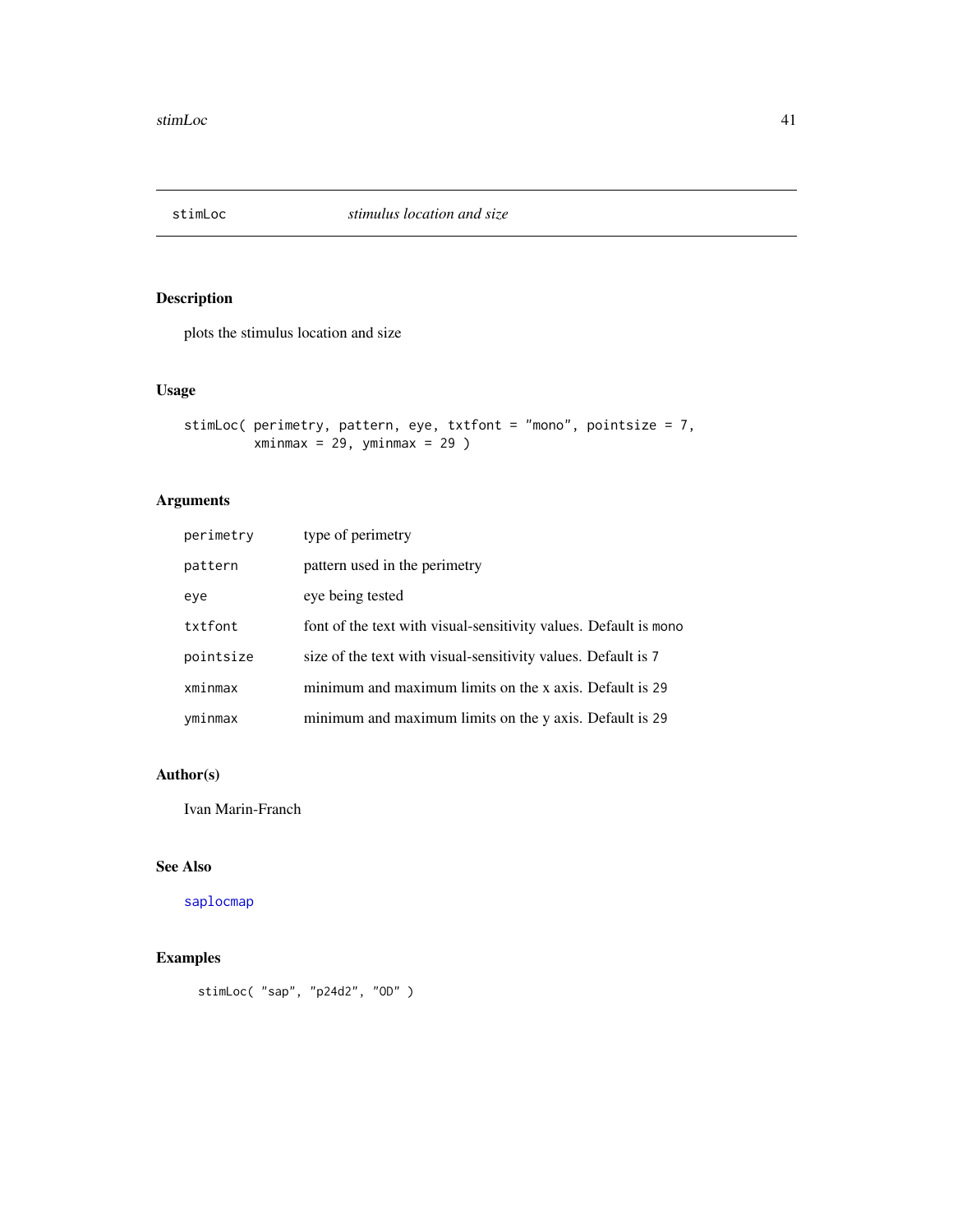## stimLoc — *stimulus location and size*

### Description

plots the stimulus location and size

### Usage

```
stimLoc( perimetry, pattern, eye, txtfont = "mono", pointsize = 7,
         xminmax = 29, yminmax = 29 )
```

### Arguments

| | |
|---|---|
| `perimetry` | type of perimetry |
| `pattern` | pattern used in the perimetry |
| `eye` | eye being tested |
| `txtfont` | font of the text with visual-sensitivity values. Default is `mono` |
| `pointsize` | size of the text with visual-sensitivity values. Default is `7` |
| `xminmax` | minimum and maximum limits on the x axis. Default is `29` |
| `yminmax` | minimum and maximum limits on the y axis. Default is `29` |

### Author(s)

Ivan Marin-Franch

### See Also

`saplocmap`

### Examples

```
stimLoc( "sap", "p24d2", "OD" )
```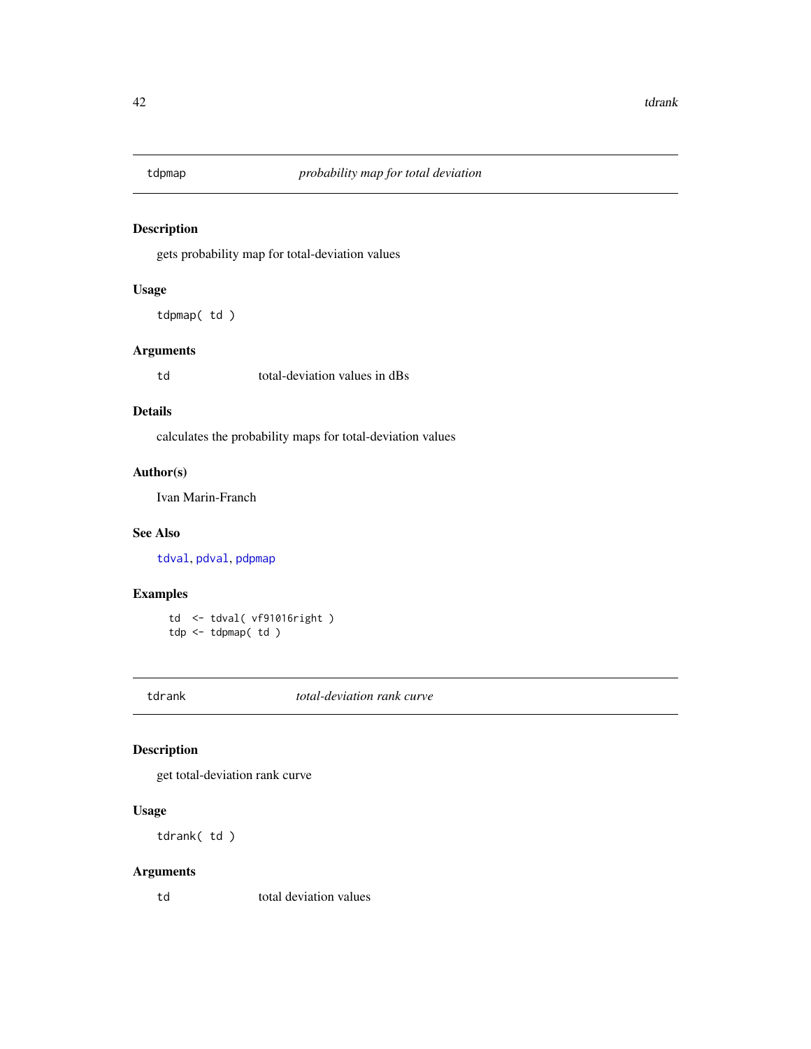## tdpmap — *probability map for total deviation*

### Description

gets probability map for total-deviation values

### Usage

```
tdpmap( td )
```

### Arguments

| | |
|---|---|
| td | total-deviation values in dBs |

### Details

calculates the probability maps for total-deviation values

### Author(s)

Ivan Marin-Franch

### See Also

tdval, pdval, pdpmap

### Examples

```
td  <- tdval( vf91016right )
tdp <- tdpmap( td )
```

## tdrank — *total-deviation rank curve*

### Description

get total-deviation rank curve

### Usage

```
tdrank( td )
```

### Arguments

| | |
|---|---|
| td | total deviation values |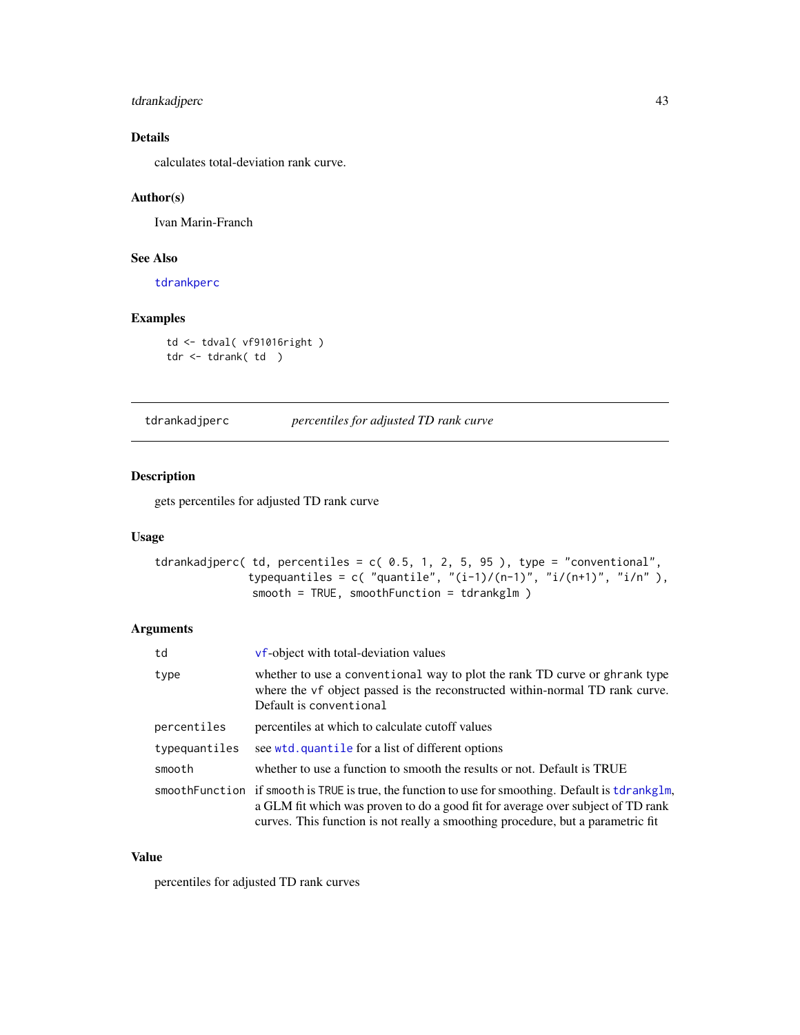## Details

calculates total-deviation rank curve.

## Author(s)

Ivan Marin-Franch

## See Also

tdrankperc

## Examples

```
td <- tdval( vf91016right )
tdr <- tdrank( td  )
```

---

# tdrankadjperc *percentiles for adjusted TD rank curve*

## Description

gets percentiles for adjusted TD rank curve

## Usage

```
tdrankadjperc( td, percentiles = c( 0.5, 1, 2, 5, 95 ), type = "conventional",
              typequantiles = c( "quantile", "(i-1)/(n-1)", "i/(n+1)", "i/n" ),
               smooth = TRUE, smoothFunction = tdrankglm )
```

## Arguments

| | |
|---|---|
| td | vf-object with total-deviation values |
| type | whether to use a conventional way to plot the rank TD curve or ghrank type where the vf object passed is the reconstructed within-normal TD rank curve. Default is conventional |
| percentiles | percentiles at which to calculate cutoff values |
| typequantiles | see wtd.quantile for a list of different options |
| smooth | whether to use a function to smooth the results or not. Default is TRUE |
| smoothFunction | if smooth is TRUE is true, the function to use for smoothing. Default is tdrankglm, a GLM fit which was proven to do a good fit for average over subject of TD rank curves. This function is not really a smoothing procedure, but a parametric fit |

## Value

percentiles for adjusted TD rank curves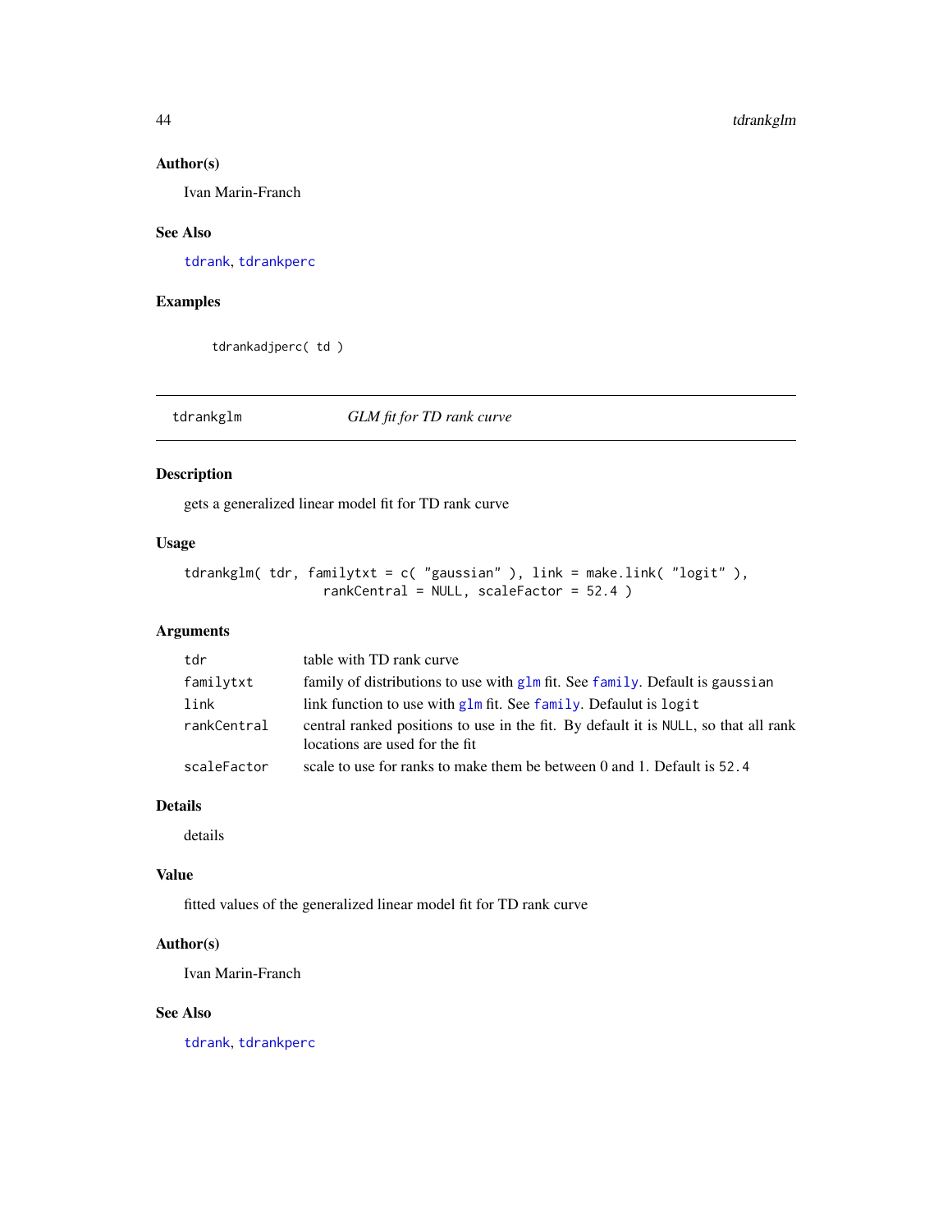### Author(s)

Ivan Marin-Franch

### See Also

tdrank, tdrankperc

### Examples

```
tdrankadjperc( td )
```

---

## tdrankglm *GLM fit for TD rank curve*

---

### Description

gets a generalized linear model fit for TD rank curve

### Usage

```
tdrankglm( tdr, familytxt = c( "gaussian" ), link = make.link( "logit" ),
                 rankCentral = NULL, scaleFactor = 52.4 )
```

### Arguments

| | |
|---|---|
| tdr | table with TD rank curve |
| familytxt | family of distributions to use with glm fit. See family. Default is gaussian |
| link | link function to use with glm fit. See family. Defaulut is logit |
| rankCentral | central ranked positions to use in the fit. By default it is NULL, so that all rank locations are used for the fit |
| scaleFactor | scale to use for ranks to make them be between 0 and 1. Default is 52.4 |

### Details

details

### Value

fitted values of the generalized linear model fit for TD rank curve

### Author(s)

Ivan Marin-Franch

### See Also

tdrank, tdrankperc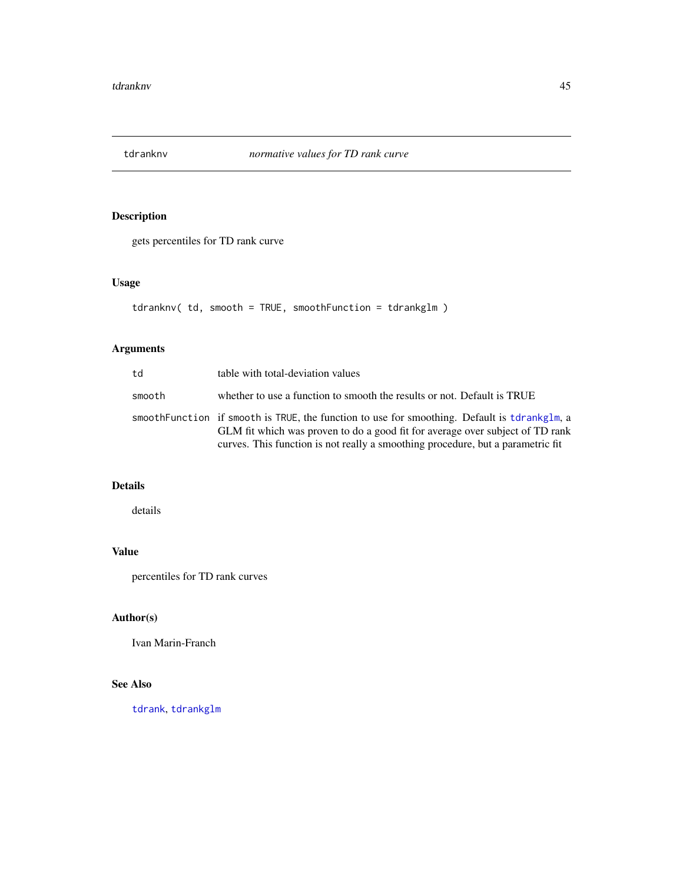## tdranknv — *normative values for TD rank curve*

### Description

gets percentiles for TD rank curve

### Usage

```
tdranknv( td, smooth = TRUE, smoothFunction = tdrankglm )
```

### Arguments

| | |
|---|---|
| `td` | table with total-deviation values |
| `smooth` | whether to use a function to smooth the results or not. Default is TRUE |
| `smoothFunction` | if `smooth` is `TRUE`, the function to use for smoothing. Default is `tdrankglm`, a GLM fit which was proven to do a good fit for average over subject of TD rank curves. This function is not really a smoothing procedure, but a parametric fit |

### Details

details

### Value

percentiles for TD rank curves

### Author(s)

Ivan Marin-Franch

### See Also

`tdrank`, `tdrankglm`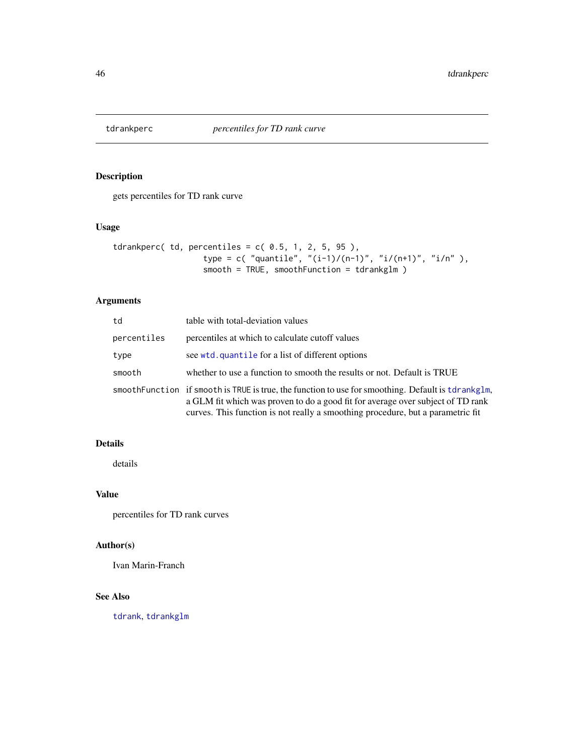# tdrankperc — *percentiles for TD rank curve*

## Description

gets percentiles for TD rank curve

## Usage

```
tdrankperc( td, percentiles = c( 0.5, 1, 2, 5, 95 ),
                   type = c( "quantile", "(i-1)/(n-1)", "i/(n+1)", "i/n" ),
                   smooth = TRUE, smoothFunction = tdrankglm )
```

## Arguments

| | |
|---|---|
| `td` | table with total-deviation values |
| `percentiles` | percentiles at which to calculate cutoff values |
| `type` | see `wtd.quantile` for a list of different options |
| `smooth` | whether to use a function to smooth the results or not. Default is TRUE |
| `smoothFunction` | if `smooth` is `TRUE` is true, the function to use for smoothing. Default is `tdrankglm`, a GLM fit which was proven to do a good fit for average over subject of TD rank curves. This function is not really a smoothing procedure, but a parametric fit |

## Details

details

## Value

percentiles for TD rank curves

## Author(s)

Ivan Marin-Franch

## See Also

`tdrank`, `tdrankglm`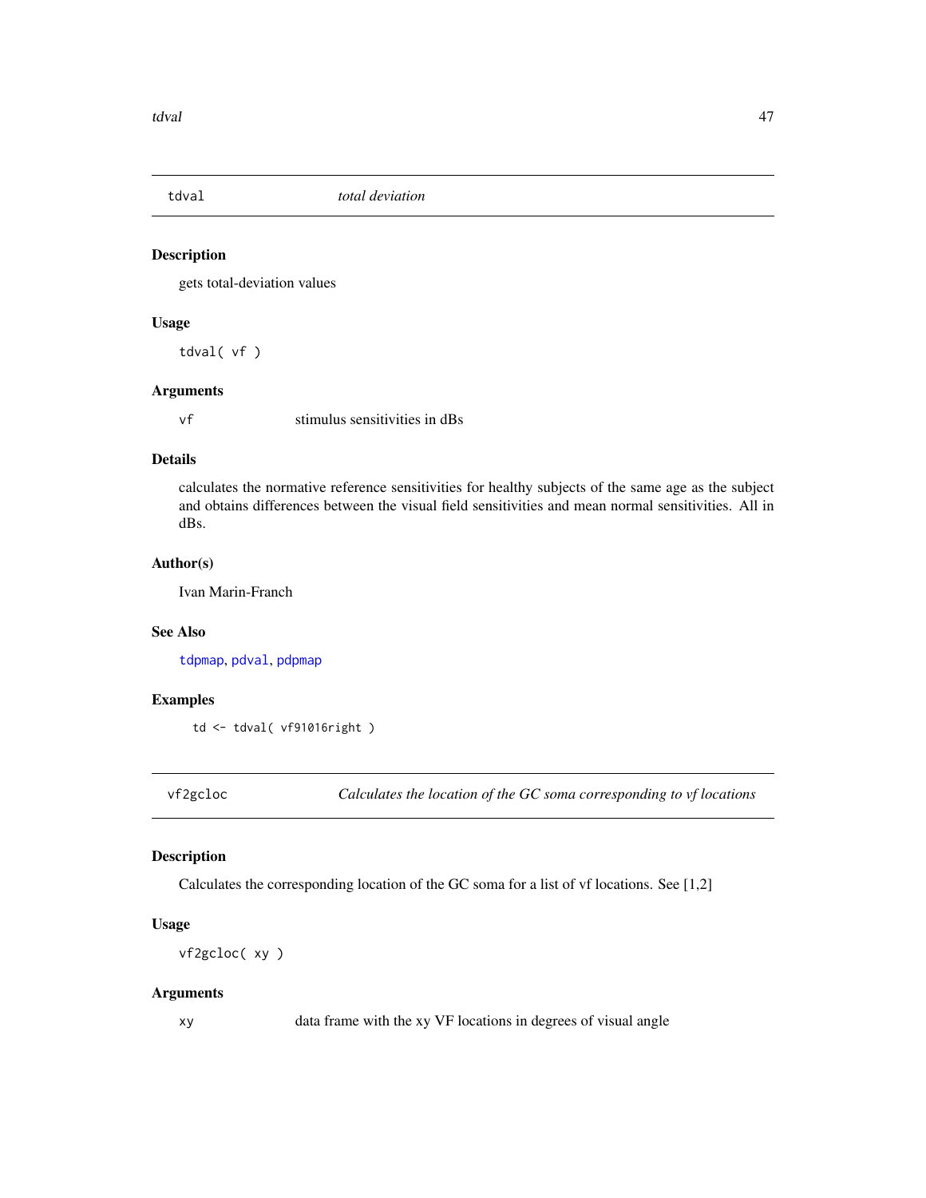## tdval — *total deviation*

### Description

gets total-deviation values

### Usage

```
tdval( vf )
```

### Arguments

| | |
|---|---|
| vf | stimulus sensitivities in dBs |

### Details

calculates the normative reference sensitivities for healthy subjects of the same age as the subject and obtains differences between the visual field sensitivities and mean normal sensitivities. All in dBs.

### Author(s)

Ivan Marin-Franch

### See Also

tdpmap, pdval, pdpmap

### Examples

```
td <- tdval( vf91016right )
```

## vf2gcloc — *Calculates the location of the GC soma corresponding to vf locations*

### Description

Calculates the corresponding location of the GC soma for a list of vf locations. See [1,2]

### Usage

```
vf2gcloc( xy )
```

### Arguments

| | |
|---|---|
| xy | data frame with the xy VF locations in degrees of visual angle |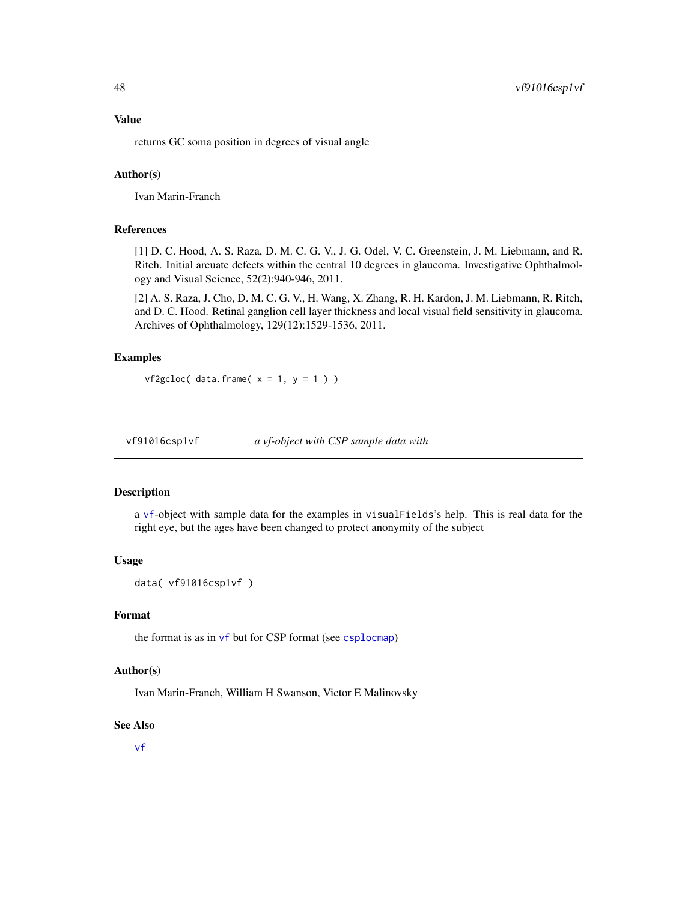### Value

returns GC soma position in degrees of visual angle

### Author(s)

Ivan Marin-Franch

### References

[1] D. C. Hood, A. S. Raza, D. M. C. G. V., J. G. Odel, V. C. Greenstein, J. M. Liebmann, and R. Ritch. Initial arcuate defects within the central 10 degrees in glaucoma. Investigative Ophthalmology and Visual Science, 52(2):940-946, 2011.

[2] A. S. Raza, J. Cho, D. M. C. G. V., H. Wang, X. Zhang, R. H. Kardon, J. M. Liebmann, R. Ritch, and D. C. Hood. Retinal ganglion cell layer thickness and local visual field sensitivity in glaucoma. Archives of Ophthalmology, 129(12):1529-1536, 2011.

### Examples

```
vf2gcloc( data.frame( x = 1, y = 1 ) )
```

---

## vf91016csp1vf *a vf-object with CSP sample data with*

### Description

a vf-object with sample data for the examples in visualFields's help. This is real data for the right eye, but the ages have been changed to protect anonymity of the subject

### Usage

```
data( vf91016csp1vf )
```

### Format

the format is as in vf but for CSP format (see csplocmap)

### Author(s)

Ivan Marin-Franch, William H Swanson, Victor E Malinovsky

### See Also

vf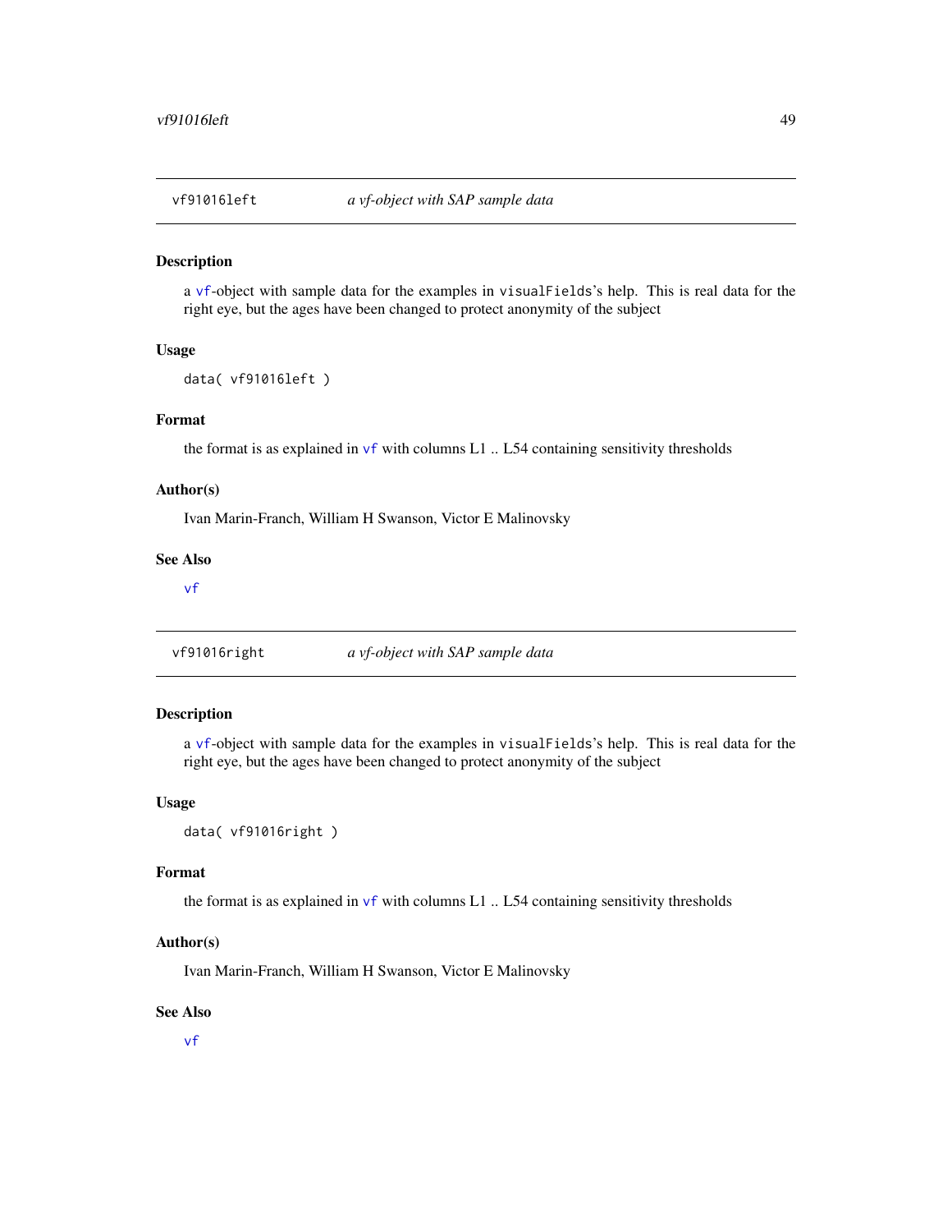## vf91016left — *a vf-object with SAP sample data*

### Description

a vf-object with sample data for the examples in visualFields's help. This is real data for the right eye, but the ages have been changed to protect anonymity of the subject

### Usage

```
data( vf91016left )
```

### Format

the format is as explained in vf with columns L1 .. L54 containing sensitivity thresholds

### Author(s)

Ivan Marin-Franch, William H Swanson, Victor E Malinovsky

### See Also

vf

## vf91016right — *a vf-object with SAP sample data*

### Description

a vf-object with sample data for the examples in visualFields's help. This is real data for the right eye, but the ages have been changed to protect anonymity of the subject

### Usage

```
data( vf91016right )
```

### Format

the format is as explained in vf with columns L1 .. L54 containing sensitivity thresholds

### Author(s)

Ivan Marin-Franch, William H Swanson, Victor E Malinovsky

### See Also

vf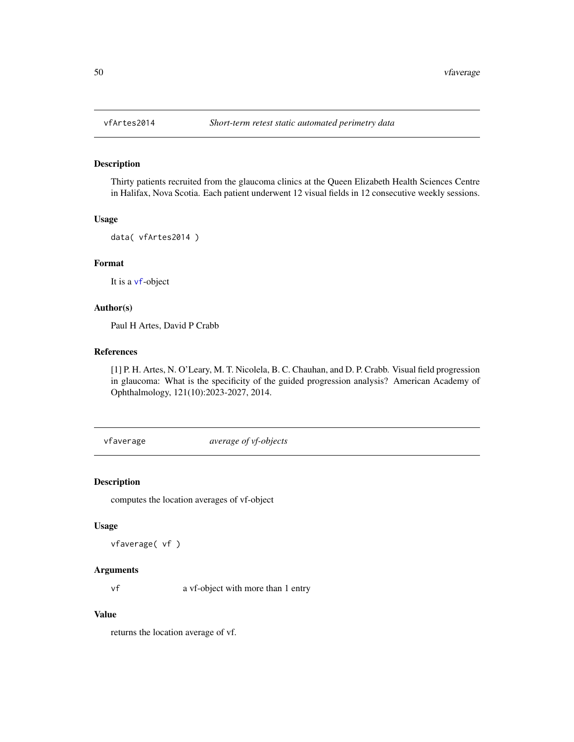## vfArtes2014 — *Short-term retest static automated perimetry data*

### Description

Thirty patients recruited from the glaucoma clinics at the Queen Elizabeth Health Sciences Centre in Halifax, Nova Scotia. Each patient underwent 12 visual fields in 12 consecutive weekly sessions.

### Usage

```
data( vfArtes2014 )
```

### Format

It is a vf-object

### Author(s)

Paul H Artes, David P Crabb

### References

[1] P. H. Artes, N. O'Leary, M. T. Nicolela, B. C. Chauhan, and D. P. Crabb. Visual field progression in glaucoma: What is the specificity of the guided progression analysis? American Academy of Ophthalmology, 121(10):2023-2027, 2014.

## vfaverage — *average of vf-objects*

### Description

computes the location averages of vf-object

### Usage

```
vfaverage( vf )
```

### Arguments

| | |
|---|---|
| vf | a vf-object with more than 1 entry |

### Value

returns the location average of vf.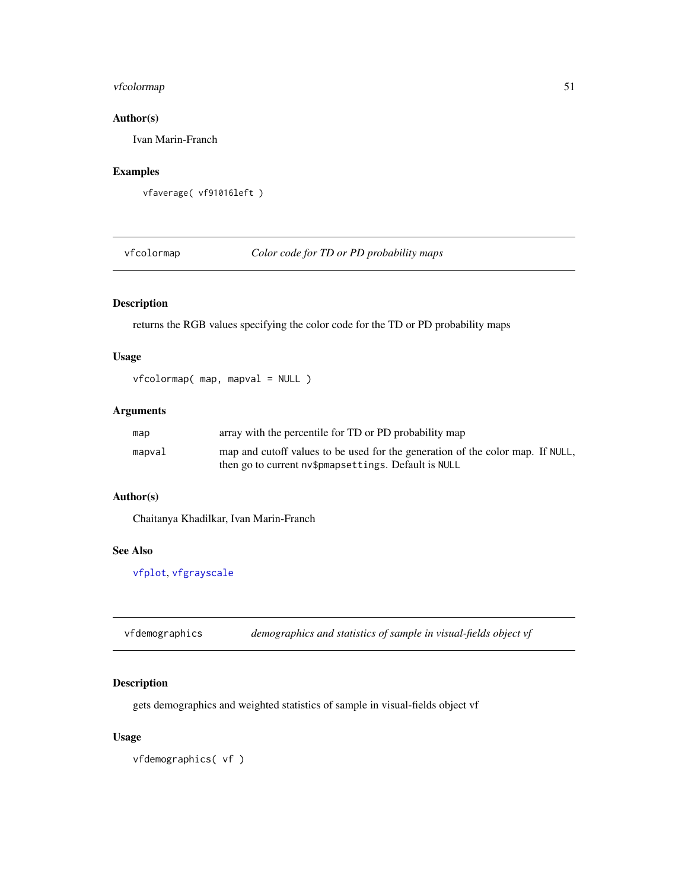### Author(s)

Ivan Marin-Franch

### Examples

```
vfaverage( vf91016left )
```

---

## vfcolormap — *Color code for TD or PD probability maps*

### Description

returns the RGB values specifying the color code for the TD or PD probability maps

### Usage

```
vfcolormap( map, mapval = NULL )
```

### Arguments

| | |
|---|---|
| `map` | array with the percentile for TD or PD probability map |
| `mapval` | map and cutoff values to be used for the generation of the color map. If `NULL`, then go to current `nv$pmapsettings`. Default is `NULL` |

### Author(s)

Chaitanya Khadilkar, Ivan Marin-Franch

### See Also

`vfplot`, `vfgrayscale`

---

## vfdemographics — *demographics and statistics of sample in visual-fields object vf*

### Description

gets demographics and weighted statistics of sample in visual-fields object vf

### Usage

```
vfdemographics( vf )
```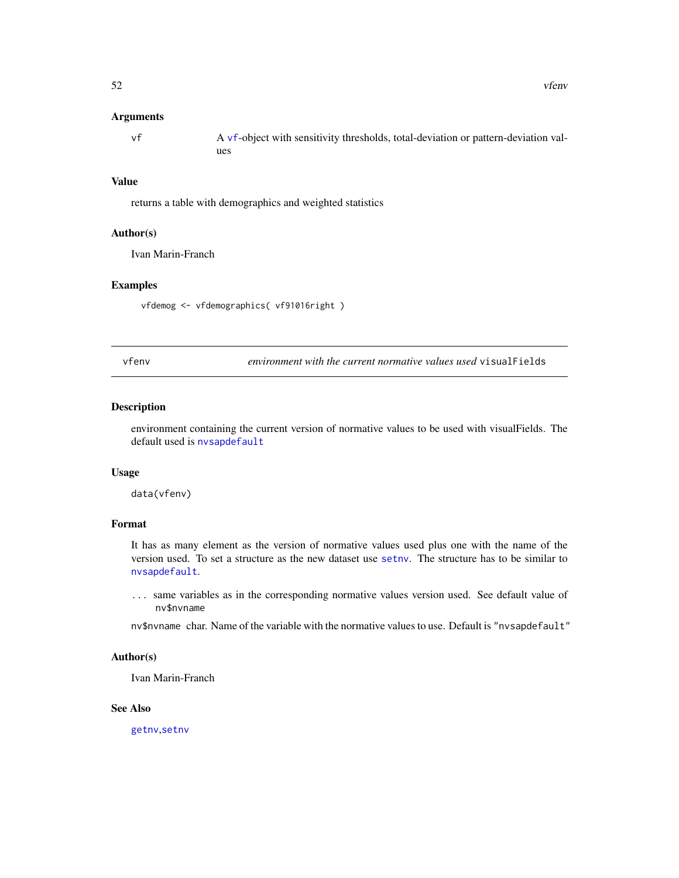### Arguments

vf — A vf-object with sensitivity thresholds, total-deviation or pattern-deviation values

### Value

returns a table with demographics and weighted statistics

### Author(s)

Ivan Marin-Franch

### Examples

```
vfdemog <- vfdemographics( vf91016right )
```

---

## vfenv — *environment with the current normative values used* visualFields

### Description

environment containing the current version of normative values to be used with visualFields. The default used is `nvsapdefault`

### Usage

```
data(vfenv)
```

### Format

It has as many element as the version of normative values used plus one with the name of the version used. To set a structure as the new dataset use `setnv`. The structure has to be similar to `nvsapdefault`.

`...` same variables as in the corresponding normative values version used. See default value of `nv$nvname`

`nv$nvname` char. Name of the variable with the normative values to use. Default is `"nvsapdefault"`

### Author(s)

Ivan Marin-Franch

### See Also

`getnv`, `setnv`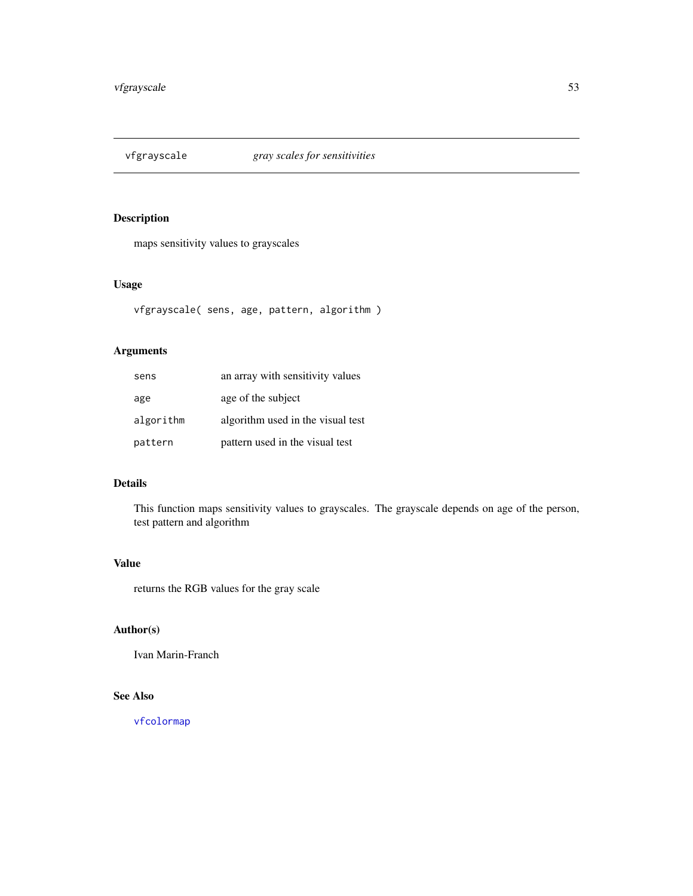# vfgrayscale *gray scales for sensitivities*

## Description

maps sensitivity values to grayscales

## Usage

```
vfgrayscale( sens, age, pattern, algorithm )
```

## Arguments

| | |
|---|---|
| `sens` | an array with sensitivity values |
| `age` | age of the subject |
| `algorithm` | algorithm used in the visual test |
| `pattern` | pattern used in the visual test |

## Details

This function maps sensitivity values to grayscales. The grayscale depends on age of the person, test pattern and algorithm

## Value

returns the RGB values for the gray scale

## Author(s)

Ivan Marin-Franch

## See Also

`vfcolormap`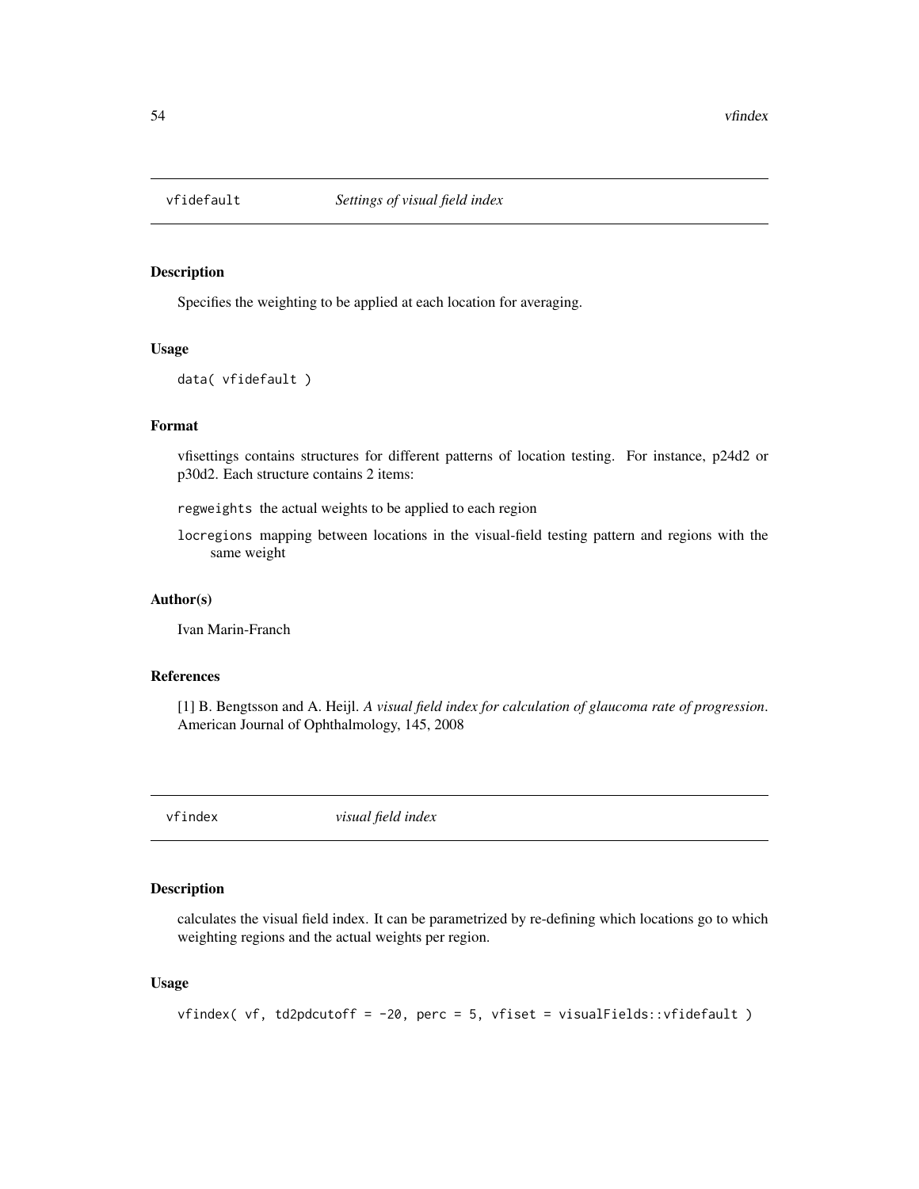## vfidefault — *Settings of visual field index*

### Description

Specifies the weighting to be applied at each location for averaging.

### Usage

```
data( vfidefault )
```

### Format

vfisettings contains structures for different patterns of location testing. For instance, p24d2 or p30d2. Each structure contains 2 items:

- `regweights` the actual weights to be applied to each region
- `locregions` mapping between locations in the visual-field testing pattern and regions with the same weight

### Author(s)

Ivan Marin-Franch

### References

[1] B. Bengtsson and A. Heijl. *A visual field index for calculation of glaucoma rate of progression*. American Journal of Ophthalmology, 145, 2008

## vfindex — *visual field index*

### Description

calculates the visual field index. It can be parametrized by re-defining which locations go to which weighting regions and the actual weights per region.

### Usage

```
vfindex( vf, td2pdcutoff = -20, perc = 5, vfiset = visualFields::vfidefault )
```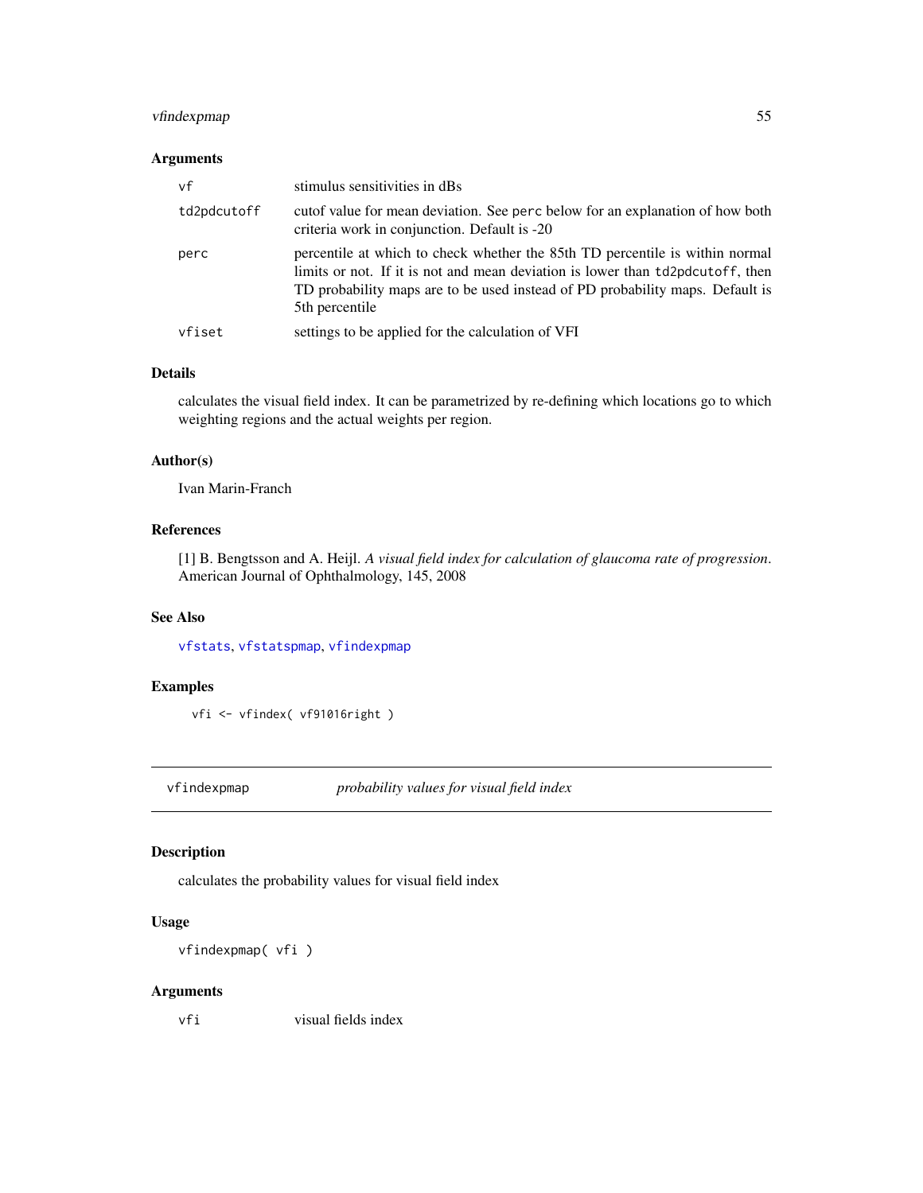### Arguments

| | |
|---|---|
| `vf` | stimulus sensitivities in dBs |
| `td2pdcutoff` | cutof value for mean deviation. See `perc` below for an explanation of how both criteria work in conjunction. Default is -20 |
| `perc` | percentile at which to check whether the 85th TD percentile is within normal limits or not. If it is not and mean deviation is lower than `td2pdcutoff`, then TD probability maps are to be used instead of PD probability maps. Default is 5th percentile |
| `vfiset` | settings to be applied for the calculation of VFI |

### Details

calculates the visual field index. It can be parametrized by re-defining which locations go to which weighting regions and the actual weights per region.

### Author(s)

Ivan Marin-Franch

### References

[1] B. Bengtsson and A. Heijl. *A visual field index for calculation of glaucoma rate of progression*. American Journal of Ophthalmology, 145, 2008

### See Also

`vfstats`, `vfstatspmap`, `vfindexpmap`

### Examples

```
vfi <- vfindex( vf91016right )
```

---

## vfindexpmap — *probability values for visual field index*

### Description

calculates the probability values for visual field index

### Usage

```
vfindexpmap( vfi )
```

### Arguments

| | |
|---|---|
| `vfi` | visual fields index |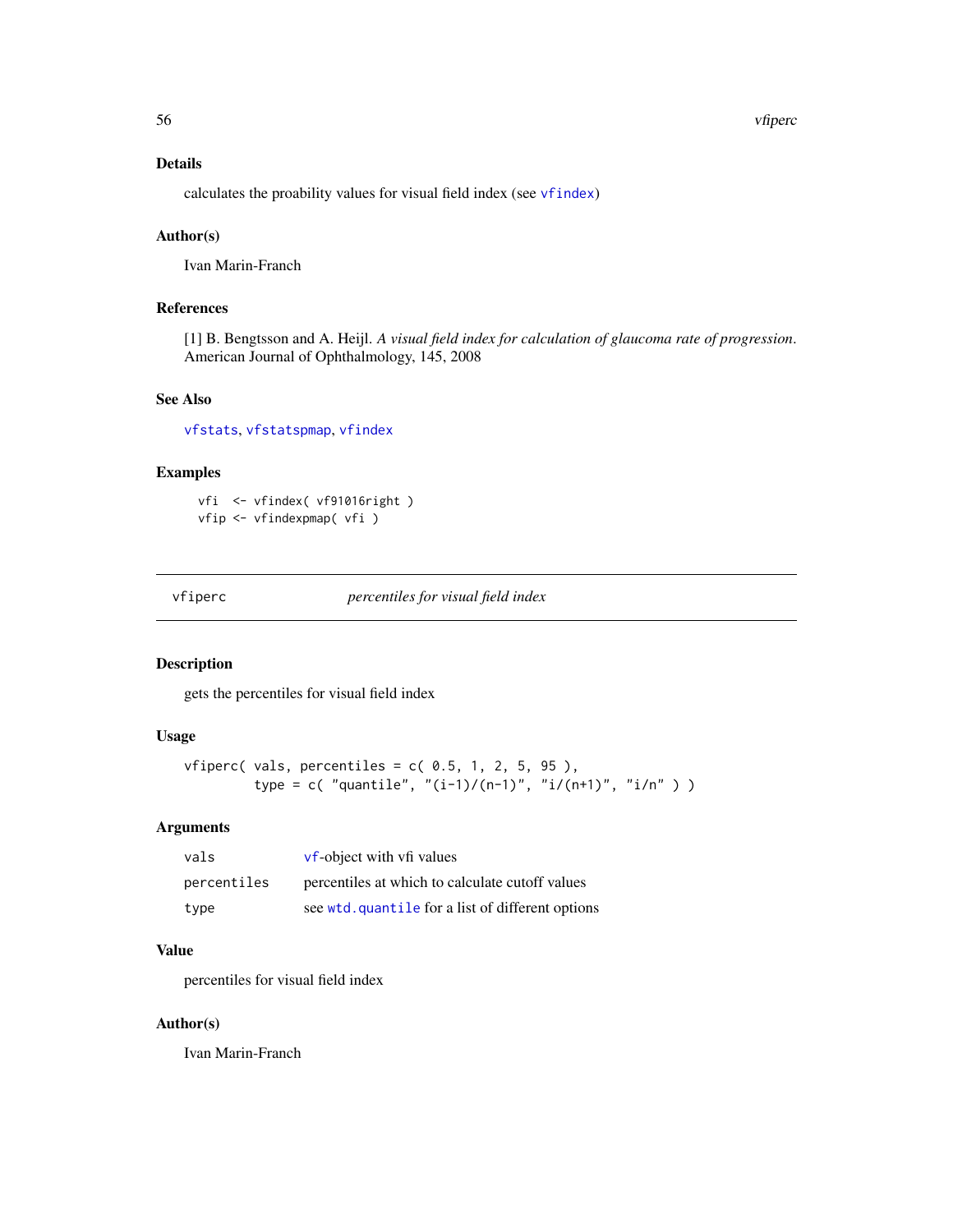### Details

calculates the proability values for visual field index (see vfindex)

### Author(s)

Ivan Marin-Franch

### References

[1] B. Bengtsson and A. Heijl. *A visual field index for calculation of glaucoma rate of progression*. American Journal of Ophthalmology, 145, 2008

### See Also

vfstats, vfstatspmap, vfindex

### Examples

```
vfi  <- vfindex( vf91016right )
vfip <- vfindexpmap( vfi )
```

---

## vfiperc    *percentiles for visual field index*

---

### Description

gets the percentiles for visual field index

### Usage

```
vfiperc( vals, percentiles = c( 0.5, 1, 2, 5, 95 ),
         type = c( "quantile", "(i-1)/(n-1)", "i/(n+1)", "i/n" ) )
```

### Arguments

| | |
|---|---|
| vals | vf-object with vfi values |
| percentiles | percentiles at which to calculate cutoff values |
| type | see wtd.quantile for a list of different options |

### Value

percentiles for visual field index

### Author(s)

Ivan Marin-Franch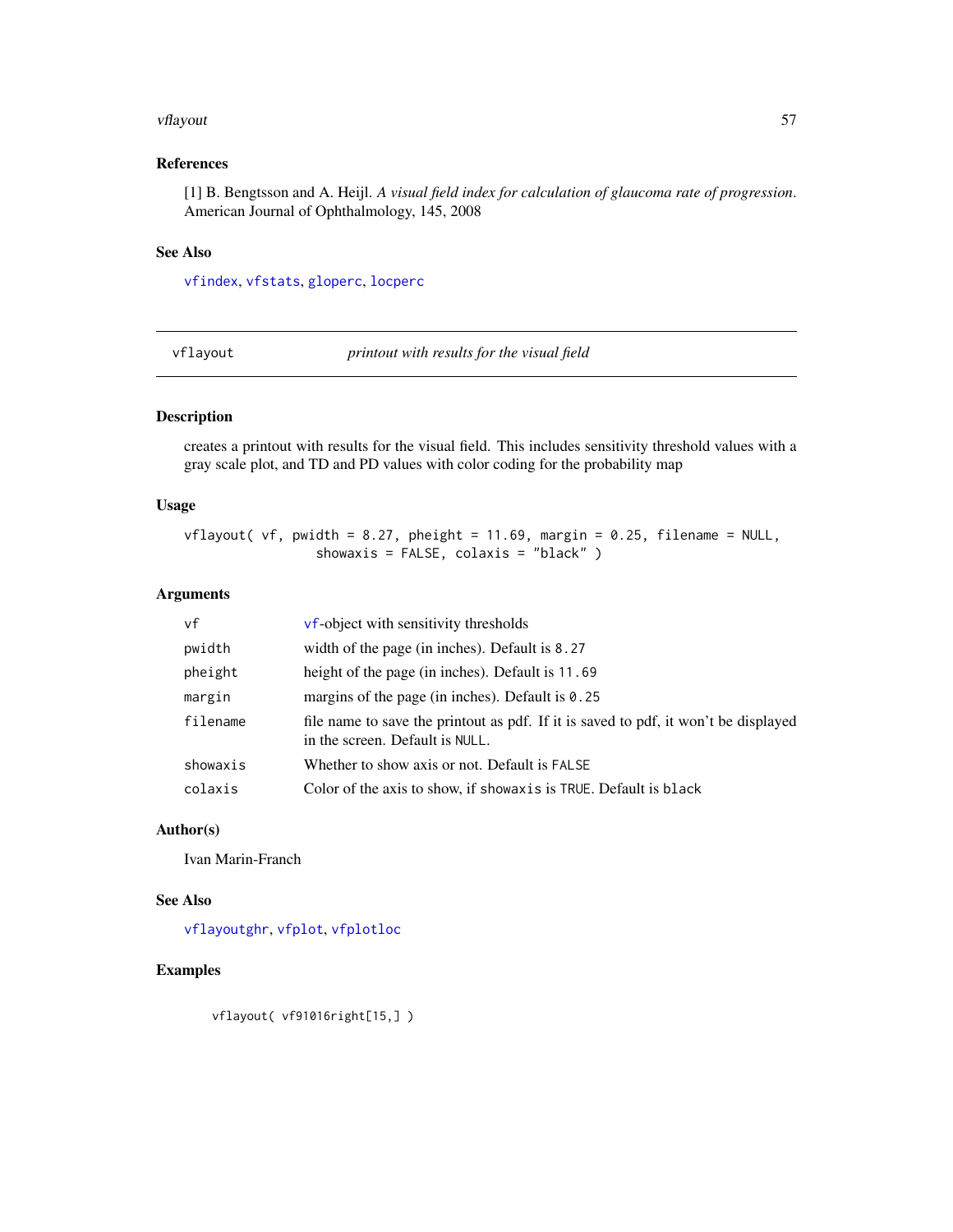### References

[1] B. Bengtsson and A. Heijl. *A visual field index for calculation of glaucoma rate of progression*. American Journal of Ophthalmology, 145, 2008

### See Also

`vfindex`, `vfstats`, `gloperc`, `locperc`

---

## vflayout — *printout with results for the visual field*

---

### Description

creates a printout with results for the visual field. This includes sensitivity threshold values with a gray scale plot, and TD and PD values with color coding for the probability map

### Usage

```
vflayout( vf, pwidth = 8.27, pheight = 11.69, margin = 0.25, filename = NULL,
                 showaxis = FALSE, colaxis = "black" )
```

### Arguments

| | |
|---|---|
| `vf` | `vf`-object with sensitivity thresholds |
| `pwidth` | width of the page (in inches). Default is `8.27` |
| `pheight` | height of the page (in inches). Default is `11.69` |
| `margin` | margins of the page (in inches). Default is `0.25` |
| `filename` | file name to save the printout as pdf. If it is saved to pdf, it won't be displayed in the screen. Default is `NULL`. |
| `showaxis` | Whether to show axis or not. Default is `FALSE` |
| `colaxis` | Color of the axis to show, if `showaxis` is `TRUE`. Default is `black` |

### Author(s)

Ivan Marin-Franch

### See Also

`vflayoutghr`, `vfplot`, `vfplotloc`

### Examples

```
vflayout( vf91016right[15,] )
```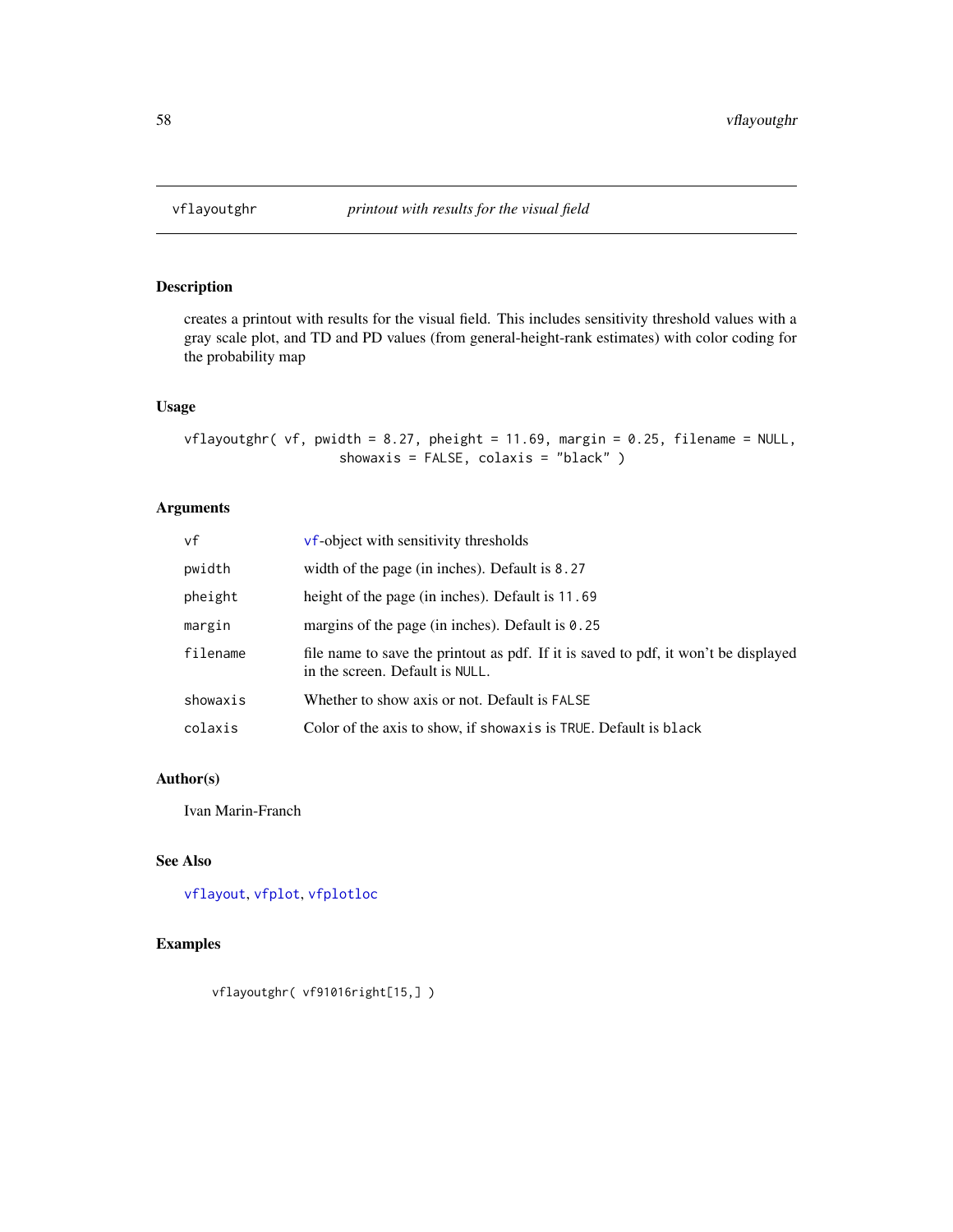## vflayoutghr — *printout with results for the visual field*

### Description

creates a printout with results for the visual field. This includes sensitivity threshold values with a gray scale plot, and TD and PD values (from general-height-rank estimates) with color coding for the probability map

### Usage

```
vflayoutghr( vf, pwidth = 8.27, pheight = 11.69, margin = 0.25, filename = NULL,
                    showaxis = FALSE, colaxis = "black" )
```

### Arguments

| | |
|---|---|
| vf | vf-object with sensitivity thresholds |
| pwidth | width of the page (in inches). Default is 8.27 |
| pheight | height of the page (in inches). Default is 11.69 |
| margin | margins of the page (in inches). Default is 0.25 |
| filename | file name to save the printout as pdf. If it is saved to pdf, it won't be displayed in the screen. Default is NULL. |
| showaxis | Whether to show axis or not. Default is FALSE |
| colaxis | Color of the axis to show, if showaxis is TRUE. Default is black |

### Author(s)

Ivan Marin-Franch

### See Also

vflayout, vfplot, vfplotloc

### Examples

```
vflayoutghr( vf91016right[15,] )
```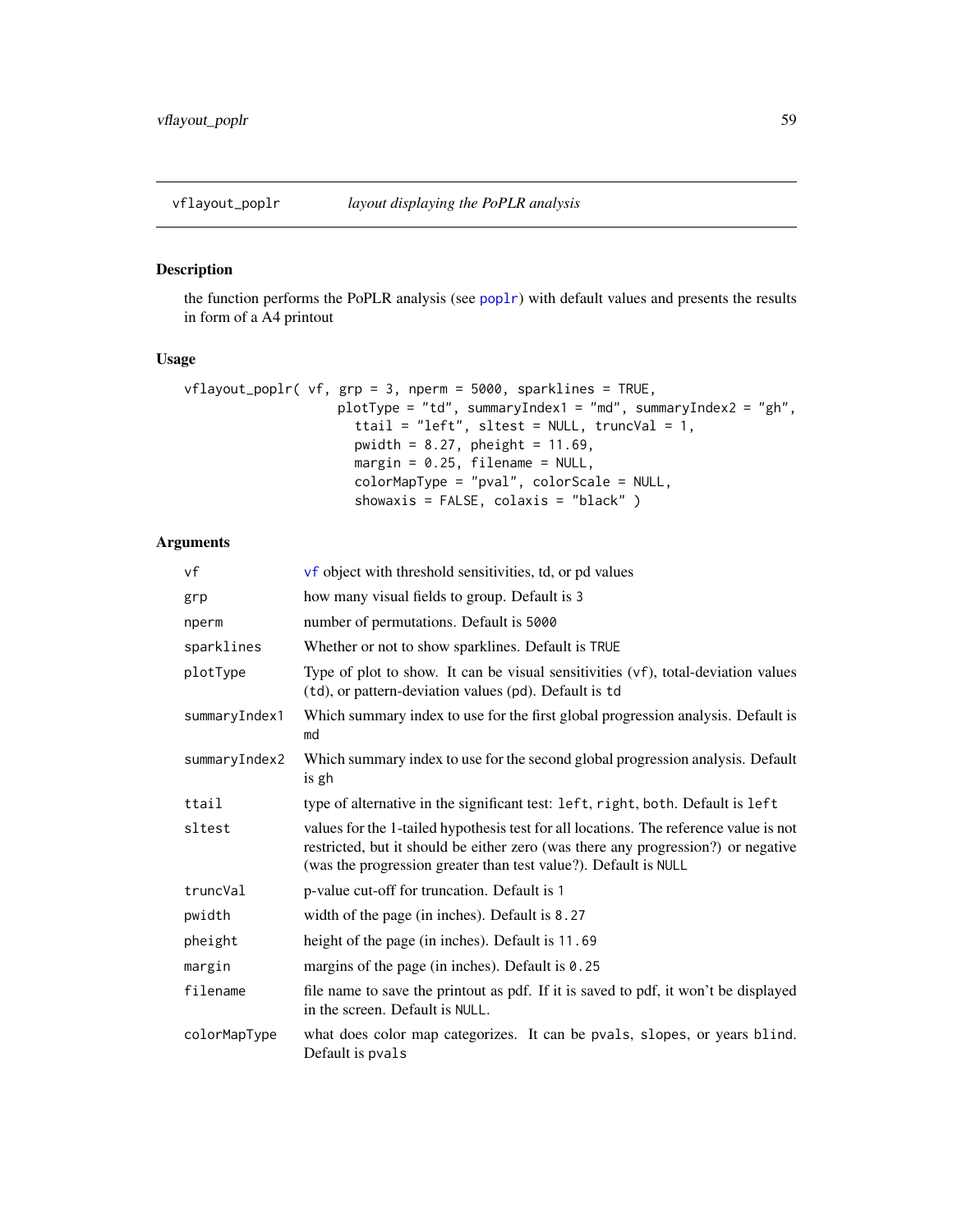## vflayout_poplr — *layout displaying the PoPLR analysis*

### Description

the function performs the PoPLR analysis (see poplr) with default values and presents the results in form of a A4 printout

### Usage

```
vflayout_poplr( vf, grp = 3, nperm = 5000, sparklines = TRUE,
                    plotType = "td", summaryIndex1 = "md", summaryIndex2 = "gh",
                      ttail = "left", sltest = NULL, truncVal = 1,
                      pwidth = 8.27, pheight = 11.69,
                      margin = 0.25, filename = NULL,
                      colorMapType = "pval", colorScale = NULL,
                      showaxis = FALSE, colaxis = "black" )
```

### Arguments

| | |
|---|---|
| `vf` | vf object with threshold sensitivities, td, or pd values |
| `grp` | how many visual fields to group. Default is 3 |
| `nperm` | number of permutations. Default is 5000 |
| `sparklines` | Whether or not to show sparklines. Default is TRUE |
| `plotType` | Type of plot to show. It can be visual sensitivities (vf), total-deviation values (td), or pattern-deviation values (pd). Default is td |
| `summaryIndex1` | Which summary index to use for the first global progression analysis. Default is md |
| `summaryIndex2` | Which summary index to use for the second global progression analysis. Default is gh |
| `ttail` | type of alternative in the significant test: left, right, both. Default is left |
| `sltest` | values for the 1-tailed hypothesis test for all locations. The reference value is not restricted, but it should be either zero (was there any progression?) or negative (was the progression greater than test value?). Default is NULL |
| `truncVal` | p-value cut-off for truncation. Default is 1 |
| `pwidth` | width of the page (in inches). Default is 8.27 |
| `pheight` | height of the page (in inches). Default is 11.69 |
| `margin` | margins of the page (in inches). Default is 0.25 |
| `filename` | file name to save the printout as pdf. If it is saved to pdf, it won't be displayed in the screen. Default is NULL. |
| `colorMapType` | what does color map categorizes. It can be pvals, slopes, or years blind. Default is pvals |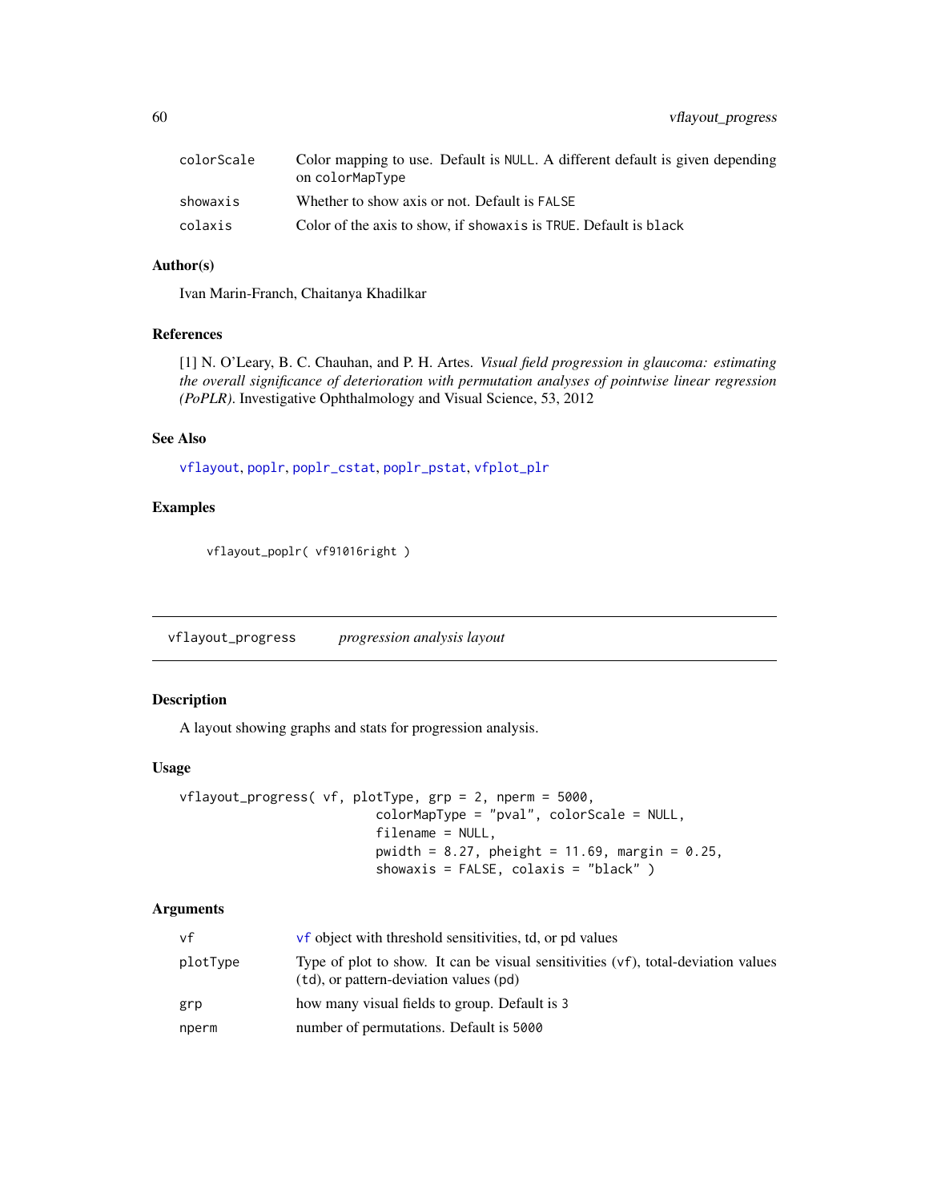| | |
|---|---|
| colorScale | Color mapping to use. Default is NULL. A different default is given depending on colorMapType |
| showaxis | Whether to show axis or not. Default is FALSE |
| colaxis | Color of the axis to show, if showaxis is TRUE. Default is black |

### Author(s)

Ivan Marin-Franch, Chaitanya Khadilkar

### References

[1] N. O'Leary, B. C. Chauhan, and P. H. Artes. *Visual field progression in glaucoma: estimating the overall significance of deterioration with permutation analyses of pointwise linear regression (PoPLR)*. Investigative Ophthalmology and Visual Science, 53, 2012

### See Also

vflayout, poplr, poplr_cstat, poplr_pstat, vfplot_plr

### Examples

```
vflayout_poplr( vf91016right )
```

---

## vflayout_progress    *progression analysis layout*

### Description

A layout showing graphs and stats for progression analysis.

### Usage

```
vflayout_progress( vf, plotType, grp = 2, nperm = 5000,
                   colorMapType = "pval", colorScale = NULL,
                   filename = NULL,
                   pwidth = 8.27, pheight = 11.69, margin = 0.25,
                   showaxis = FALSE, colaxis = "black" )
```

### Arguments

| | |
|---|---|
| vf | vf object with threshold sensitivities, td, or pd values |
| plotType | Type of plot to show. It can be visual sensitivities (vf), total-deviation values (td), or pattern-deviation values (pd) |
| grp | how many visual fields to group. Default is 3 |
| nperm | number of permutations. Default is 5000 |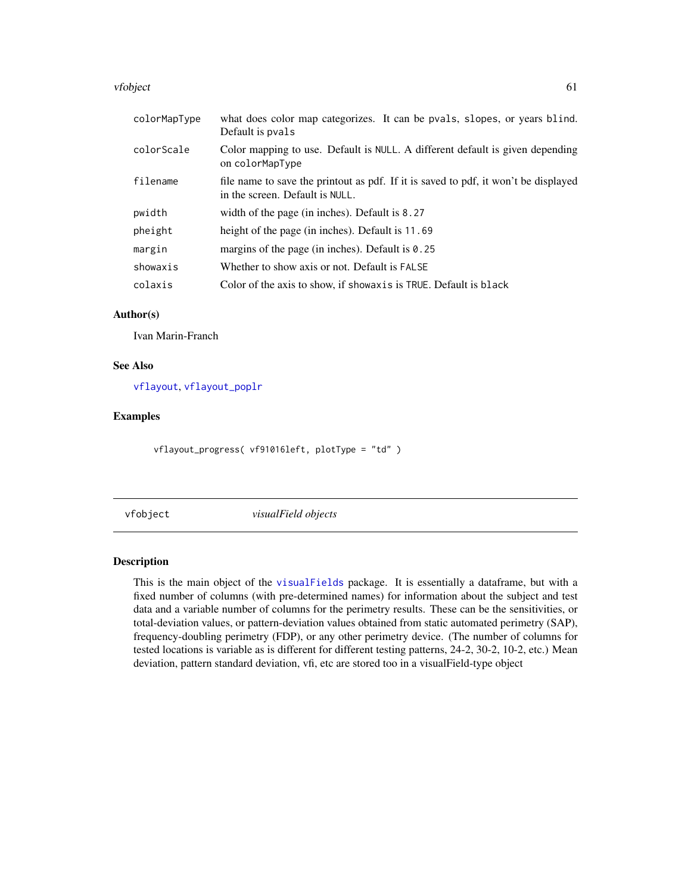| | |
|---|---|
| colorMapType | what does color map categorizes. It can be pvals, slopes, or years blind. Default is pvals |
| colorScale | Color mapping to use. Default is NULL. A different default is given depending on colorMapType |
| filename | file name to save the printout as pdf. If it is saved to pdf, it won't be displayed in the screen. Default is NULL. |
| pwidth | width of the page (in inches). Default is 8.27 |
| pheight | height of the page (in inches). Default is 11.69 |
| margin | margins of the page (in inches). Default is 0.25 |
| showaxis | Whether to show axis or not. Default is FALSE |
| colaxis | Color of the axis to show, if showaxis is TRUE. Default is black |

### Author(s)

Ivan Marin-Franch

### See Also

vflayout, vflayout_poplr

### Examples

```
vflayout_progress( vf91016left, plotType = "td" )
```

## vfobject — *visualField objects*

### Description

This is the main object of the visualFields package. It is essentially a dataframe, but with a fixed number of columns (with pre-determined names) for information about the subject and test data and a variable number of columns for the perimetry results. These can be the sensitivities, or total-deviation values, or pattern-deviation values obtained from static automated perimetry (SAP), frequency-doubling perimetry (FDP), or any other perimetry device. (The number of columns for tested locations is variable as is different for different testing patterns, 24-2, 30-2, 10-2, etc.) Mean deviation, pattern standard deviation, vfi, etc are stored too in a visualField-type object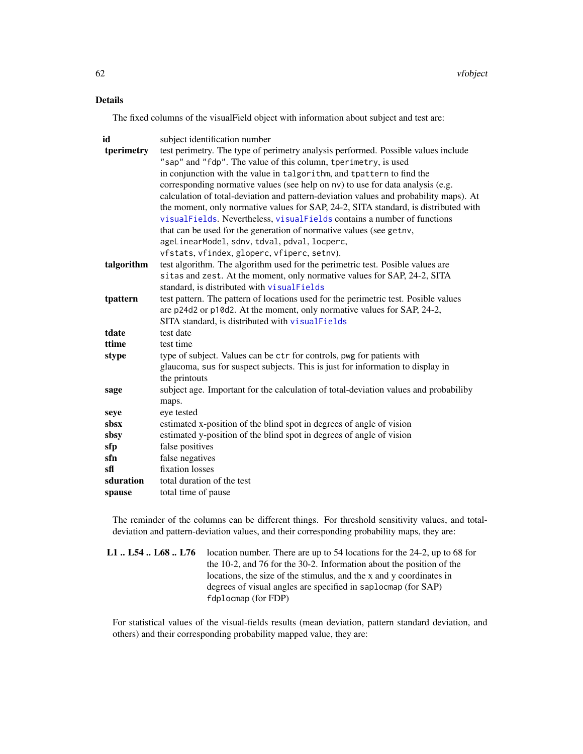### Details

The fixed columns of the visualField object with information about subject and test are:

- **id** subject identification number
- **tperimetry** test perimetry. The type of perimetry analysis performed. Possible values include `"sap"` and `"fdp"`. The value of this column, `tperimetry`, is used in conjunction with the value in `talgorithm`, and `tpattern` to find the corresponding normative values (see help on `nv`) to use for data analysis (e.g. calculation of total-deviation and pattern-deviation values and probability maps). At the moment, only normative values for SAP, 24-2, SITA standard, is distributed with `visualFields`. Nevertheless, `visualFields` contains a number of functions that can be used for the generation of normative values (see `getnv`, `ageLinearModel`, `sdnv`, `tdval`, `pdval`, `locperc`, `vfstats`, `vfindex`, `gloperc`, `vfiperc`, `setnv`).
- **talgorithm** test algorithm. The algorithm used for the perimetric test. Posible values are `sitas` and `zest`. At the moment, only normative values for SAP, 24-2, SITA standard, is distributed with `visualFields`
- **tpattern** test pattern. The pattern of locations used for the perimetric test. Posible values are `p24d2` or `p10d2`. At the moment, only normative values for SAP, 24-2, SITA standard, is distributed with `visualFields`
- **tdate** test date
- **ttime** test time
- **stype** type of subject. Values can be `ctr` for controls, `pwg` for patients with glaucoma, `sus` for suspect subjects. This is just for information to display in the printouts
- **sage** subject age. Important for the calculation of total-deviation values and probabiliby maps.
- **seye** eye tested
- **sbsx** estimated x-position of the blind spot in degrees of angle of vision
- **sbsy** estimated y-position of the blind spot in degrees of angle of vision
- **sfp** false positives
- **sfn** false negatives
- **sfl** fixation losses
- **sduration** total duration of the test
- **spause** total time of pause

The reminder of the columns can be different things. For threshold sensitivity values, and total-deviation and pattern-deviation values, and their corresponding probability maps, they are:

- **L1 .. L54 .. L68 .. L76** location number. There are up to 54 locations for the 24-2, up to 68 for the 10-2, and 76 for the 30-2. Information about the position of the locations, the size of the stimulus, and the x and y coordinates in degrees of visual angles are specified in `saplocmap` (for SAP) `fdplocmap` (for FDP)

For statistical values of the visual-fields results (mean deviation, pattern standard deviation, and others) and their corresponding probability mapped value, they are: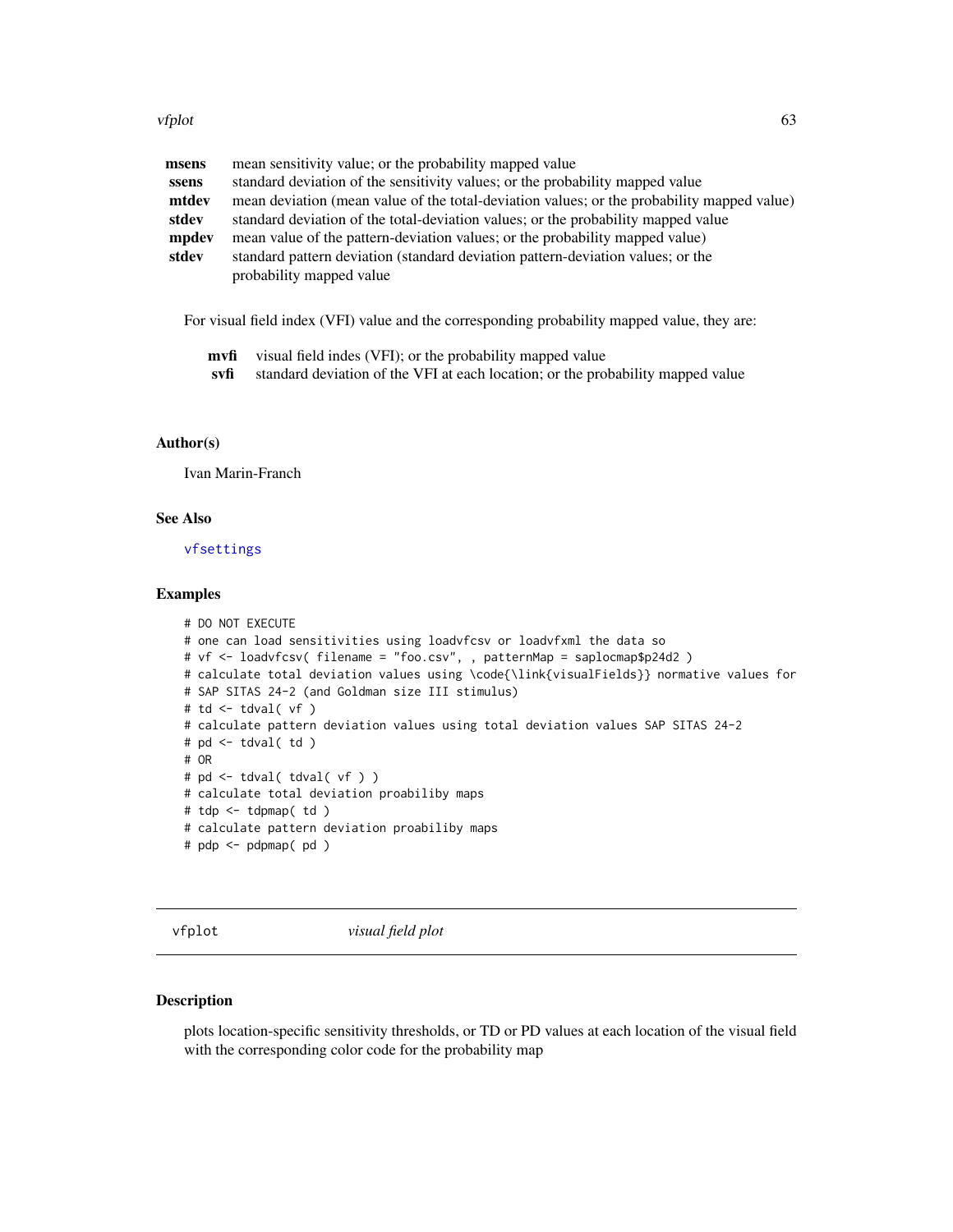| | |
|---|---|
| **msens** | mean sensitivity value; or the probability mapped value |
| **ssens** | standard deviation of the sensitivity values; or the probability mapped value |
| **mtdev** | mean deviation (mean value of the total-deviation values; or the probability mapped value) |
| **stdev** | standard deviation of the total-deviation values; or the probability mapped value |
| **mpdev** | mean value of the pattern-deviation values; or the probability mapped value) |
| **stdev** | standard pattern deviation (standard deviation pattern-deviation values; or the probability mapped value |

For visual field index (VFI) value and the corresponding probability mapped value, they are:

| | |
|---|---|
| **mvfi** | visual field indes (VFI); or the probability mapped value |
| **svfi** | standard deviation of the VFI at each location; or the probability mapped value |

### Author(s)

Ivan Marin-Franch

### See Also

vfsettings

### Examples

```
# DO NOT EXECUTE
# one can load sensitivities using loadvfcsv or loadvfxml the data so
# vf <- loadvfcsv( filename = "foo.csv", , patternMap = saplocmap$p24d2 )
# calculate total deviation values using \code{\link{visualFields}} normative values for
# SAP SITAS 24-2 (and Goldman size III stimulus)
# td <- tdval( vf )
# calculate pattern deviation values using total deviation values SAP SITAS 24-2
# pd <- tdval( td )
# OR
# pd <- tdval( tdval( vf ) )
# calculate total deviation proabiliby maps
# tdp <- tdpmap( td )
# calculate pattern deviation proabiliby maps
# pdp <- pdpmap( pd )
```

---

## vfplot — *visual field plot*

### Description

plots location-specific sensitivity thresholds, or TD or PD values at each location of the visual field with the corresponding color code for the probability map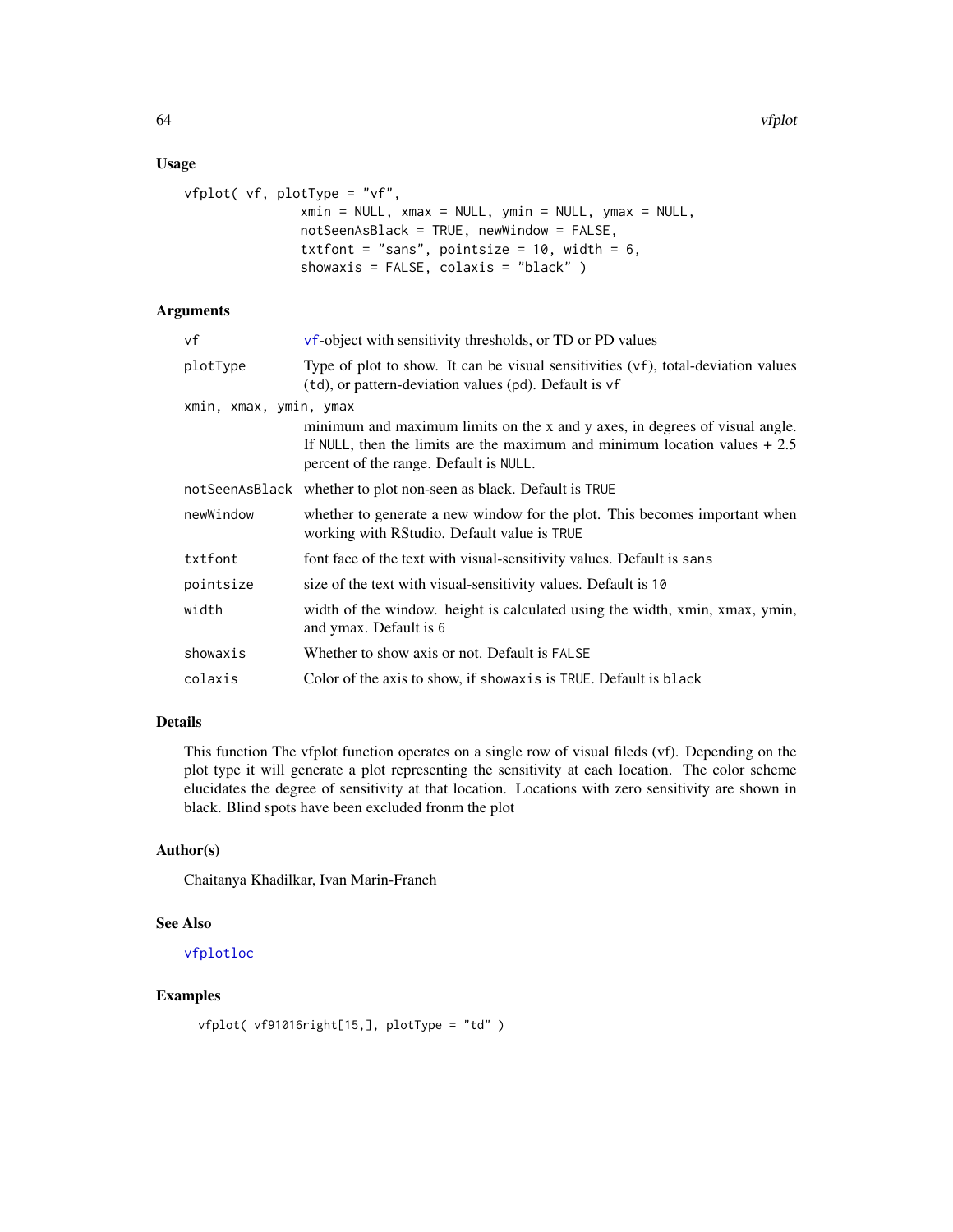## Usage

```
vfplot( vf, plotType = "vf",
              xmin = NULL, xmax = NULL, ymin = NULL, ymax = NULL,
              notSeenAsBlack = TRUE, newWindow = FALSE,
              txtfont = "sans", pointsize = 10, width = 6,
              showaxis = FALSE, colaxis = "black" )
```

## Arguments

| | |
|---|---|
| vf | vf-object with sensitivity thresholds, or TD or PD values |
| plotType | Type of plot to show. It can be visual sensitivities (vf), total-deviation values (td), or pattern-deviation values (pd). Default is vf |
| xmin, xmax, ymin, ymax | minimum and maximum limits on the x and y axes, in degrees of visual angle. If NULL, then the limits are the maximum and minimum location values + 2.5 percent of the range. Default is NULL. |
| notSeenAsBlack | whether to plot non-seen as black. Default is TRUE |
| newWindow | whether to generate a new window for the plot. This becomes important when working with RStudio. Default value is TRUE |
| txtfont | font face of the text with visual-sensitivity values. Default is sans |
| pointsize | size of the text with visual-sensitivity values. Default is 10 |
| width | width of the window. height is calculated using the width, xmin, xmax, ymin, and ymax. Default is 6 |
| showaxis | Whether to show axis or not. Default is FALSE |
| colaxis | Color of the axis to show, if showaxis is TRUE. Default is black |

## Details

This function The vfplot function operates on a single row of visual fileds (vf). Depending on the plot type it will generate a plot representing the sensitivity at each location. The color scheme elucidates the degree of sensitivity at that location. Locations with zero sensitivity are shown in black. Blind spots have been excluded fronm the plot

## Author(s)

Chaitanya Khadilkar, Ivan Marin-Franch

## See Also

vfplotloc

## Examples

```
vfplot( vf91016right[15,], plotType = "td" )
```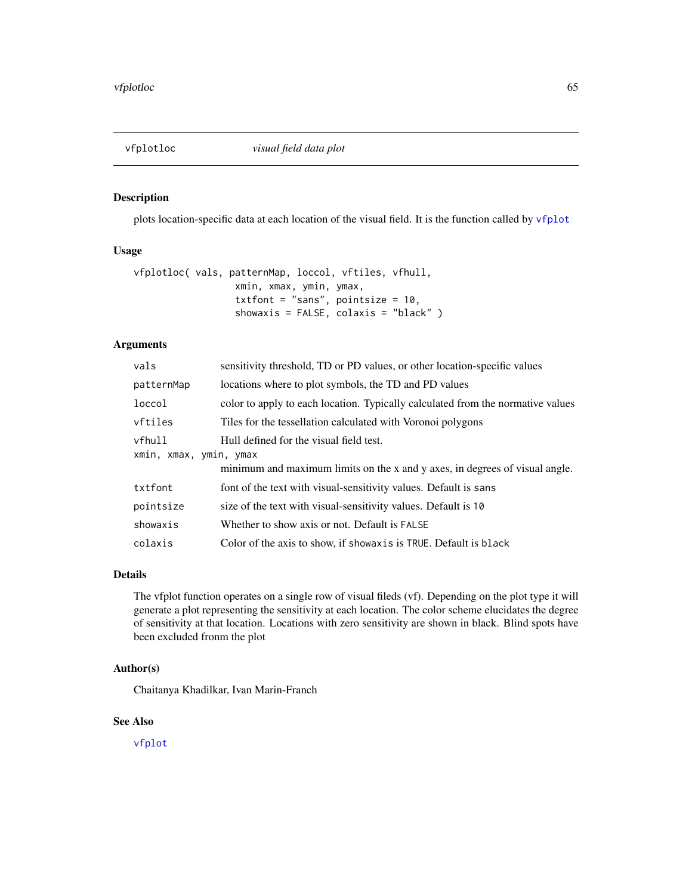## vfplotloc *visual field data plot*

### Description

plots location-specific data at each location of the visual field. It is the function called by `vfplot`

### Usage

```
vfplotloc( vals, patternMap, loccol, vftiles, vfhull,
                  xmin, xmax, ymin, ymax,
                  txtfont = "sans", pointsize = 10,
                  showaxis = FALSE, colaxis = "black" )
```

### Arguments

| | |
|---|---|
| `vals` | sensitivity threshold, TD or PD values, or other location-specific values |
| `patternMap` | locations where to plot symbols, the TD and PD values |
| `loccol` | color to apply to each location. Typically calculated from the normative values |
| `vftiles` | Tiles for the tessellation calculated with Voronoi polygons |
| `vfhull` | Hull defined for the visual field test. |
| `xmin, xmax, ymin, ymax` | minimum and maximum limits on the x and y axes, in degrees of visual angle. |
| `txtfont` | font of the text with visual-sensitivity values. Default is `sans` |
| `pointsize` | size of the text with visual-sensitivity values. Default is `10` |
| `showaxis` | Whether to show axis or not. Default is `FALSE` |
| `colaxis` | Color of the axis to show, if `showaxis` is `TRUE`. Default is `black` |

### Details

The vfplot function operates on a single row of visual fileds (vf). Depending on the plot type it will generate a plot representing the sensitivity at each location. The color scheme elucidates the degree of sensitivity at that location. Locations with zero sensitivity are shown in black. Blind spots have been excluded fronm the plot

### Author(s)

Chaitanya Khadilkar, Ivan Marin-Franch

### See Also

`vfplot`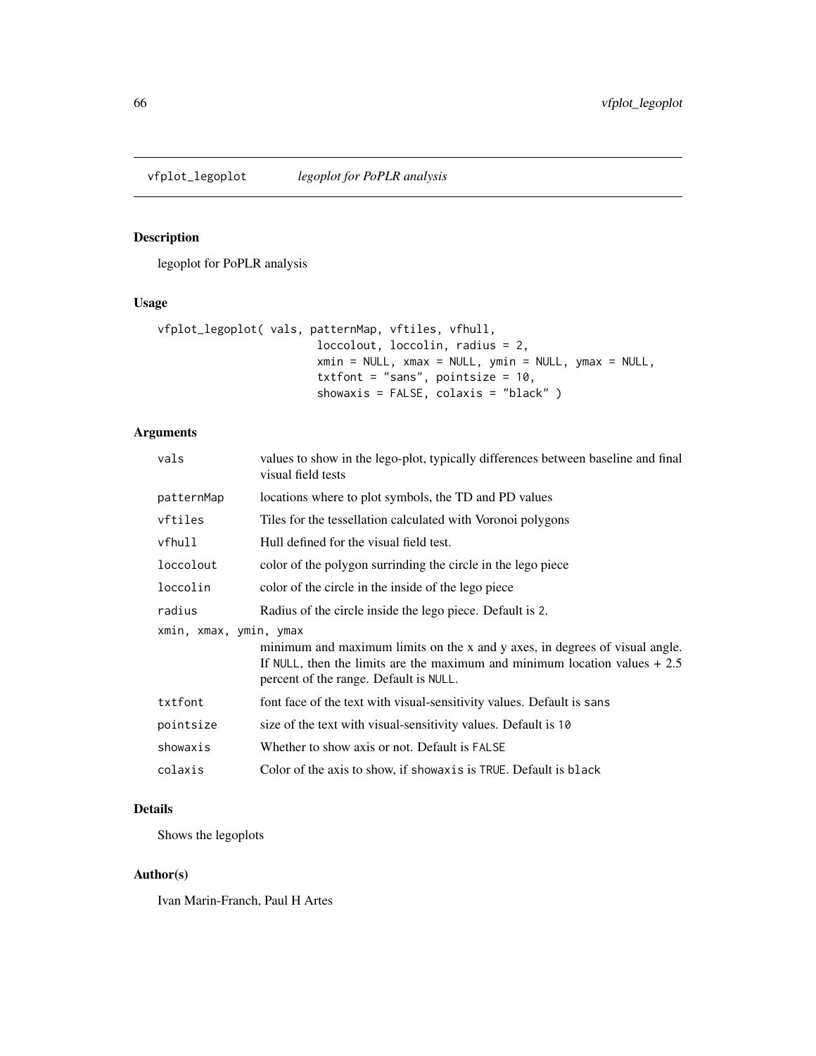# vfplot_legoplot — *legoplot for PoPLR analysis*

## Description

legoplot for PoPLR analysis

## Usage

```
vfplot_legoplot( vals, patternMap, vftiles, vfhull,
                      loccolout, loccolin, radius = 2,
                      xmin = NULL, xmax = NULL, ymin = NULL, ymax = NULL,
                      txtfont = "sans", pointsize = 10,
                      showaxis = FALSE, colaxis = "black" )
```

## Arguments

| | |
|---|---|
| `vals` | values to show in the lego-plot, typically differences between baseline and final visual field tests |
| `patternMap` | locations where to plot symbols, the TD and PD values |
| `vftiles` | Tiles for the tessellation calculated with Voronoi polygons |
| `vfhull` | Hull defined for the visual field test. |
| `loccolout` | color of the polygon surrinding the circle in the lego piece |
| `loccolin` | color of the circle in the inside of the lego piece |
| `radius` | Radius of the circle inside the lego piece. Default is `2`. |
| `xmin, xmax, ymin, ymax` | minimum and maximum limits on the x and y axes, in degrees of visual angle. If `NULL`, then the limits are the maximum and minimum location values + 2.5 percent of the range. Default is `NULL`. |
| `txtfont` | font face of the text with visual-sensitivity values. Default is `sans` |
| `pointsize` | size of the text with visual-sensitivity values. Default is `10` |
| `showaxis` | Whether to show axis or not. Default is `FALSE` |
| `colaxis` | Color of the axis to show, if `showaxis` is `TRUE`. Default is `black` |

## Details

Shows the legoplots

## Author(s)

Ivan Marin-Franch, Paul H Artes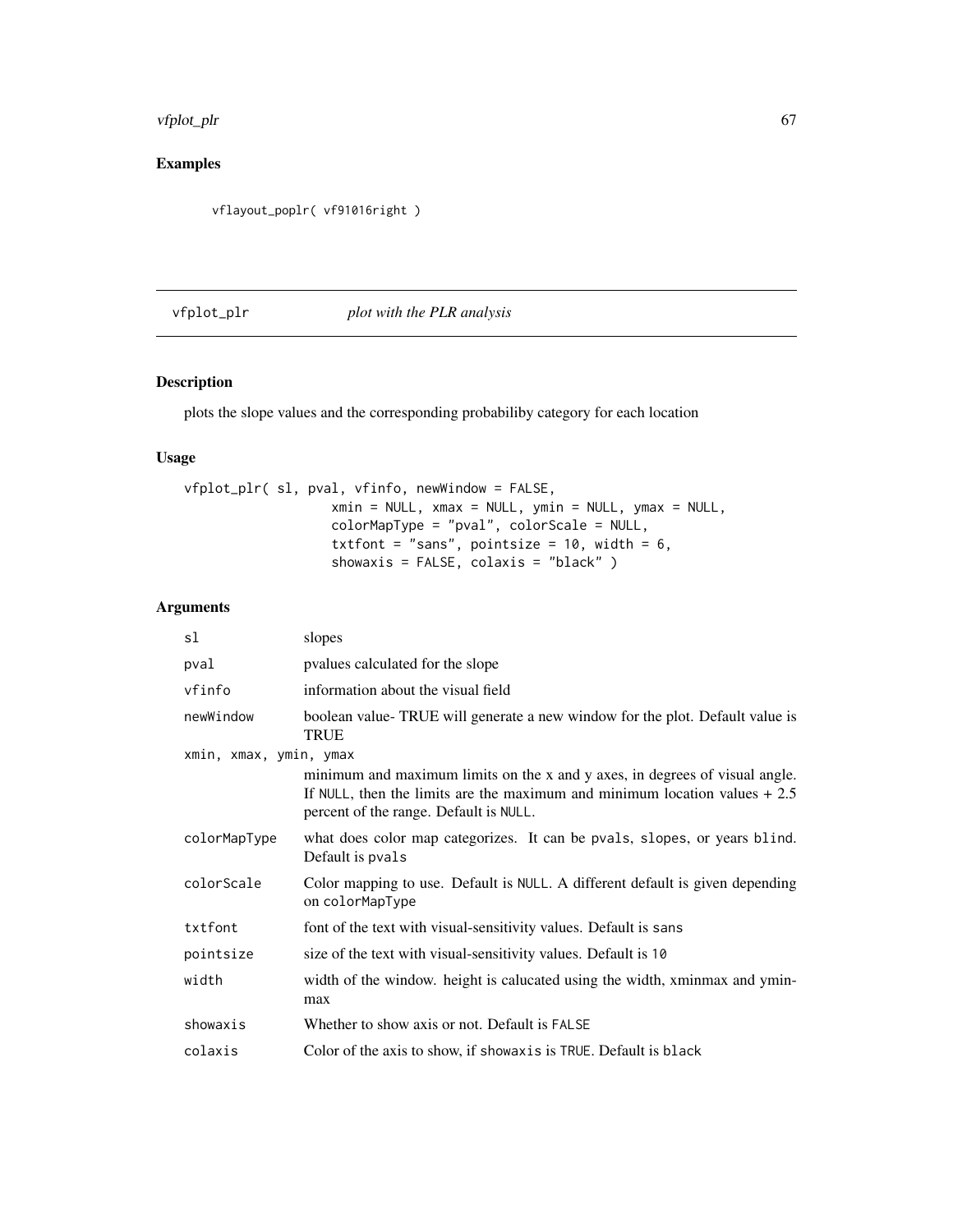## Examples

```
vflayout_poplr( vf91016right )
```

## vfplot_plr — *plot with the PLR analysis*

### Description

plots the slope values and the corresponding probabiliby category for each location

### Usage

```
vfplot_plr( sl, pval, vfinfo, newWindow = FALSE,
                  xmin = NULL, xmax = NULL, ymin = NULL, ymax = NULL,
                  colorMapType = "pval", colorScale = NULL,
                  txtfont = "sans", pointsize = 10, width = 6,
                  showaxis = FALSE, colaxis = "black" )
```

### Arguments

| Argument | Description |
|---|---|
| `sl` | slopes |
| `pval` | pvalues calculated for the slope |
| `vfinfo` | information about the visual field |
| `newWindow` | boolean value- TRUE will generate a new window for the plot. Default value is TRUE |
| `xmin, xmax, ymin, ymax` | minimum and maximum limits on the x and y axes, in degrees of visual angle. If `NULL`, then the limits are the maximum and minimum location values + 2.5 percent of the range. Default is `NULL`. |
| `colorMapType` | what does color map categorizes. It can be `pvals`, `slopes`, or `years blind`. Default is `pvals` |
| `colorScale` | Color mapping to use. Default is `NULL`. A different default is given depending on `colorMapType` |
| `txtfont` | font of the text with visual-sensitivity values. Default is `sans` |
| `pointsize` | size of the text with visual-sensitivity values. Default is `10` |
| `width` | width of the window. height is calucated using the width, xminmax and yminmax |
| `showaxis` | Whether to show axis or not. Default is `FALSE` |
| `colaxis` | Color of the axis to show, if `showaxis` is `TRUE`. Default is `black` |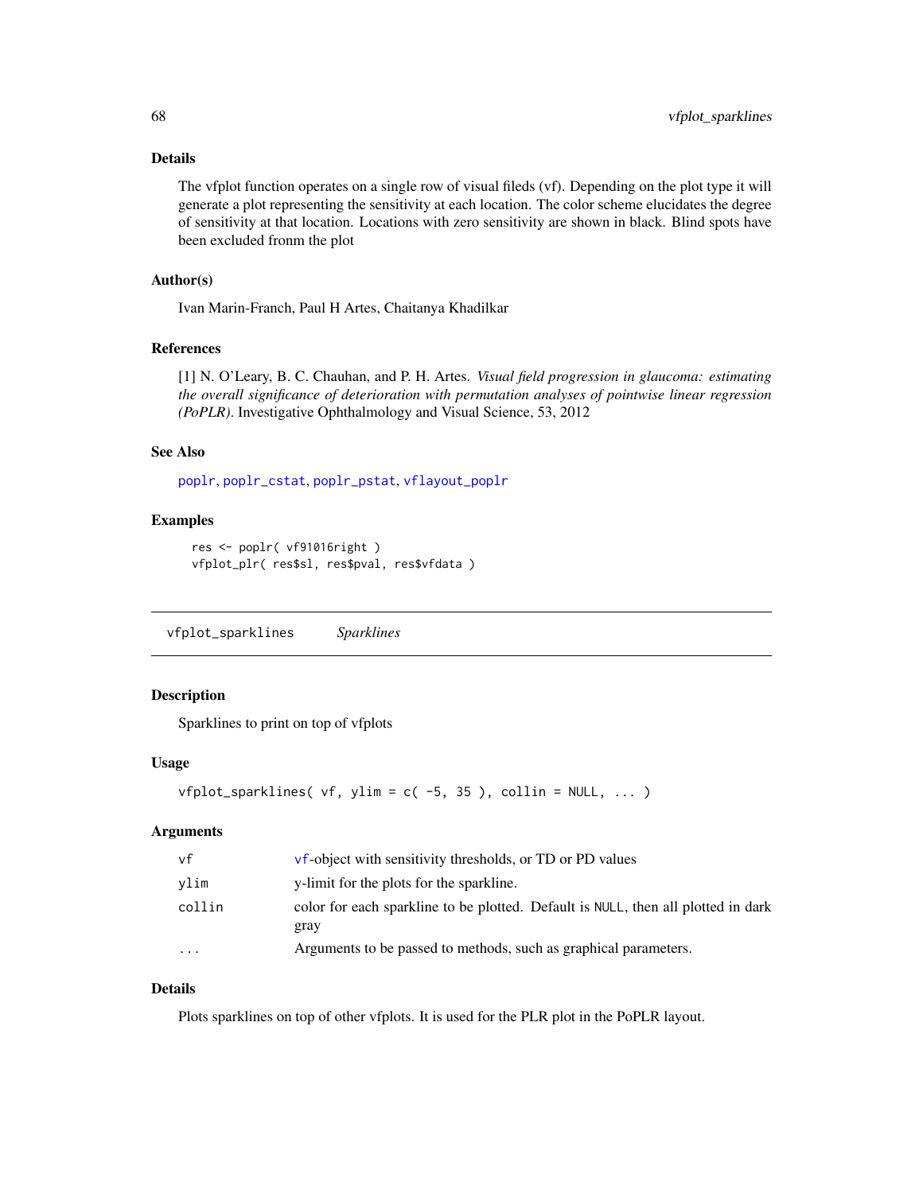### Details

The vfplot function operates on a single row of visual fileds (vf). Depending on the plot type it will generate a plot representing the sensitivity at each location. The color scheme elucidates the degree of sensitivity at that location. Locations with zero sensitivity are shown in black. Blind spots have been excluded fronm the plot

### Author(s)

Ivan Marin-Franch, Paul H Artes, Chaitanya Khadilkar

### References

[1] N. O'Leary, B. C. Chauhan, and P. H. Artes. *Visual field progression in glaucoma: estimating the overall significance of deterioration with permutation analyses of pointwise linear regression (PoPLR)*. Investigative Ophthalmology and Visual Science, 53, 2012

### See Also

poplr, poplr_cstat, poplr_pstat, vflayout_poplr

### Examples

```
res <- poplr( vf91016right )
vfplot_plr( res$sl, res$pval, res$vfdata )
```

---

## vfplot_sparklines    *Sparklines*

---

### Description

Sparklines to print on top of vfplots

### Usage

```
vfplot_sparklines( vf, ylim = c( -5, 35 ), collin = NULL, ... )
```

### Arguments

| | |
|---|---|
| vf | vf-object with sensitivity thresholds, or TD or PD values |
| ylim | y-limit for the plots for the sparkline. |
| collin | color for each sparkline to be plotted. Default is NULL, then all plotted in dark gray |
| ... | Arguments to be passed to methods, such as graphical parameters. |

### Details

Plots sparklines on top of other vfplots. It is used for the PLR plot in the PoPLR layout.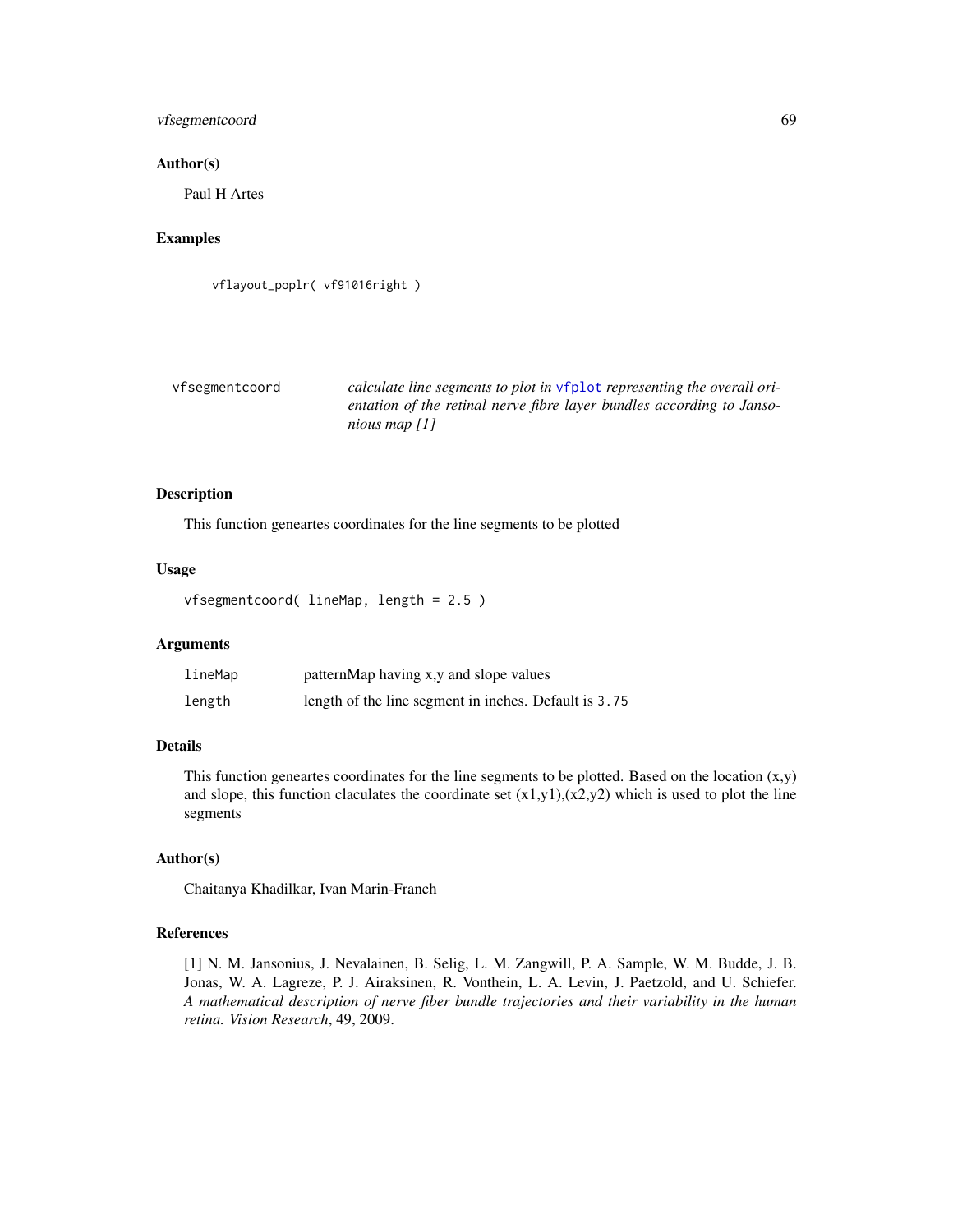## Author(s)

Paul H Artes

## Examples

```
vflayout_poplr( vf91016right )
```

---

| vfsegmentcoord | *calculate line segments to plot in* `vfplot` *representing the overall orientation of the retinal nerve fibre layer bundles according to Jansonious map [1]* |
|---|---|

## Description

This function geneartes coordinates for the line segments to be plotted

## Usage

```
vfsegmentcoord( lineMap, length = 2.5 )
```

## Arguments

| | |
|---|---|
| lineMap | patternMap having x,y and slope values |
| length | length of the line segment in inches. Default is `3.75` |

## Details

This function geneartes coordinates for the line segments to be plotted. Based on the location (x,y) and slope, this function claculates the coordinate set (x1,y1),(x2,y2) which is used to plot the line segments

## Author(s)

Chaitanya Khadilkar, Ivan Marin-Franch

## References

[1] N. M. Jansonius, J. Nevalainen, B. Selig, L. M. Zangwill, P. A. Sample, W. M. Budde, J. B. Jonas, W. A. Lagreze, P. J. Airaksinen, R. Vonthein, L. A. Levin, J. Paetzold, and U. Schiefer. *A mathematical description of nerve fiber bundle trajectories and their variability in the human retina. Vision Research*, 49, 2009.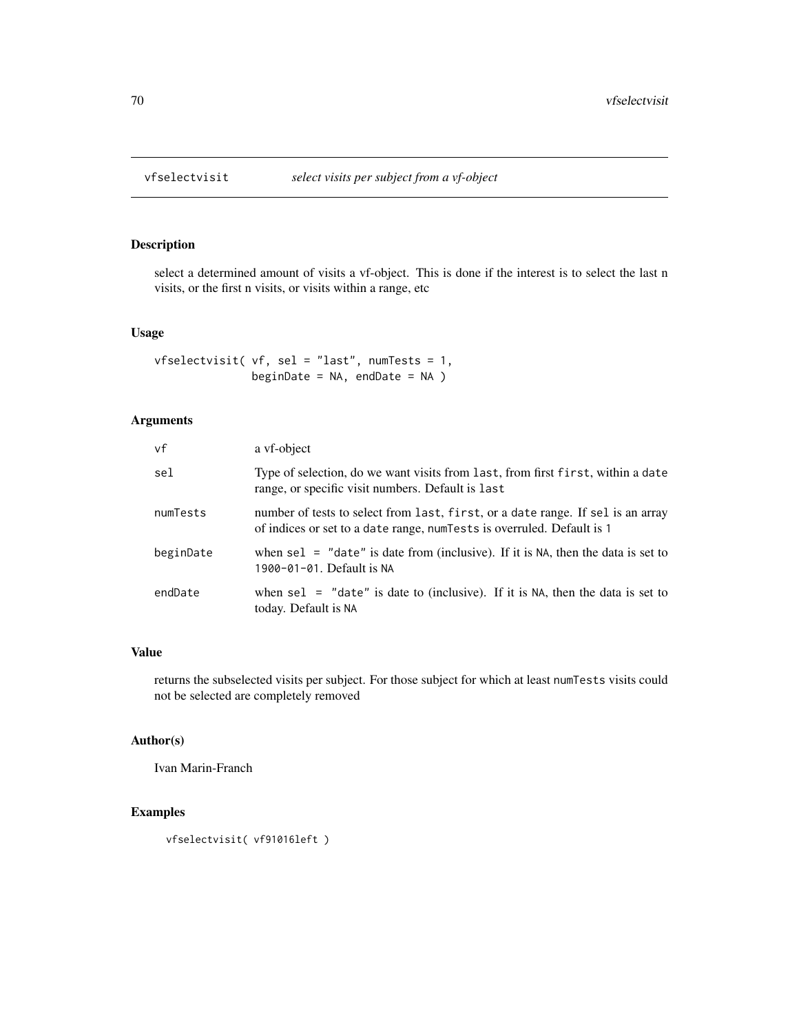## vfselectvisit — *select visits per subject from a vf-object*

### Description

select a determined amount of visits a vf-object. This is done if the interest is to select the last n visits, or the first n visits, or visits within a range, etc

### Usage

```
vfselectvisit( vf, sel = "last", numTests = 1,
               beginDate = NA, endDate = NA )
```

### Arguments

| | |
|---|---|
| `vf` | a vf-object |
| `sel` | Type of selection, do we want visits from `last`, from first `first`, within a `date` range, or specific visit numbers. Default is `last` |
| `numTests` | number of tests to select from `last`, `first`, or a `date` range. If `sel` is an array of indices or set to a `date` range, `numTests` is overruled. Default is `1` |
| `beginDate` | when `sel = "date"` is date from (inclusive). If it is `NA`, then the data is set to `1900-01-01`. Default is `NA` |
| `endDate` | when `sel = "date"` is date to (inclusive). If it is `NA`, then the data is set to today. Default is `NA` |

### Value

returns the subselected visits per subject. For those subject for which at least `numTests` visits could not be selected are completely removed

### Author(s)

Ivan Marin-Franch

### Examples

```
vfselectvisit( vf91016left )
```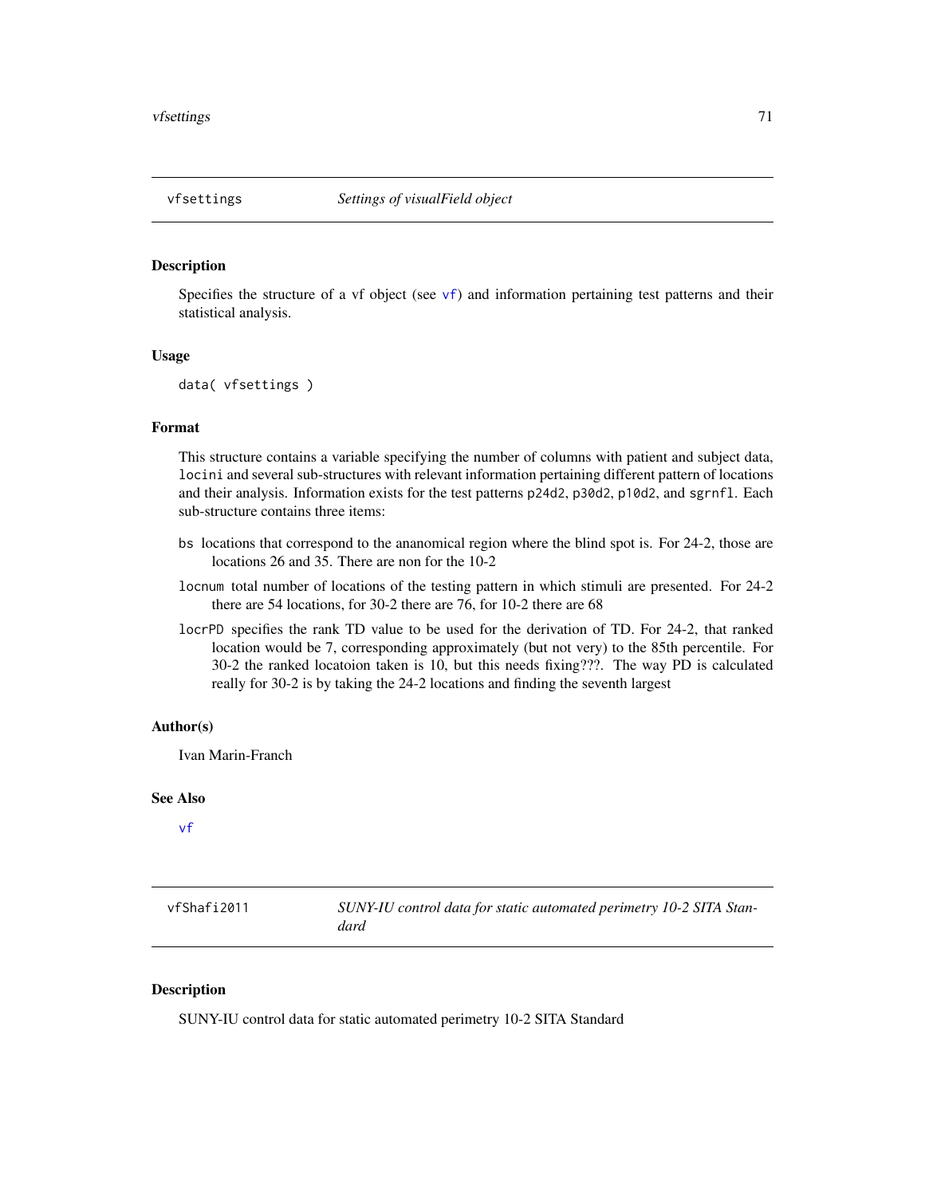## vfsettings — *Settings of visualField object*

### Description

Specifies the structure of a vf object (see vf) and information pertaining test patterns and their statistical analysis.

### Usage

```
data( vfsettings )
```

### Format

This structure contains a variable specifying the number of columns with patient and subject data, `locini` and several sub-structures with relevant information pertaining different pattern of locations and their analysis. Information exists for the test patterns `p24d2`, `p30d2`, `p10d2`, and `sgrnfl`. Each sub-structure contains three items:

- `bs` locations that correspond to the ananomical region where the blind spot is. For 24-2, those are locations 26 and 35. There are non for the 10-2
- `locnum` total number of locations of the testing pattern in which stimuli are presented. For 24-2 there are 54 locations, for 30-2 there are 76, for 10-2 there are 68
- `locrPD` specifies the rank TD value to be used for the derivation of TD. For 24-2, that ranked location would be 7, corresponding approximately (but not very) to the 85th percentile. For 30-2 the ranked locatoion taken is 10, but this needs fixing???. The way PD is calculated really for 30-2 is by taking the 24-2 locations and finding the seventh largest

### Author(s)

Ivan Marin-Franch

### See Also

vf

---

## vfShafi2011 — *SUNY-IU control data for static automated perimetry 10-2 SITA Standard*

### Description

SUNY-IU control data for static automated perimetry 10-2 SITA Standard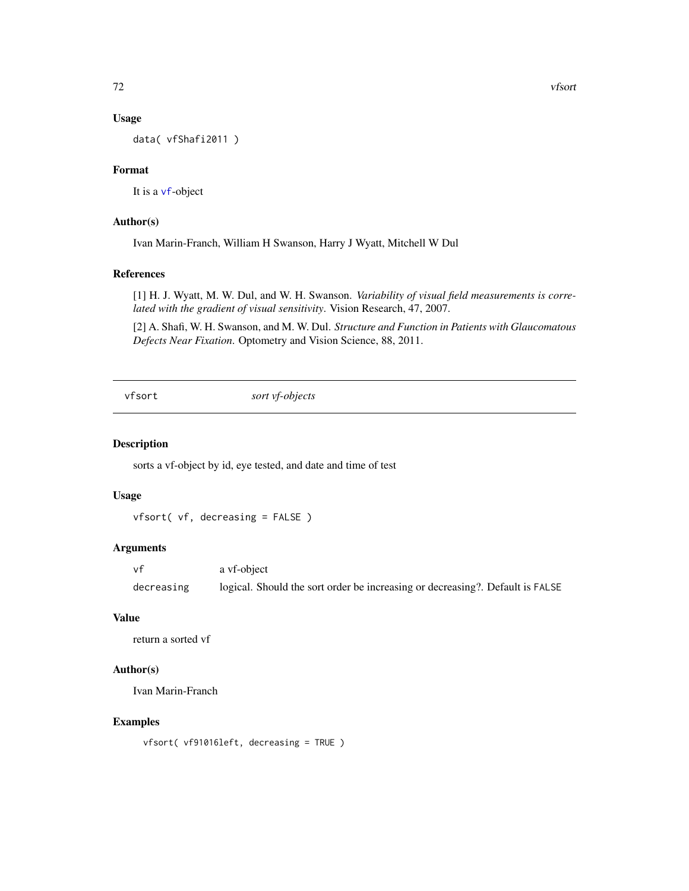### Usage

```
data( vfShafi2011 )
```

### Format

It is a vf-object

### Author(s)

Ivan Marin-Franch, William H Swanson, Harry J Wyatt, Mitchell W Dul

### References

[1] H. J. Wyatt, M. W. Dul, and W. H. Swanson. *Variability of visual field measurements is correlated with the gradient of visual sensitivity*. Vision Research, 47, 2007.

[2] A. Shafi, W. H. Swanson, and M. W. Dul. *Structure and Function in Patients with Glaucomatous Defects Near Fixation*. Optometry and Vision Science, 88, 2011.

---

## vfsort &nbsp;&nbsp;&nbsp;&nbsp; *sort vf-objects*

---

### Description

sorts a vf-object by id, eye tested, and date and time of test

### Usage

```
vfsort( vf, decreasing = FALSE )
```

### Arguments

| | |
|---|---|
| vf | a vf-object |
| decreasing | logical. Should the sort order be increasing or decreasing?. Default is FALSE |

### Value

return a sorted vf

### Author(s)

Ivan Marin-Franch

### Examples

```
vfsort( vf91016left, decreasing = TRUE )
```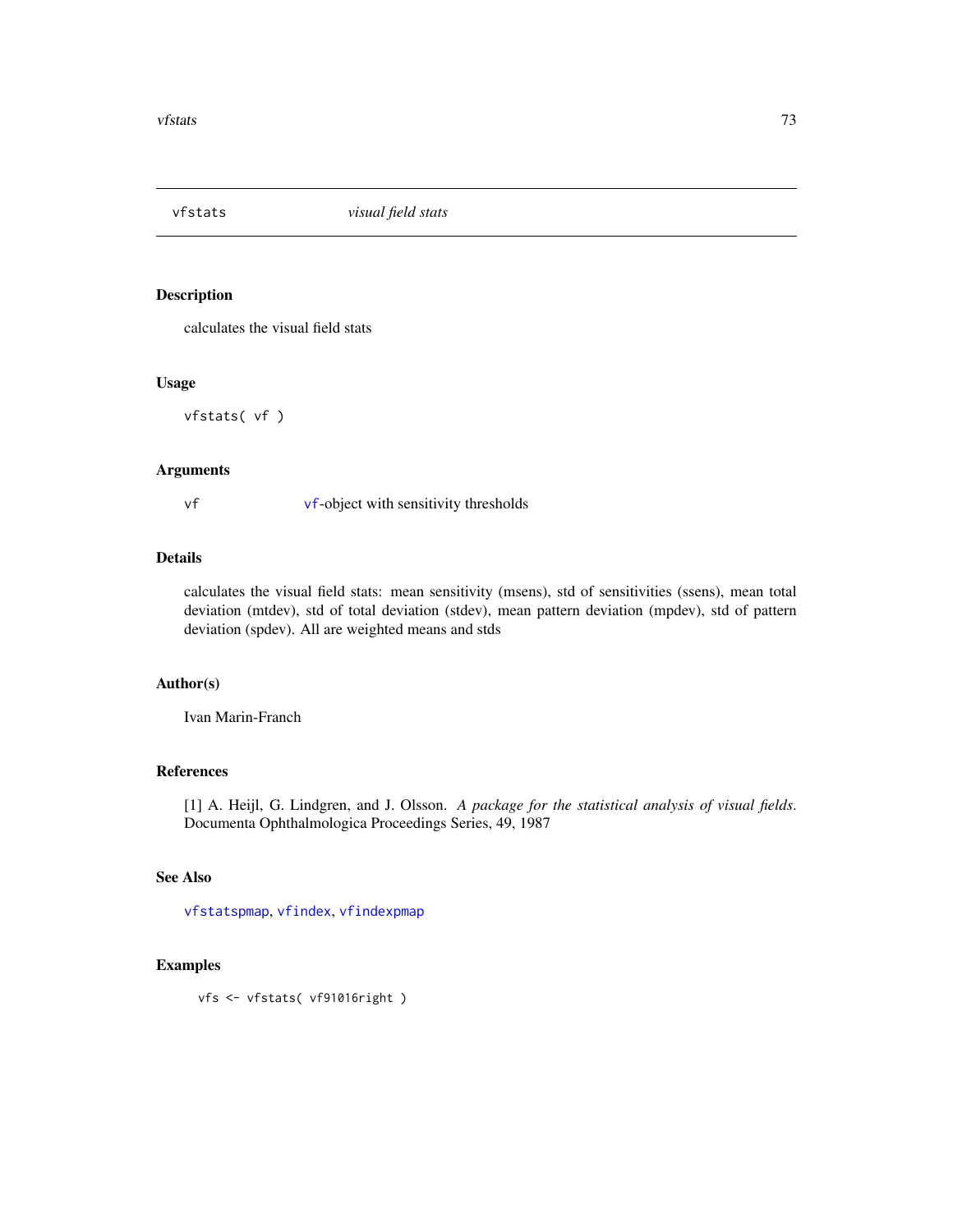## vfstats *visual field stats*

### Description

calculates the visual field stats

### Usage

```
vfstats( vf )
```

### Arguments

vf    vf-object with sensitivity thresholds

### Details

calculates the visual field stats: mean sensitivity (msens), std of sensitivities (ssens), mean total deviation (mtdev), std of total deviation (stdev), mean pattern deviation (mpdev), std of pattern deviation (spdev). All are weighted means and stds

### Author(s)

Ivan Marin-Franch

### References

[1] A. Heijl, G. Lindgren, and J. Olsson. *A package for the statistical analysis of visual fields*. Documenta Ophthalmologica Proceedings Series, 49, 1987

### See Also

vfstatspmap, vfindex, vfindexpmap

### Examples

```
vfs <- vfstats( vf91016right )
```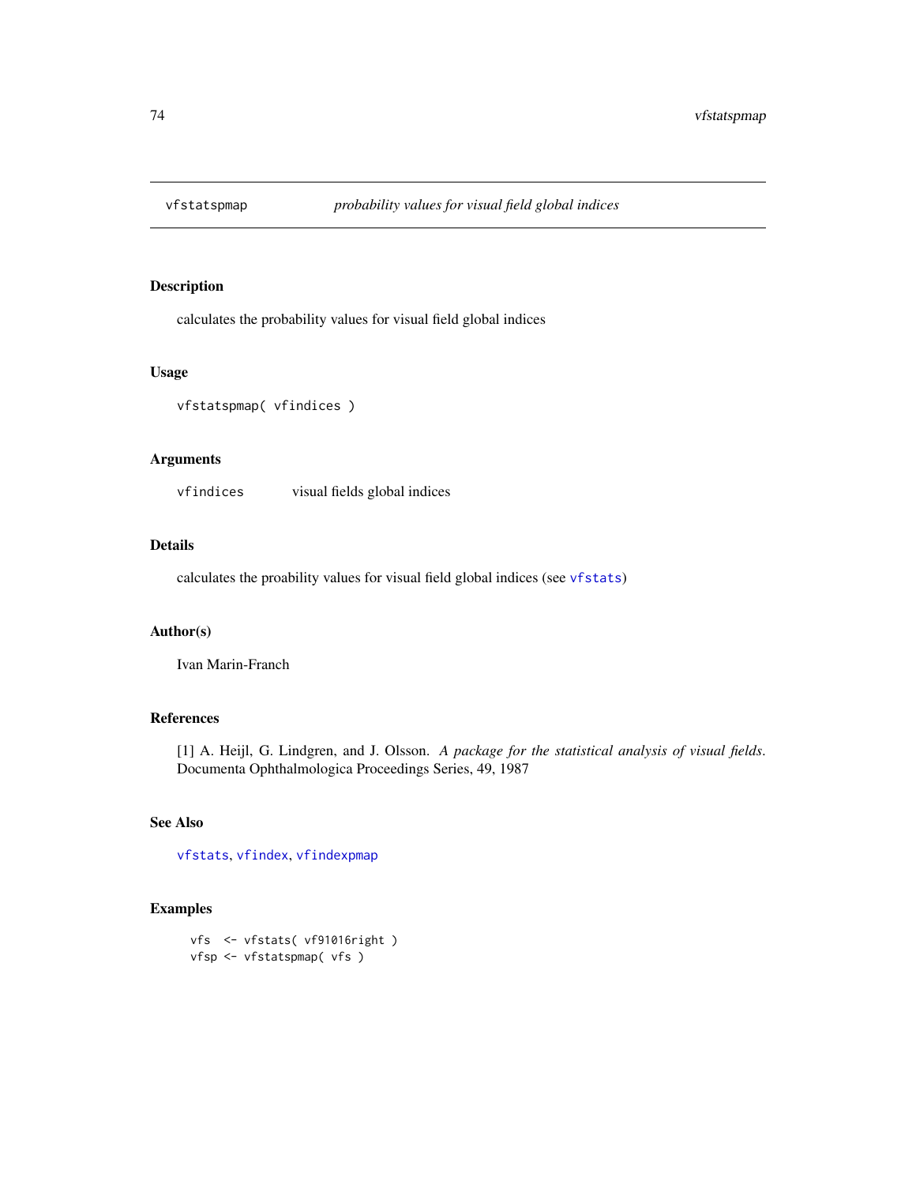# vfstatspmap — *probability values for visual field global indices*

## Description

calculates the probability values for visual field global indices

## Usage

```
vfstatspmap( vfindices )
```

## Arguments

| | |
|---|---|
| vfindices | visual fields global indices |

## Details

calculates the proability values for visual field global indices (see vfstats)

## Author(s)

Ivan Marin-Franch

## References

[1] A. Heijl, G. Lindgren, and J. Olsson. *A package for the statistical analysis of visual fields*. Documenta Ophthalmologica Proceedings Series, 49, 1987

## See Also

vfstats, vfindex, vfindexpmap

## Examples

```
vfs  <- vfstats( vf91016right )
vfsp <- vfstatspmap( vfs )
```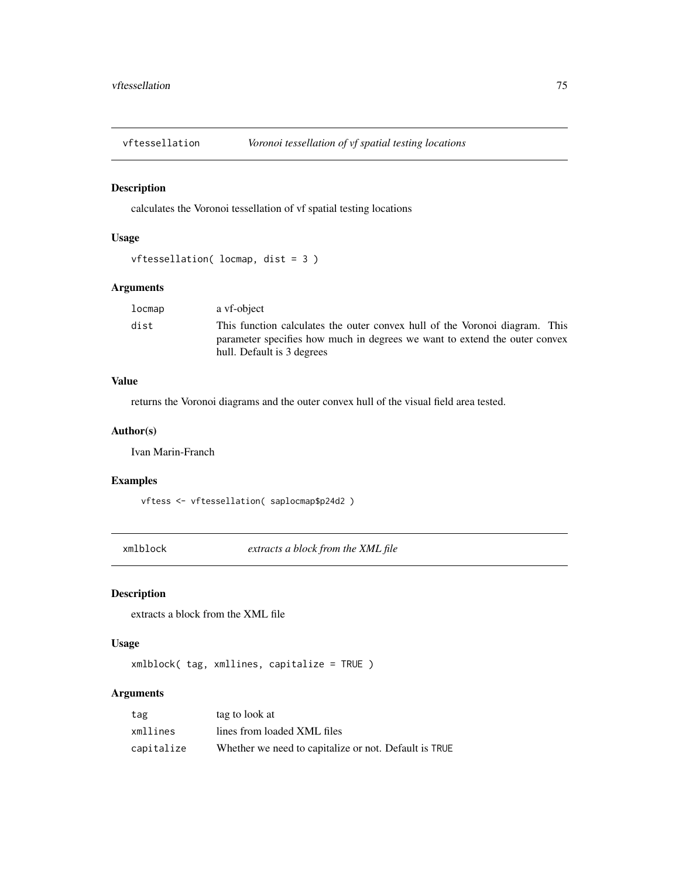## vftessellation — *Voronoi tessellation of vf spatial testing locations*

### Description

calculates the Voronoi tessellation of vf spatial testing locations

### Usage

```
vftessellation( locmap, dist = 3 )
```

### Arguments

| | |
|---|---|
| `locmap` | a vf-object |
| `dist` | This function calculates the outer convex hull of the Voronoi diagram. This parameter specifies how much in degrees we want to extend the outer convex hull. Default is 3 degrees |

### Value

returns the Voronoi diagrams and the outer convex hull of the visual field area tested.

### Author(s)

Ivan Marin-Franch

### Examples

```
vftess <- vftessellation( saplocmap$p24d2 )
```

## xmlblock — *extracts a block from the XML file*

### Description

extracts a block from the XML file

### Usage

```
xmlblock( tag, xmllines, capitalize = TRUE )
```

### Arguments

| | |
|---|---|
| `tag` | tag to look at |
| `xmllines` | lines from loaded XML files |
| `capitalize` | Whether we need to capitalize or not. Default is `TRUE` |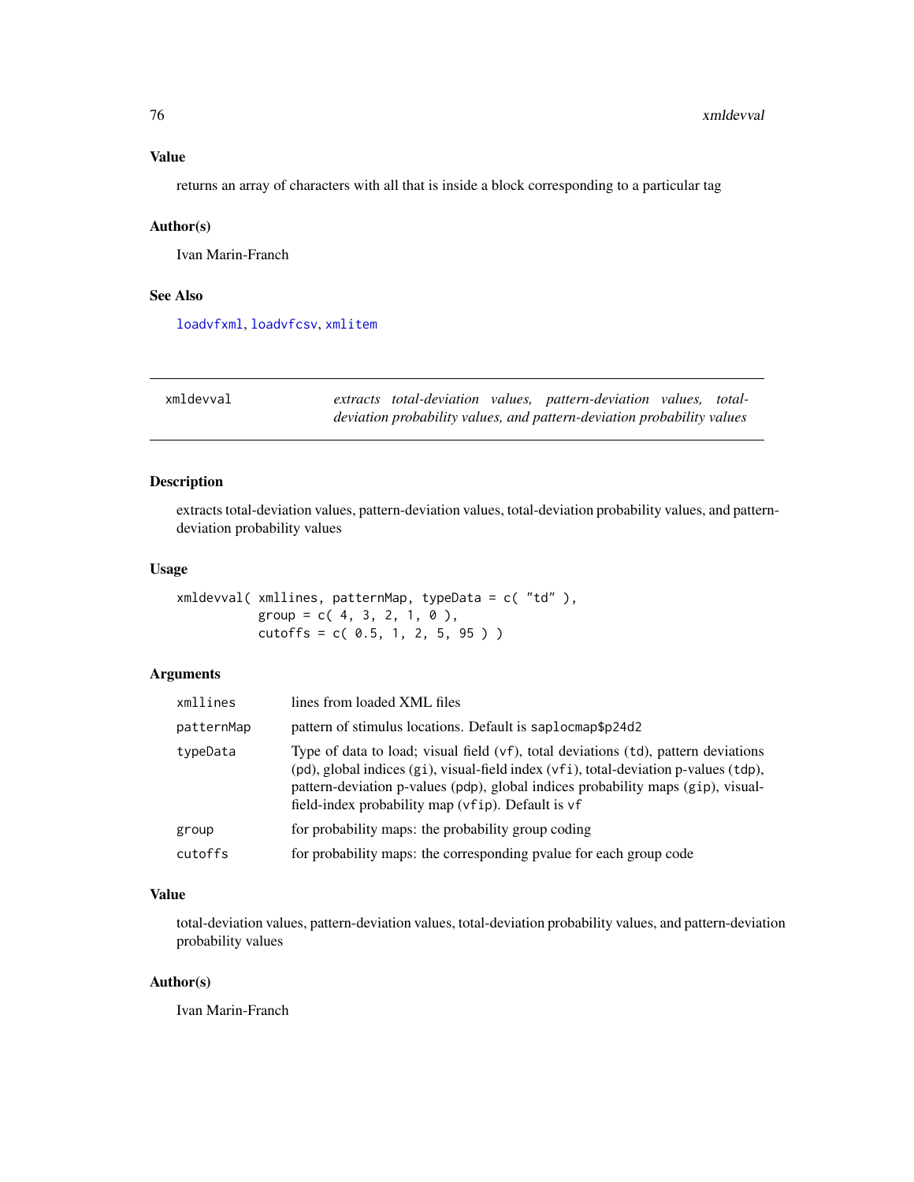## Value

returns an array of characters with all that is inside a block corresponding to a particular tag

## Author(s)

Ivan Marin-Franch

## See Also

loadvfxml, loadvfcsv, xmlitem

---

# xmldevval — *extracts total-deviation values, pattern-deviation values, total-deviation probability values, and pattern-deviation probability values*

---

## Description

extracts total-deviation values, pattern-deviation values, total-deviation probability values, and pattern-deviation probability values

## Usage

```
xmldevval( xmllines, patternMap, typeData = c( "td" ),
           group = c( 4, 3, 2, 1, 0 ),
           cutoffs = c( 0.5, 1, 2, 5, 95 ) )
```

## Arguments

| | |
|---|---|
| xmllines | lines from loaded XML files |
| patternMap | pattern of stimulus locations. Default is saplocmap$p24d2 |
| typeData | Type of data to load; visual field (vf), total deviations (td), pattern deviations (pd), global indices (gi), visual-field index (vfi), total-deviation p-values (tdp), pattern-deviation p-values (pdp), global indices probability maps (gip), visual-field-index probability map (vfip). Default is vf |
| group | for probability maps: the probability group coding |
| cutoffs | for probability maps: the corresponding pvalue for each group code |

## Value

total-deviation values, pattern-deviation values, total-deviation probability values, and pattern-deviation probability values

## Author(s)

Ivan Marin-Franch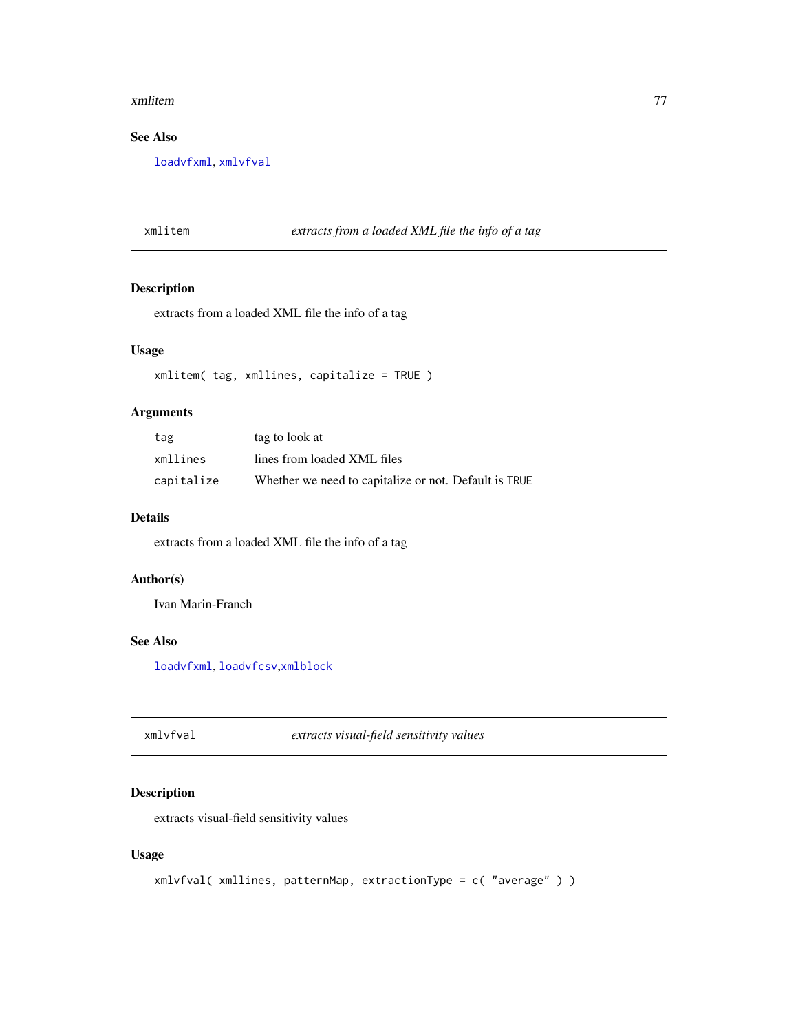### See Also

loadvfxml, xmlvfval

---

## xmlitem — *extracts from a loaded XML file the info of a tag*

### Description

extracts from a loaded XML file the info of a tag

### Usage

```
xmlitem( tag, xmllines, capitalize = TRUE )
```

### Arguments

| | |
|---|---|
| tag | tag to look at |
| xmllines | lines from loaded XML files |
| capitalize | Whether we need to capitalize or not. Default is TRUE |

### Details

extracts from a loaded XML file the info of a tag

### Author(s)

Ivan Marin-Franch

### See Also

loadvfxml, loadvfcsv,xmlblock

---

## xmlvfval — *extracts visual-field sensitivity values*

### Description

extracts visual-field sensitivity values

### Usage

```
xmlvfval( xmllines, patternMap, extractionType = c( "average" ) )
```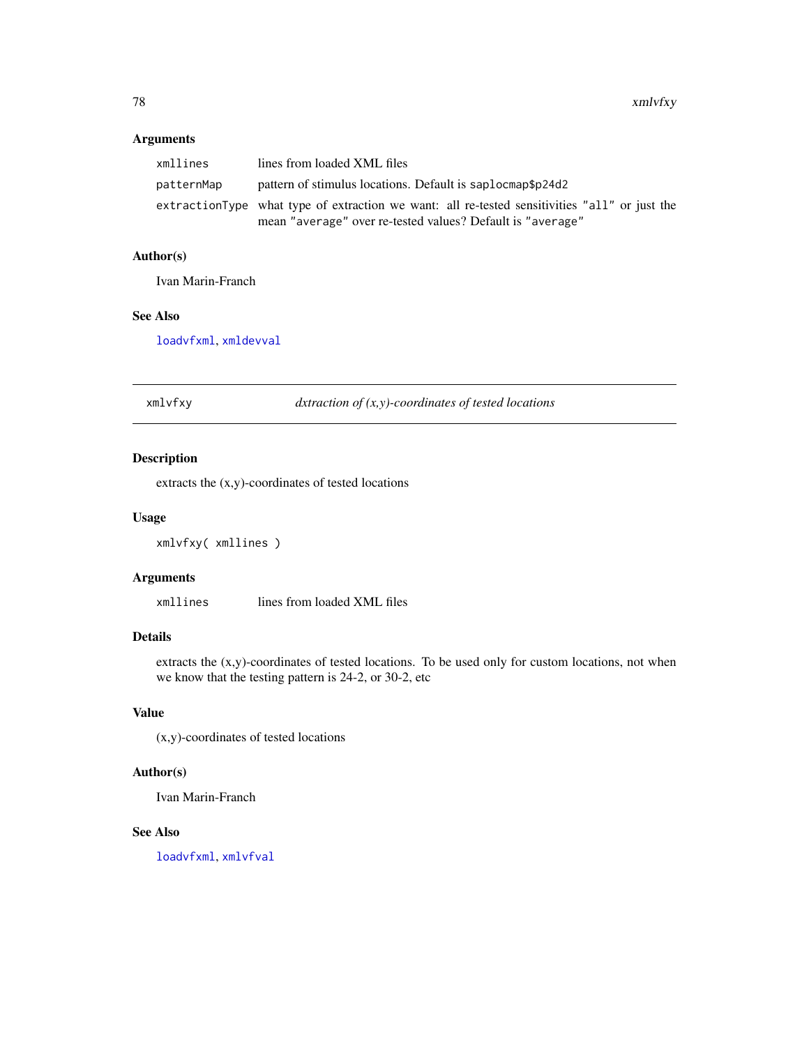### Arguments

| | |
|---|---|
| `xmllines` | lines from loaded XML files |
| `patternMap` | pattern of stimulus locations. Default is `saplocmap$p24d2` |
| `extractionType` | what type of extraction we want: all re-tested sensitivities `"all"` or just the mean `"average"` over re-tested values? Default is `"average"` |

### Author(s)

Ivan Marin-Franch

### See Also

`loadvfxml`, `xmldevval`

---

## xmlvfxy — *dxtraction of (x,y)-coordinates of tested locations*

### Description

extracts the (x,y)-coordinates of tested locations

### Usage

```
xmlvfxy( xmllines )
```

### Arguments

| | |
|---|---|
| `xmllines` | lines from loaded XML files |

### Details

extracts the (x,y)-coordinates of tested locations. To be used only for custom locations, not when we know that the testing pattern is 24-2, or 30-2, etc

### Value

(x,y)-coordinates of tested locations

### Author(s)

Ivan Marin-Franch

### See Also

`loadvfxml`, `xmlvfval`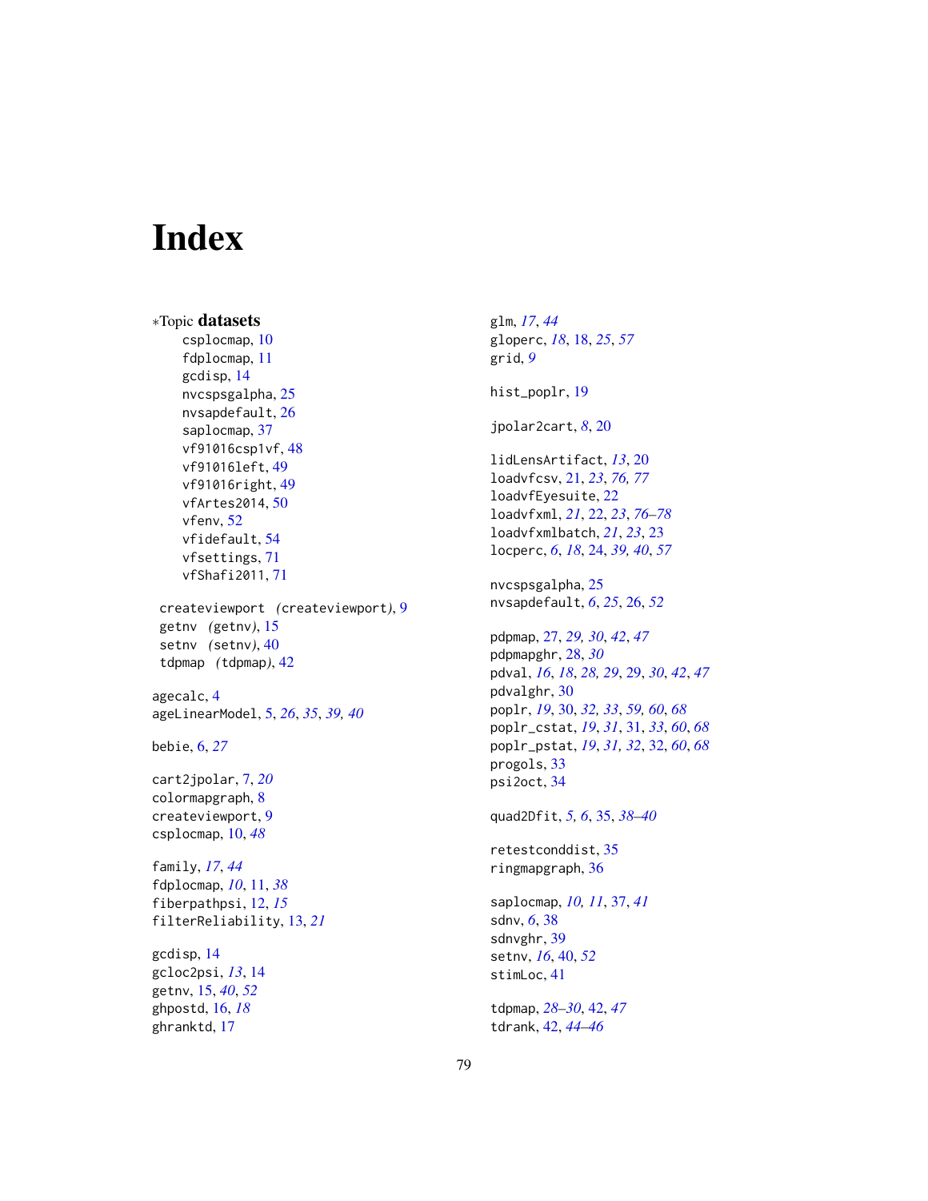# Index

*Topic **datasets**

csplocmap, 10
fdplocmap, 11
gcdisp, 14
nvcspsgalpha, 25
nvsapdefault, 26
saplocmap, 37
vf91016csp1vf, 48
vf91016left, 49
vf91016right, 49
vfArtes2014, 50
vfenv, 52
vfidefault, 54
vfsettings, 71
vfShafi2011, 71

createviewport *(createviewport)*, 9
getnv *(getnv)*, 15
setnv *(setnv)*, 40
tdpmap *(tdpmap)*, 42

agecalc, 4
ageLinearModel, 5, *26*, *35*, *39, 40*

bebie, 6, *27*

cart2jpolar, 7, *20*
colormapgraph, 8
createviewport, 9
csplocmap, 10, *48*

family, *17*, *44*
fdplocmap, *10*, 11, *38*
fiberpathpsi, 12, *15*
filterReliability, 13, *21*

gcdisp, 14
gcloc2psi, *13*, 14
getnv, 15, *40*, *52*
ghpostd, 16, *18*
ghranktd, 17

glm, *17*, *44*
gloperc, *18*, 18, *25*, *57*
grid, *9*

hist_poplr, 19

jpolar2cart, *8*, 20

lidLensArtifact, *13*, 20
loadvfcsv, 21, *23*, *76, 77*
loadvfEyesuite, 22
loadvfxml, *21*, 22, *23*, *76–78*
loadvfxmlbatch, *21*, *23*, 23
locperc, *6*, *18*, 24, *39, 40*, *57*

nvcspsgalpha, 25
nvsapdefault, *6*, *25*, 26, *52*

pdpmap, 27, *29, 30*, *42*, *47*
pdpmapghr, 28, *30*
pdval, *16*, *18*, *28, 29*, 29, *30*, *42*, *47*
pdvalghr, 30
poplr, *19*, 30, *32, 33*, *59, 60*, *68*
poplr_cstat, *19*, *31*, 31, *33*, *60*, *68*
poplr_pstat, *19*, *31, 32*, 32, *60*, *68*
progols, 33
psi2oct, 34

quad2Dfit, *5, 6*, 35, *38–40*

retestconddist, 35
ringmapgraph, 36

saplocmap, *10, 11*, 37, *41*
sdnv, *6*, 38
sdnvghr, 39
setnv, *16*, 40, *52*
stimLoc, 41

tdpmap, *28–30*, 42, *47*
tdrank, 42, *44–46*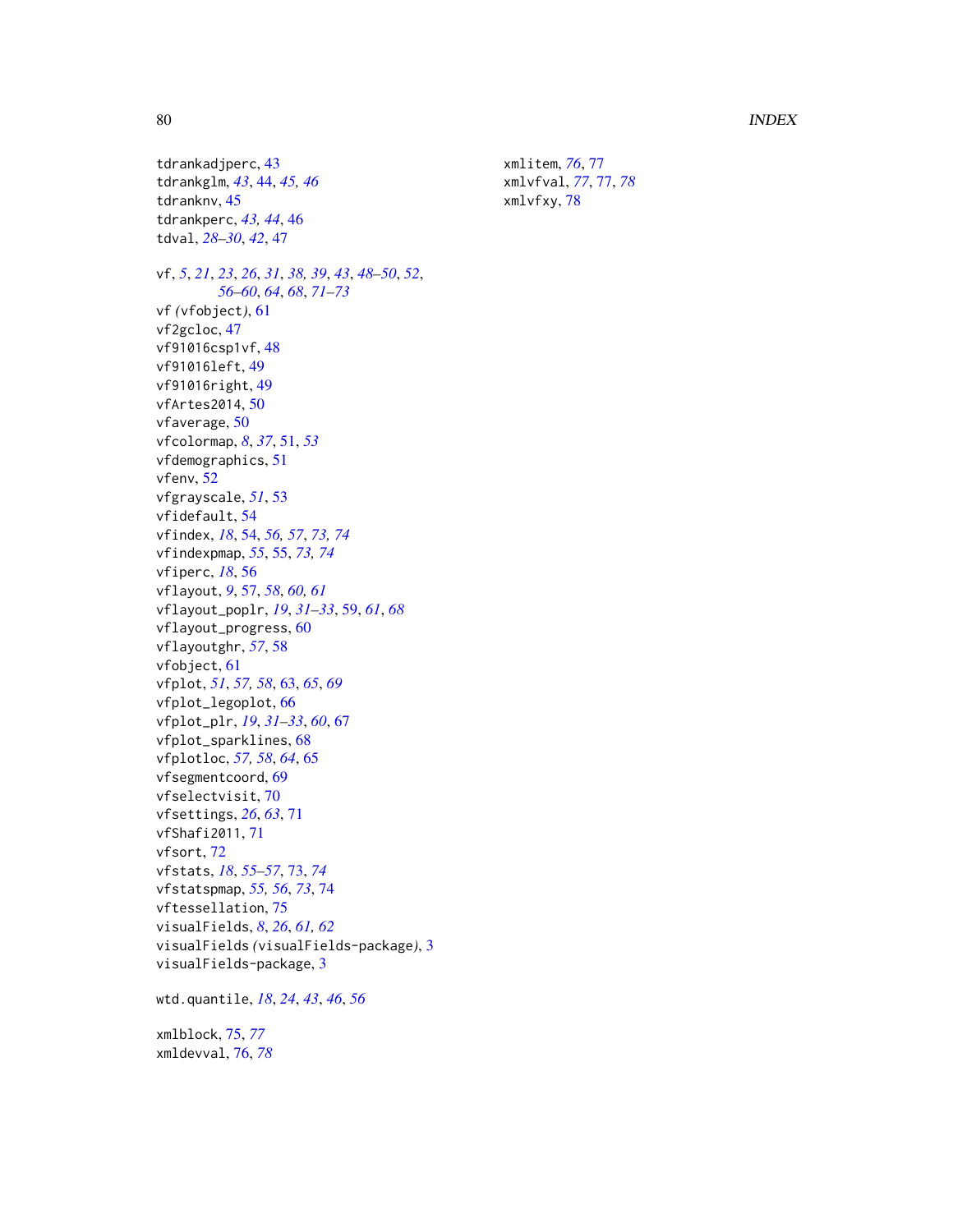tdrankadjperc, 43
tdrankglm, *43*, 44, *45, 46*
tdranknv, 45
tdrankperc, *43, 44*, 46
tdval, *28–30*, *42*, 47

vf, *5*, *21*, *23*, *26*, *31*, *38, 39*, *43*, *48–50*, *52*, *56–60*, *64*, *68*, *71–73*
vf *(*vfobject*)*, 61
vf2gcloc, 47
vf91016csp1vf, 48
vf91016left, 49
vf91016right, 49
vfArtes2014, 50
vfaverage, 50
vfcolormap, *8*, *37*, 51, *53*
vfdemographics, 51
vfenv, 52
vfgrayscale, *51*, 53
vfidefault, 54
vfindex, *18*, 54, *56, 57*, *73, 74*
vfindexpmap, *55*, 55, *73, 74*
vfiperc, *18*, 56
vflayout, *9*, 57, *58*, *60, 61*
vflayout_poplr, *19*, *31–33*, 59, *61*, *68*
vflayout_progress, 60
vflayoutghr, *57*, 58
vfobject, 61
vfplot, *51*, *57, 58*, 63, *65*, *69*
vfplot_legoplot, 66
vfplot_plr, *19*, *31–33*, *60*, 67
vfplot_sparklines, 68
vfplotloc, *57, 58*, *64*, 65
vfsegmentcoord, 69
vfselectvisit, 70
vfsettings, *26*, *63*, 71
vfShafi2011, 71
vfsort, 72
vfstats, *18*, *55–57*, 73, *74*
vfstatspmap, *55, 56*, *73*, 74
vftessellation, 75
visualFields, *8*, *26*, *61, 62*
visualFields *(*visualFields-package*)*, 3
visualFields-package, 3

wtd.quantile, *18*, *24*, *43*, *46*, *56*

xmlblock, 75, *77*
xmldevval, 76, *78*
xmlitem, *76*, 77
xmlvfval, *77*, 77, *78*
xmlvfxy, 78